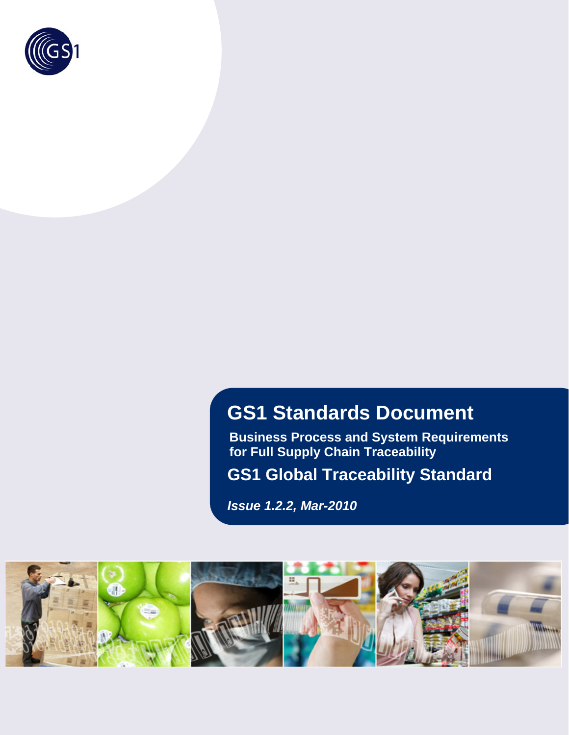# GS1 Standards Document

**Business Process and System Requirements for Full Supply Chain Traceability**

## GS1 Global Traceability Standard

***Issue 1.2.2, Mar-2010***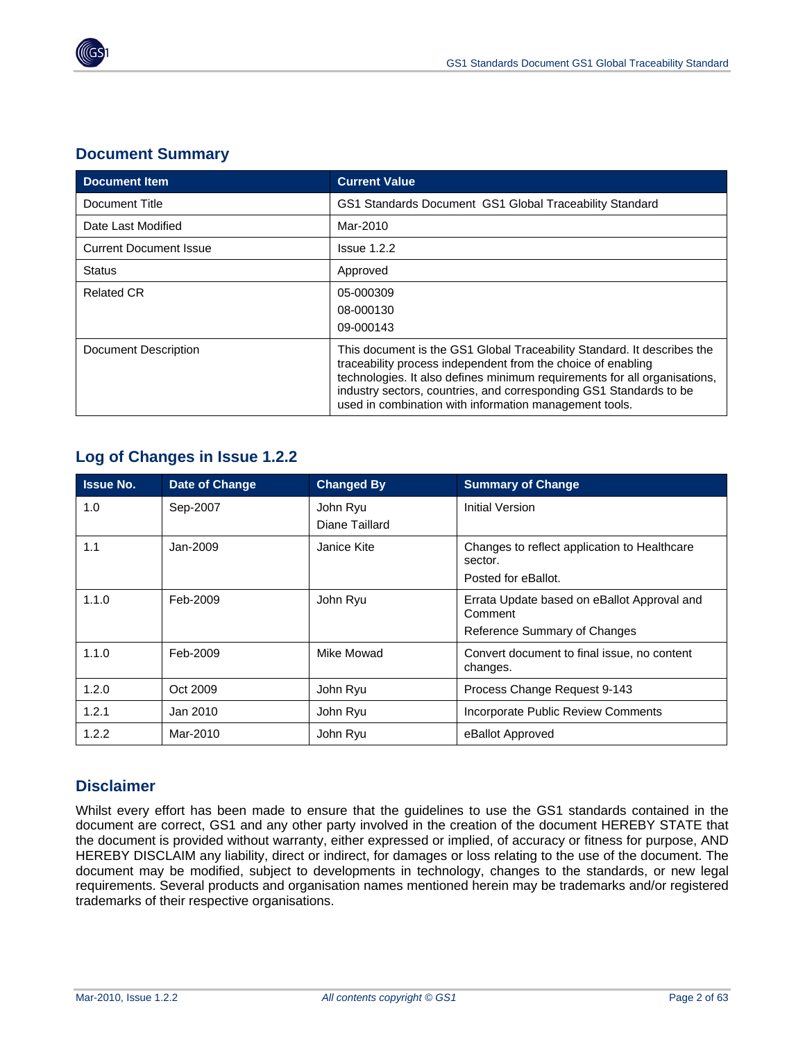## Document Summary

| Document Item | Current Value |
|---|---|
| Document Title | GS1 Standards Document GS1 Global Traceability Standard |
| Date Last Modified | Mar-2010 |
| Current Document Issue | Issue 1.2.2 |
| Status | Approved |
| Related CR | 05-000309<br>08-000130<br>09-000143 |
| Document Description | This document is the GS1 Global Traceability Standard. It describes the traceability process independent from the choice of enabling technologies. It also defines minimum requirements for all organisations, industry sectors, countries, and corresponding GS1 Standards to be used in combination with information management tools. |

## Log of Changes in Issue 1.2.2

| Issue No. | Date of Change | Changed By | Summary of Change |
|---|---|---|---|
| 1.0 | Sep-2007 | John Ryu<br>Diane Taillard | Initial Version |
| 1.1 | Jan-2009 | Janice Kite | Changes to reflect application to Healthcare sector.<br>Posted for eBallot. |
| 1.1.0 | Feb-2009 | John Ryu | Errata Update based on eBallot Approval and Comment<br>Reference Summary of Changes |
| 1.1.0 | Feb-2009 | Mike Mowad | Convert document to final issue, no content changes. |
| 1.2.0 | Oct 2009 | John Ryu | Process Change Request 9-143 |
| 1.2.1 | Jan 2010 | John Ryu | Incorporate Public Review Comments |
| 1.2.2 | Mar-2010 | John Ryu | eBallot Approved |

## Disclaimer

Whilst every effort has been made to ensure that the guidelines to use the GS1 standards contained in the document are correct, GS1 and any other party involved in the creation of the document HEREBY STATE that the document is provided without warranty, either expressed or implied, of accuracy or fitness for purpose, AND HEREBY DISCLAIM any liability, direct or indirect, for damages or loss relating to the use of the document. The document may be modified, subject to developments in technology, changes to the standards, or new legal requirements. Several products and organisation names mentioned herein may be trademarks and/or registered trademarks of their respective organisations.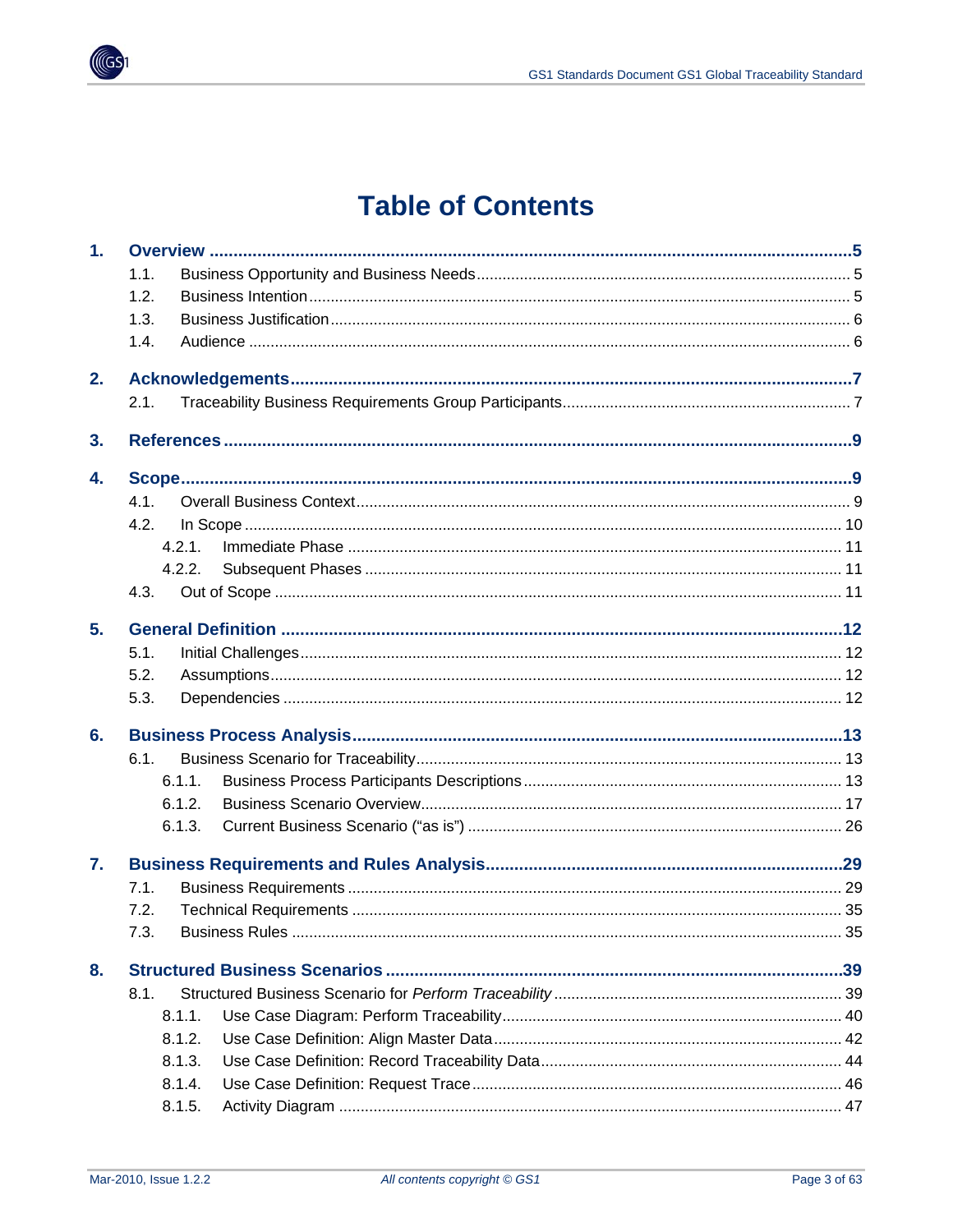# Table of Contents

**1. Overview** .......... **5**

- 1.1. Business Opportunity and Business Needs .......... 5
- 1.2. Business Intention .......... 5
- 1.3. Business Justification .......... 6
- 1.4. Audience .......... 6

**2. Acknowledgements** .......... **7**

- 2.1. Traceability Business Requirements Group Participants .......... 7

**3. References** .......... **9**

**4. Scope** .......... **9**

- 4.1. Overall Business Context .......... 9
- 4.2. In Scope .......... 10
  - 4.2.1. Immediate Phase .......... 11
  - 4.2.2. Subsequent Phases .......... 11
- 4.3. Out of Scope .......... 11

**5. General Definition** .......... **12**

- 5.1. Initial Challenges .......... 12
- 5.2. Assumptions .......... 12
- 5.3. Dependencies .......... 12

**6. Business Process Analysis** .......... **13**

- 6.1. Business Scenario for Traceability .......... 13
  - 6.1.1. Business Process Participants Descriptions .......... 13
  - 6.1.2. Business Scenario Overview .......... 17
  - 6.1.3. Current Business Scenario ("as is") .......... 26

**7. Business Requirements and Rules Analysis** .......... **29**

- 7.1. Business Requirements .......... 29
- 7.2. Technical Requirements .......... 35
- 7.3. Business Rules .......... 35

**8. Structured Business Scenarios** .......... **39**

- 8.1. Structured Business Scenario for *Perform Traceability* .......... 39
  - 8.1.1. Use Case Diagram: Perform Traceability .......... 40
  - 8.1.2. Use Case Definition: Align Master Data .......... 42
  - 8.1.3. Use Case Definition: Record Traceability Data .......... 44
  - 8.1.4. Use Case Definition: Request Trace .......... 46
  - 8.1.5. Activity Diagram .......... 47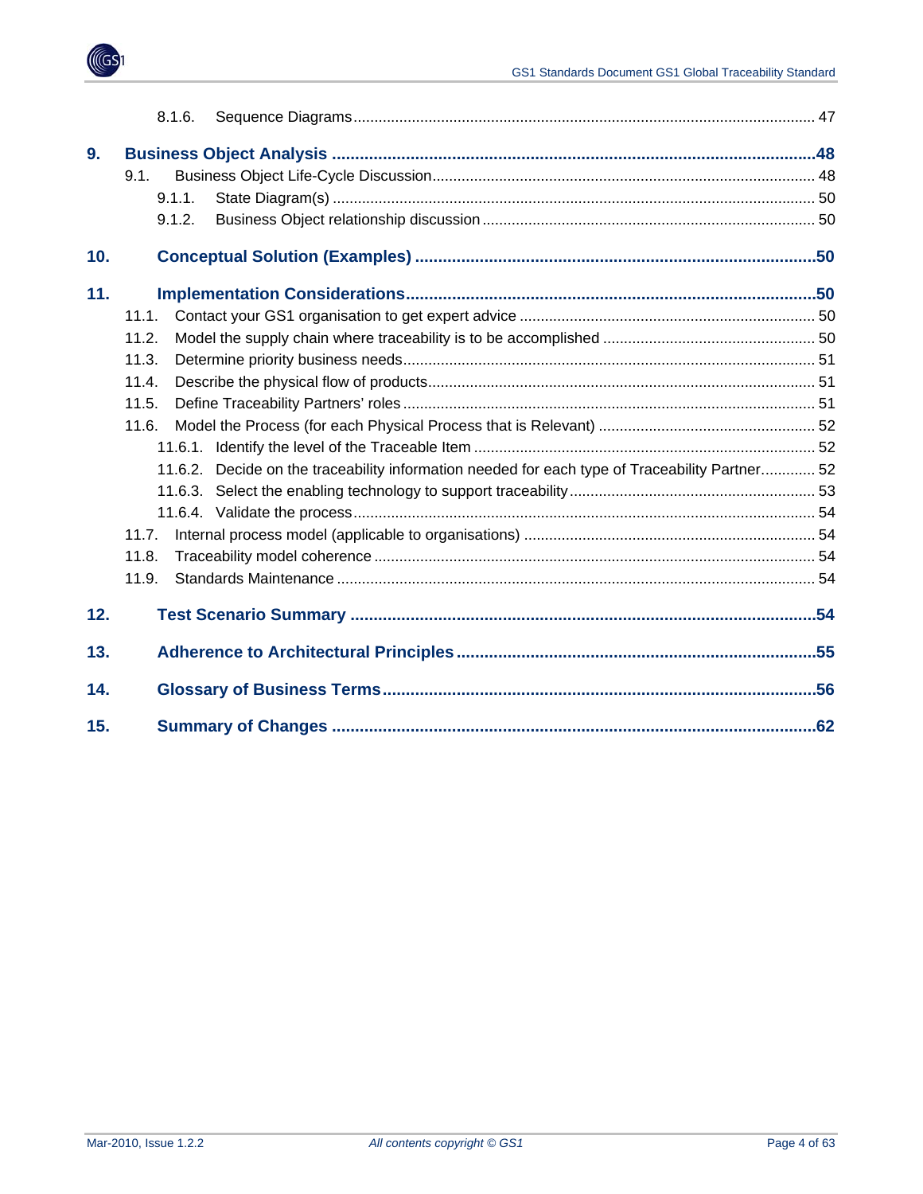8.1.6. Sequence Diagrams ..... 47

**9. Business Object Analysis ..... 48**

9.1. Business Object Life-Cycle Discussion ..... 48

9.1.1. State Diagram(s) ..... 50

9.1.2. Business Object relationship discussion ..... 50

**10. Conceptual Solution (Examples) ..... 50**

**11. Implementation Considerations ..... 50**

11.1. Contact your GS1 organisation to get expert advice ..... 50

11.2. Model the supply chain where traceability is to be accomplished ..... 50

11.3. Determine priority business needs ..... 51

11.4. Describe the physical flow of products ..... 51

11.5. Define Traceability Partners' roles ..... 51

11.6. Model the Process (for each Physical Process that is Relevant) ..... 52

11.6.1. Identify the level of the Traceable Item ..... 52

11.6.2. Decide on the traceability information needed for each type of Traceability Partner ..... 52

11.6.3. Select the enabling technology to support traceability ..... 53

11.6.4. Validate the process ..... 54

11.7. Internal process model (applicable to organisations) ..... 54

11.8. Traceability model coherence ..... 54

11.9. Standards Maintenance ..... 54

**12. Test Scenario Summary ..... 54**

**13. Adherence to Architectural Principles ..... 55**

**14. Glossary of Business Terms ..... 56**

**15. Summary of Changes ..... 62**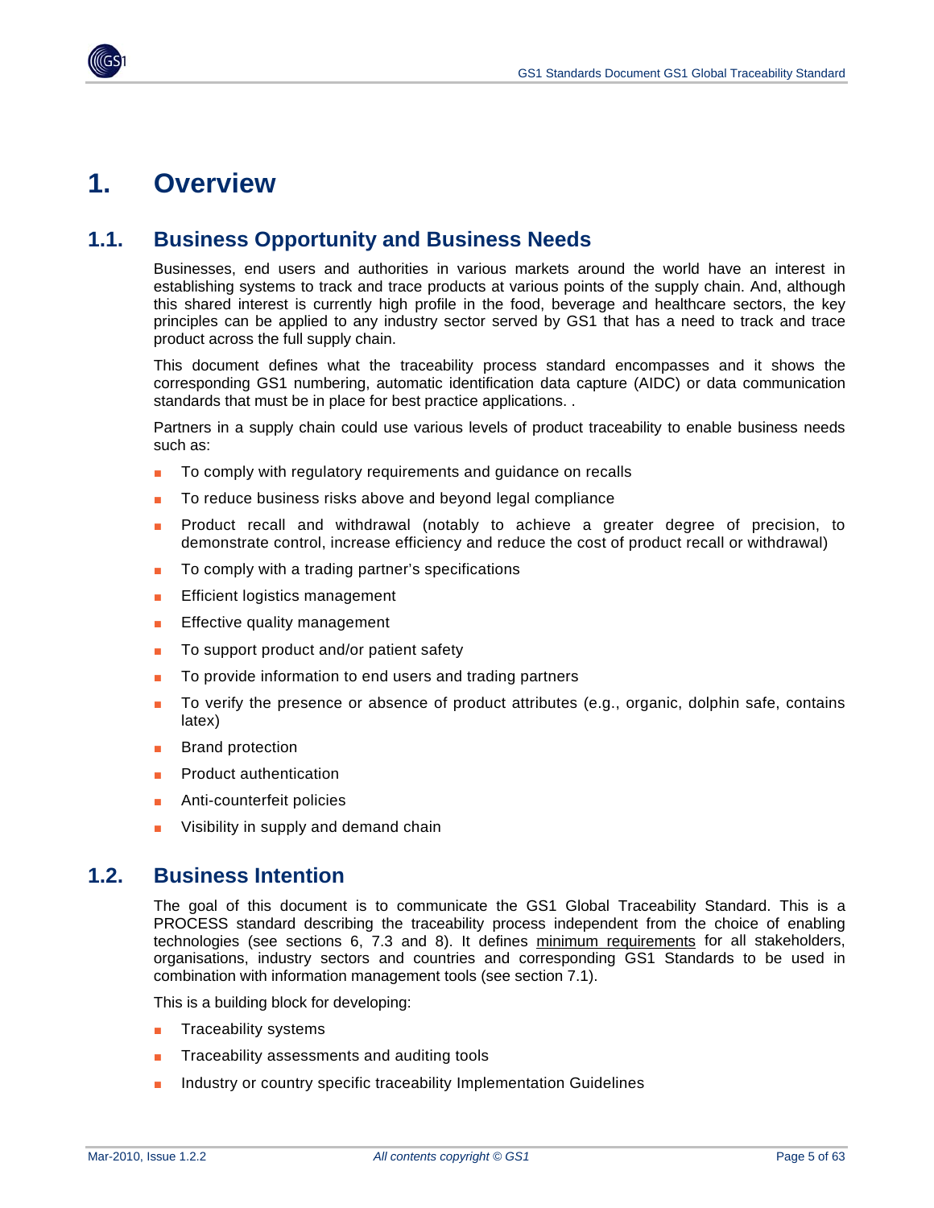# 1. Overview

## 1.1. Business Opportunity and Business Needs

Businesses, end users and authorities in various markets around the world have an interest in establishing systems to track and trace products at various points of the supply chain. And, although this shared interest is currently high profile in the food, beverage and healthcare sectors, the key principles can be applied to any industry sector served by GS1 that has a need to track and trace product across the full supply chain.

This document defines what the traceability process standard encompasses and it shows the corresponding GS1 numbering, automatic identification data capture (AIDC) or data communication standards that must be in place for best practice applications. .

Partners in a supply chain could use various levels of product traceability to enable business needs such as:

- To comply with regulatory requirements and guidance on recalls
- To reduce business risks above and beyond legal compliance
- Product recall and withdrawal (notably to achieve a greater degree of precision, to demonstrate control, increase efficiency and reduce the cost of product recall or withdrawal)
- To comply with a trading partner's specifications
- Efficient logistics management
- Effective quality management
- To support product and/or patient safety
- To provide information to end users and trading partners
- To verify the presence or absence of product attributes (e.g., organic, dolphin safe, contains latex)
- Brand protection
- Product authentication
- Anti-counterfeit policies
- Visibility in supply and demand chain

## 1.2. Business Intention

The goal of this document is to communicate the GS1 Global Traceability Standard. This is a PROCESS standard describing the traceability process independent from the choice of enabling technologies (see sections 6, 7.3 and 8). It defines minimum requirements for all stakeholders, organisations, industry sectors and countries and corresponding GS1 Standards to be used in combination with information management tools (see section 7.1).

This is a building block for developing:

- Traceability systems
- Traceability assessments and auditing tools
- Industry or country specific traceability Implementation Guidelines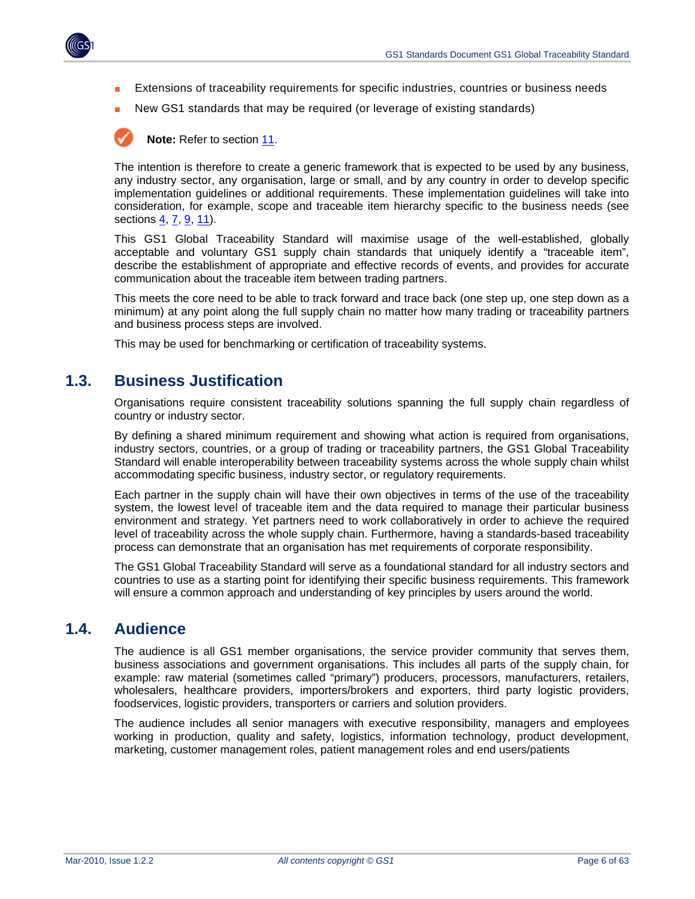- Extensions of traceability requirements for specific industries, countries or business needs
- New GS1 standards that may be required (or leverage of existing standards)

**Note:** Refer to section 11.

The intention is therefore to create a generic framework that is expected to be used by any business, any industry sector, any organisation, large or small, and by any country in order to develop specific implementation guidelines or additional requirements. These implementation guidelines will take into consideration, for example, scope and traceable item hierarchy specific to the business needs (see sections 4, 7, 9, 11).

This GS1 Global Traceability Standard will maximise usage of the well-established, globally acceptable and voluntary GS1 supply chain standards that uniquely identify a "traceable item", describe the establishment of appropriate and effective records of events, and provides for accurate communication about the traceable item between trading partners.

This meets the core need to be able to track forward and trace back (one step up, one step down as a minimum) at any point along the full supply chain no matter how many trading or traceability partners and business process steps are involved.

This may be used for benchmarking or certification of traceability systems.

## 1.3. Business Justification

Organisations require consistent traceability solutions spanning the full supply chain regardless of country or industry sector.

By defining a shared minimum requirement and showing what action is required from organisations, industry sectors, countries, or a group of trading or traceability partners, the GS1 Global Traceability Standard will enable interoperability between traceability systems across the whole supply chain whilst accommodating specific business, industry sector, or regulatory requirements.

Each partner in the supply chain will have their own objectives in terms of the use of the traceability system, the lowest level of traceable item and the data required to manage their particular business environment and strategy. Yet partners need to work collaboratively in order to achieve the required level of traceability across the whole supply chain. Furthermore, having a standards-based traceability process can demonstrate that an organisation has met requirements of corporate responsibility.

The GS1 Global Traceability Standard will serve as a foundational standard for all industry sectors and countries to use as a starting point for identifying their specific business requirements. This framework will ensure a common approach and understanding of key principles by users around the world.

## 1.4. Audience

The audience is all GS1 member organisations, the service provider community that serves them, business associations and government organisations. This includes all parts of the supply chain, for example: raw material (sometimes called "primary") producers, processors, manufacturers, retailers, wholesalers, healthcare providers, importers/brokers and exporters, third party logistic providers, foodservices, logistic providers, transporters or carriers and solution providers.

The audience includes all senior managers with executive responsibility, managers and employees working in production, quality and safety, logistics, information technology, product development, marketing, customer management roles, patient management roles and end users/patients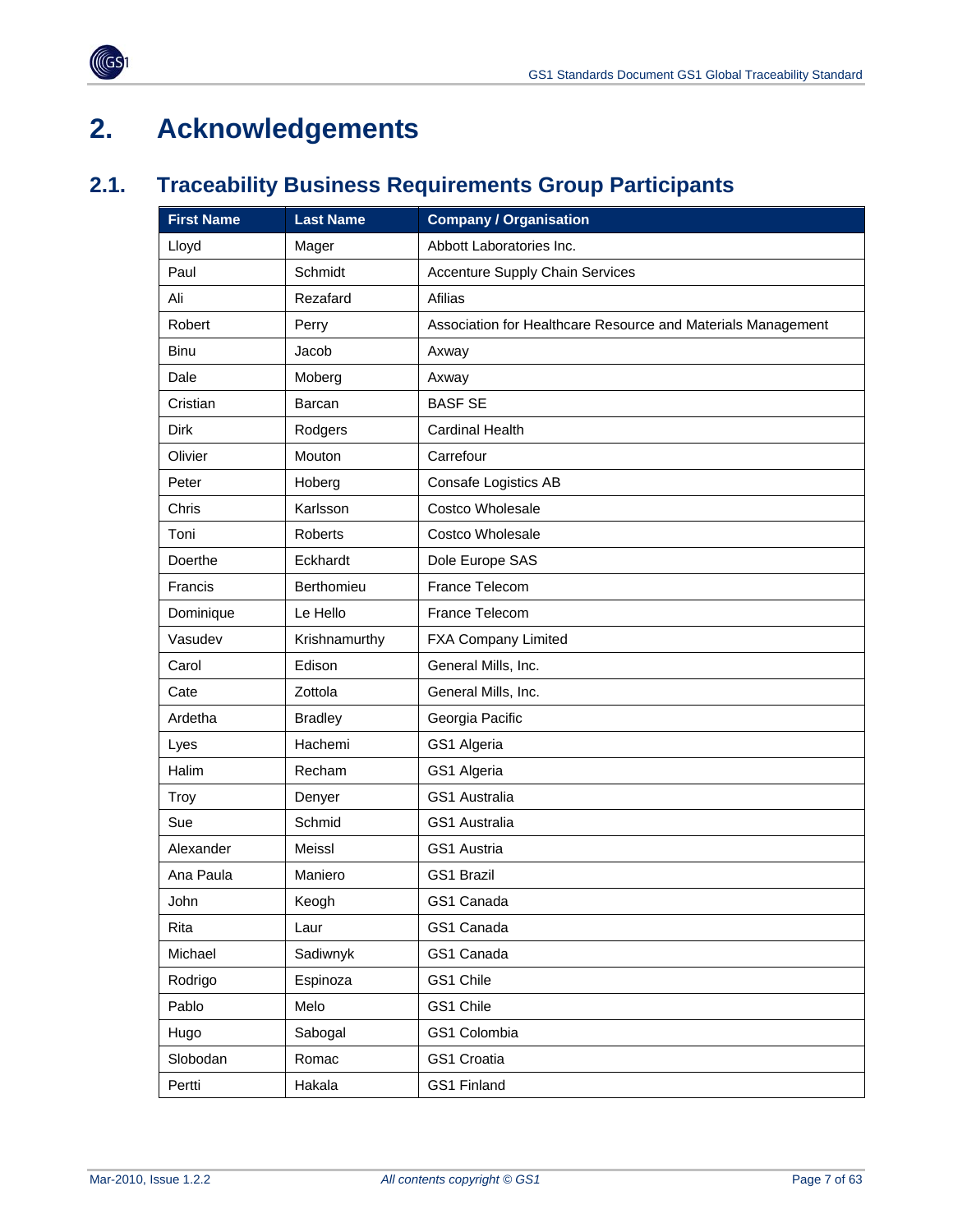# 2. Acknowledgements

## 2.1. Traceability Business Requirements Group Participants

| First Name | Last Name | Company / Organisation |
|---|---|---|
| Lloyd | Mager | Abbott Laboratories Inc. |
| Paul | Schmidt | Accenture Supply Chain Services |
| Ali | Rezafard | Afilias |
| Robert | Perry | Association for Healthcare Resource and Materials Management |
| Binu | Jacob | Axway |
| Dale | Moberg | Axway |
| Cristian | Barcan | BASF SE |
| Dirk | Rodgers | Cardinal Health |
| Olivier | Mouton | Carrefour |
| Peter | Hoberg | Consafe Logistics AB |
| Chris | Karlsson | Costco Wholesale |
| Toni | Roberts | Costco Wholesale |
| Doerthe | Eckhardt | Dole Europe SAS |
| Francis | Berthomieu | France Telecom |
| Dominique | Le Hello | France Telecom |
| Vasudev | Krishnamurthy | FXA Company Limited |
| Carol | Edison | General Mills, Inc. |
| Cate | Zottola | General Mills, Inc. |
| Ardetha | Bradley | Georgia Pacific |
| Lyes | Hachemi | GS1 Algeria |
| Halim | Recham | GS1 Algeria |
| Troy | Denyer | GS1 Australia |
| Sue | Schmid | GS1 Australia |
| Alexander | Meissl | GS1 Austria |
| Ana Paula | Maniero | GS1 Brazil |
| John | Keogh | GS1 Canada |
| Rita | Laur | GS1 Canada |
| Michael | Sadiwnyk | GS1 Canada |
| Rodrigo | Espinoza | GS1 Chile |
| Pablo | Melo | GS1 Chile |
| Hugo | Sabogal | GS1 Colombia |
| Slobodan | Romac | GS1 Croatia |
| Pertti | Hakala | GS1 Finland |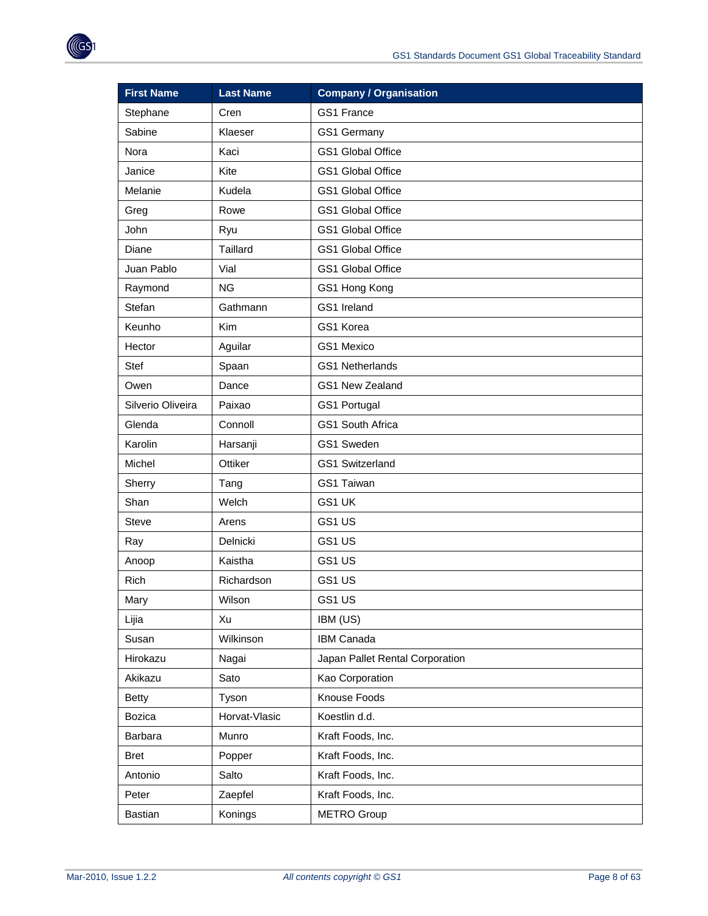| First Name | Last Name | Company / Organisation |
| --- | --- | --- |
| Stephane | Cren | GS1 France |
| Sabine | Klaeser | GS1 Germany |
| Nora | Kaci | GS1 Global Office |
| Janice | Kite | GS1 Global Office |
| Melanie | Kudela | GS1 Global Office |
| Greg | Rowe | GS1 Global Office |
| John | Ryu | GS1 Global Office |
| Diane | Taillard | GS1 Global Office |
| Juan Pablo | Vial | GS1 Global Office |
| Raymond | NG | GS1 Hong Kong |
| Stefan | Gathmann | GS1 Ireland |
| Keunho | Kim | GS1 Korea |
| Hector | Aguilar | GS1 Mexico |
| Stef | Spaan | GS1 Netherlands |
| Owen | Dance | GS1 New Zealand |
| Silverio Oliveira | Paixao | GS1 Portugal |
| Glenda | Connoll | GS1 South Africa |
| Karolin | Harsanji | GS1 Sweden |
| Michel | Ottiker | GS1 Switzerland |
| Sherry | Tang | GS1 Taiwan |
| Shan | Welch | GS1 UK |
| Steve | Arens | GS1 US |
| Ray | Delnicki | GS1 US |
| Anoop | Kaistha | GS1 US |
| Rich | Richardson | GS1 US |
| Mary | Wilson | GS1 US |
| Lijia | Xu | IBM (US) |
| Susan | Wilkinson | IBM Canada |
| Hirokazu | Nagai | Japan Pallet Rental Corporation |
| Akikazu | Sato | Kao Corporation |
| Betty | Tyson | Knouse Foods |
| Bozica | Horvat-Vlasic | Koestlin d.d. |
| Barbara | Munro | Kraft Foods, Inc. |
| Bret | Popper | Kraft Foods, Inc. |
| Antonio | Salto | Kraft Foods, Inc. |
| Peter | Zaepfel | Kraft Foods, Inc. |
| Bastian | Konings | METRO Group |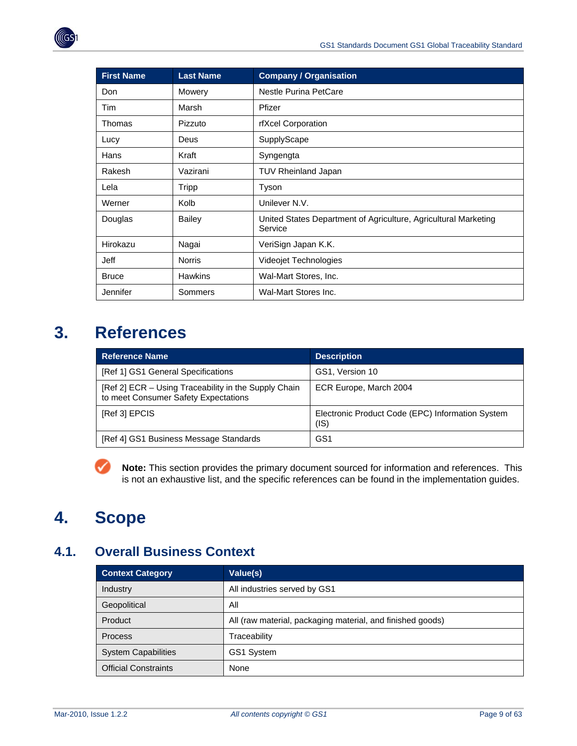| First Name | Last Name | Company / Organisation |
|---|---|---|
| Don | Mowery | Nestle Purina PetCare |
| Tim | Marsh | Pfizer |
| Thomas | Pizzuto | rfXcel Corporation |
| Lucy | Deus | SupplyScape |
| Hans | Kraft | Syngengta |
| Rakesh | Vazirani | TUV Rheinland Japan |
| Lela | Tripp | Tyson |
| Werner | Kolb | Unilever N.V. |
| Douglas | Bailey | United States Department of Agriculture, Agricultural Marketing Service |
| Hirokazu | Nagai | VeriSign Japan K.K. |
| Jeff | Norris | Videojet Technologies |
| Bruce | Hawkins | Wal-Mart Stores, Inc. |
| Jennifer | Sommers | Wal-Mart Stores Inc. |

# 3. References

| Reference Name | Description |
|---|---|
| [Ref 1] GS1 General Specifications | GS1, Version 10 |
| [Ref 2] ECR – Using Traceability in the Supply Chain to meet Consumer Safety Expectations | ECR Europe, March 2004 |
| [Ref 3] EPCIS | Electronic Product Code (EPC) Information System (IS) |
| [Ref 4] GS1 Business Message Standards | GS1 |

**Note:** This section provides the primary document sourced for information and references. This is not an exhaustive list, and the specific references can be found in the implementation guides.

# 4. Scope

## 4.1. Overall Business Context

| Context Category | Value(s) |
|---|---|
| Industry | All industries served by GS1 |
| Geopolitical | All |
| Product | All (raw material, packaging material, and finished goods) |
| Process | Traceability |
| System Capabilities | GS1 System |
| Official Constraints | None |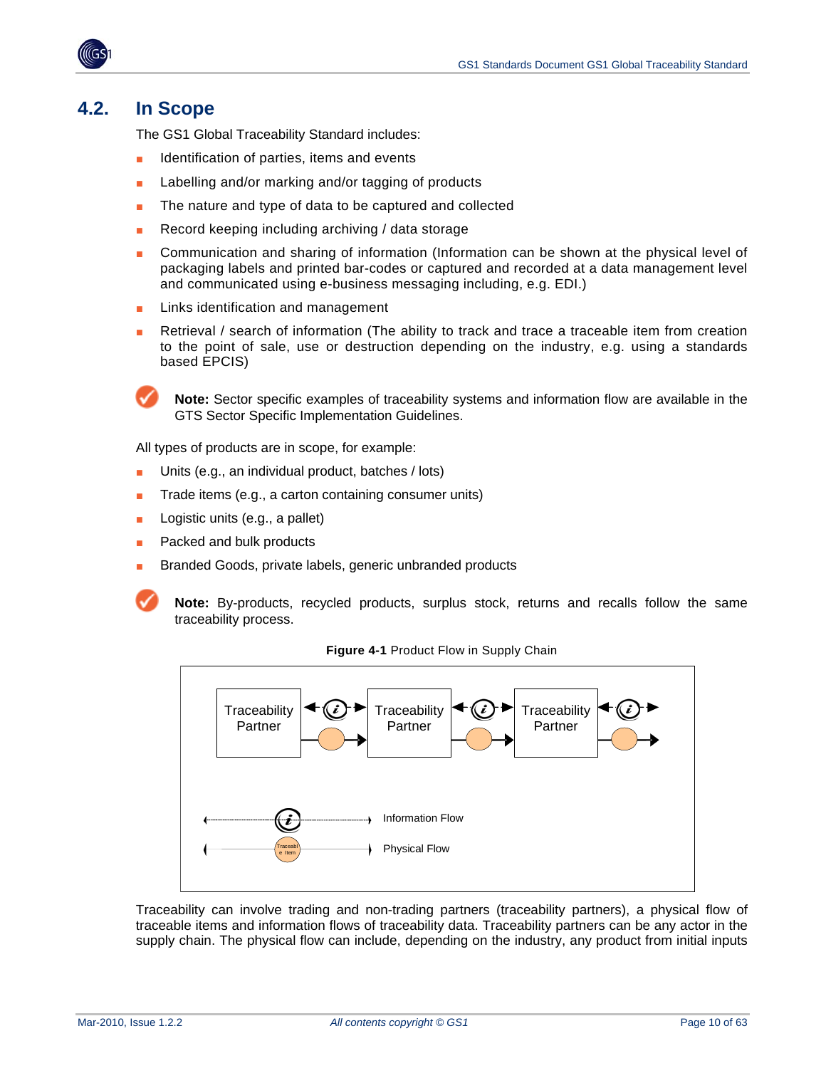## 4.2. In Scope

The GS1 Global Traceability Standard includes:

- Identification of parties, items and events
- Labelling and/or marking and/or tagging of products
- The nature and type of data to be captured and collected
- Record keeping including archiving / data storage
- Communication and sharing of information (Information can be shown at the physical level of packaging labels and printed bar-codes or captured and recorded at a data management level and communicated using e-business messaging including, e.g. EDI.)
- Links identification and management
- Retrieval / search of information (The ability to track and trace a traceable item from creation to the point of sale, use or destruction depending on the industry, e.g. using a standards based EPCIS)

**Note:** Sector specific examples of traceability systems and information flow are available in the GTS Sector Specific Implementation Guidelines.

All types of products are in scope, for example:

- Units (e.g., an individual product, batches / lots)
- Trade items (e.g., a carton containing consumer units)
- Logistic units (e.g., a pallet)
- Packed and bulk products
- Branded Goods, private labels, generic unbranded products

**Note:** By-products, recycled products, surplus stock, returns and recalls follow the same traceability process.

**Figure 4-1** Product Flow in Supply Chain

Traceability Partner | Traceability Partner | Traceability Partner

Information Flow

Physical Flow

Traceability can involve trading and non-trading partners (traceability partners), a physical flow of traceable items and information flows of traceability data. Traceability partners can be any actor in the supply chain. The physical flow can include, depending on the industry, any product from initial inputs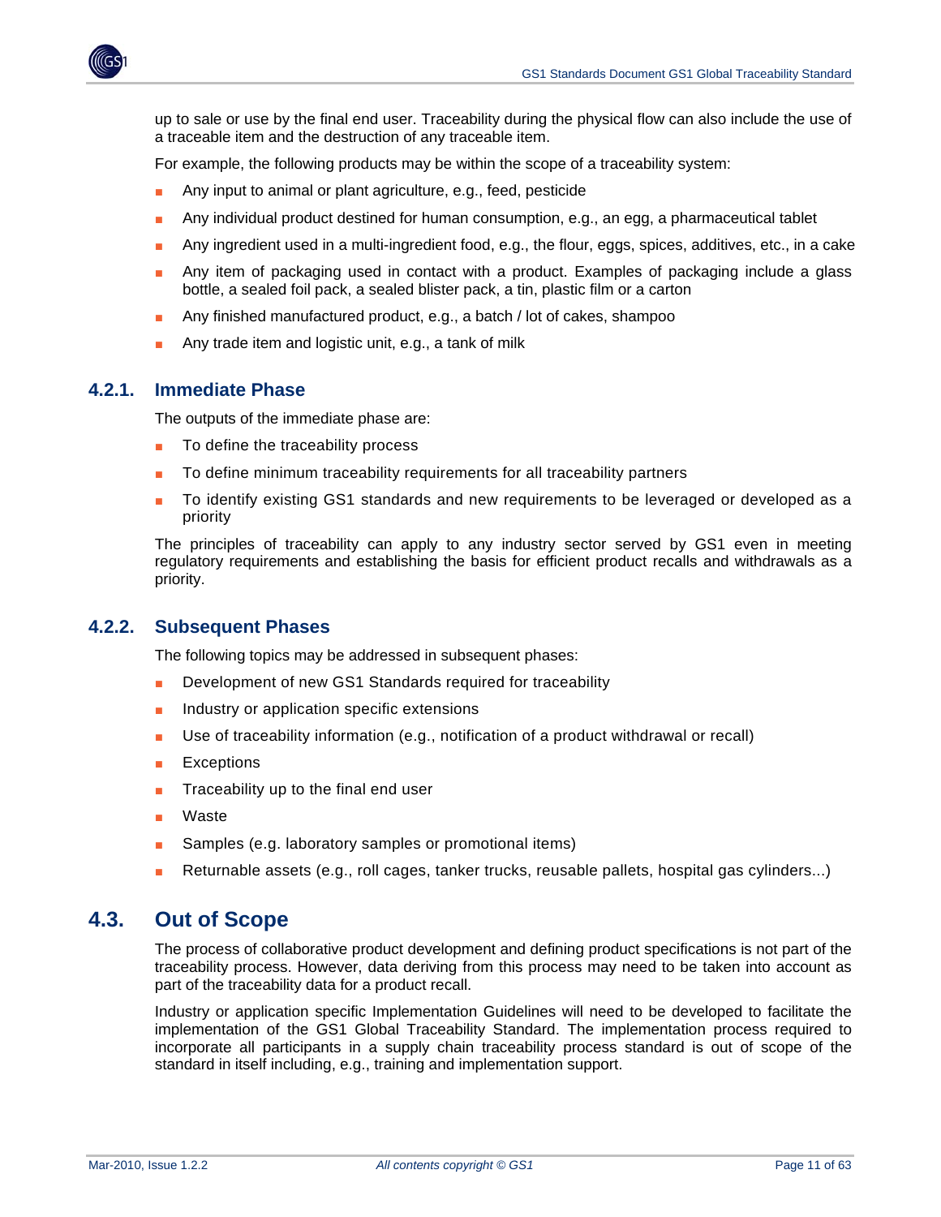up to sale or use by the final end user. Traceability during the physical flow can also include the use of a traceable item and the destruction of any traceable item.

For example, the following products may be within the scope of a traceability system:

- Any input to animal or plant agriculture, e.g., feed, pesticide
- Any individual product destined for human consumption, e.g., an egg, a pharmaceutical tablet
- Any ingredient used in a multi-ingredient food, e.g., the flour, eggs, spices, additives, etc., in a cake
- Any item of packaging used in contact with a product. Examples of packaging include a glass bottle, a sealed foil pack, a sealed blister pack, a tin, plastic film or a carton
- Any finished manufactured product, e.g., a batch / lot of cakes, shampoo
- Any trade item and logistic unit, e.g., a tank of milk

### 4.2.1. Immediate Phase

The outputs of the immediate phase are:

- To define the traceability process
- To define minimum traceability requirements for all traceability partners
- To identify existing GS1 standards and new requirements to be leveraged or developed as a priority

The principles of traceability can apply to any industry sector served by GS1 even in meeting regulatory requirements and establishing the basis for efficient product recalls and withdrawals as a priority.

### 4.2.2. Subsequent Phases

The following topics may be addressed in subsequent phases:

- Development of new GS1 Standards required for traceability
- Industry or application specific extensions
- Use of traceability information (e.g., notification of a product withdrawal or recall)
- Exceptions
- Traceability up to the final end user
- Waste
- Samples (e.g. laboratory samples or promotional items)
- Returnable assets (e.g., roll cages, tanker trucks, reusable pallets, hospital gas cylinders...)

## 4.3. Out of Scope

The process of collaborative product development and defining product specifications is not part of the traceability process. However, data deriving from this process may need to be taken into account as part of the traceability data for a product recall.

Industry or application specific Implementation Guidelines will need to be developed to facilitate the implementation of the GS1 Global Traceability Standard. The implementation process required to incorporate all participants in a supply chain traceability process standard is out of scope of the standard in itself including, e.g., training and implementation support.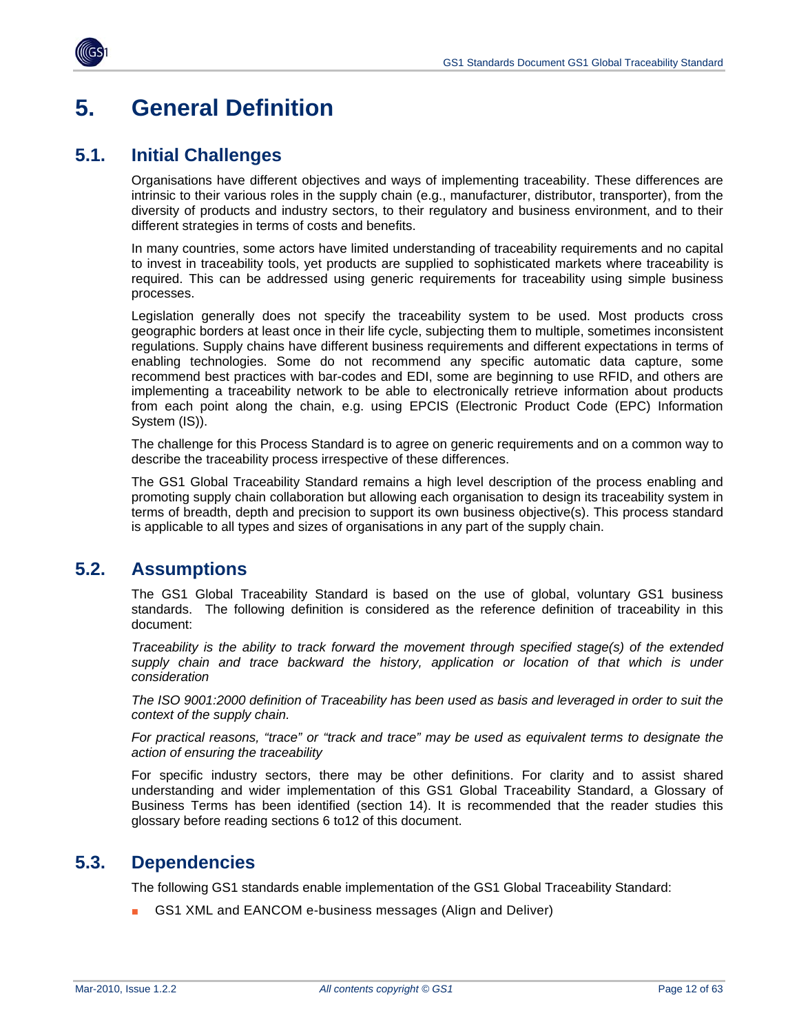# 5. General Definition

## 5.1. Initial Challenges

Organisations have different objectives and ways of implementing traceability. These differences are intrinsic to their various roles in the supply chain (e.g., manufacturer, distributor, transporter), from the diversity of products and industry sectors, to their regulatory and business environment, and to their different strategies in terms of costs and benefits.

In many countries, some actors have limited understanding of traceability requirements and no capital to invest in traceability tools, yet products are supplied to sophisticated markets where traceability is required. This can be addressed using generic requirements for traceability using simple business processes.

Legislation generally does not specify the traceability system to be used. Most products cross geographic borders at least once in their life cycle, subjecting them to multiple, sometimes inconsistent regulations. Supply chains have different business requirements and different expectations in terms of enabling technologies. Some do not recommend any specific automatic data capture, some recommend best practices with bar-codes and EDI, some are beginning to use RFID, and others are implementing a traceability network to be able to electronically retrieve information about products from each point along the chain, e.g. using EPCIS (Electronic Product Code (EPC) Information System (IS)).

The challenge for this Process Standard is to agree on generic requirements and on a common way to describe the traceability process irrespective of these differences.

The GS1 Global Traceability Standard remains a high level description of the process enabling and promoting supply chain collaboration but allowing each organisation to design its traceability system in terms of breadth, depth and precision to support its own business objective(s). This process standard is applicable to all types and sizes of organisations in any part of the supply chain.

## 5.2. Assumptions

The GS1 Global Traceability Standard is based on the use of global, voluntary GS1 business standards. The following definition is considered as the reference definition of traceability in this document:

*Traceability is the ability to track forward the movement through specified stage(s) of the extended supply chain and trace backward the history, application or location of that which is under consideration*

*The ISO 9001:2000 definition of Traceability has been used as basis and leveraged in order to suit the context of the supply chain.*

*For practical reasons, "trace" or "track and trace" may be used as equivalent terms to designate the action of ensuring the traceability*

For specific industry sectors, there may be other definitions. For clarity and to assist shared understanding and wider implementation of this GS1 Global Traceability Standard, a Glossary of Business Terms has been identified (section 14). It is recommended that the reader studies this glossary before reading sections 6 to12 of this document.

## 5.3. Dependencies

The following GS1 standards enable implementation of the GS1 Global Traceability Standard:

- GS1 XML and EANCOM e-business messages (Align and Deliver)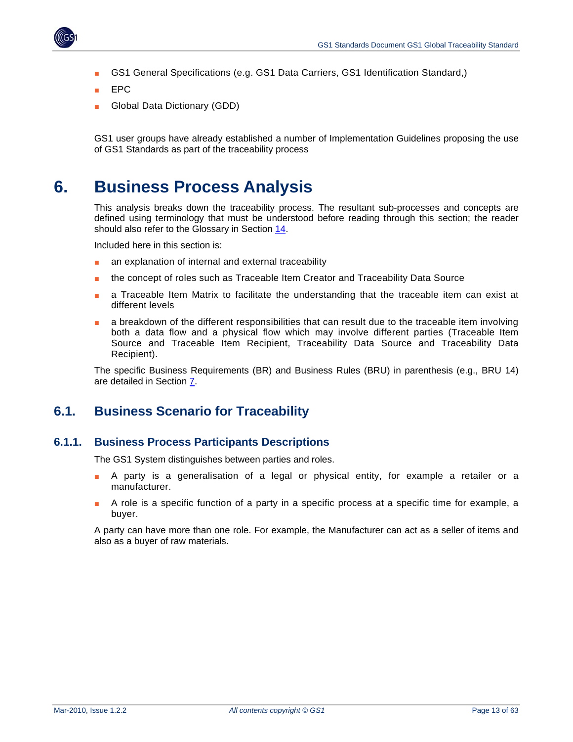- GS1 General Specifications (e.g. GS1 Data Carriers, GS1 Identification Standard,)
- EPC
- Global Data Dictionary (GDD)

GS1 user groups have already established a number of Implementation Guidelines proposing the use of GS1 Standards as part of the traceability process

# 6. Business Process Analysis

This analysis breaks down the traceability process. The resultant sub-processes and concepts are defined using terminology that must be understood before reading through this section; the reader should also refer to the Glossary in Section 14.

Included here in this section is:

- an explanation of internal and external traceability
- the concept of roles such as Traceable Item Creator and Traceability Data Source
- a Traceable Item Matrix to facilitate the understanding that the traceable item can exist at different levels
- a breakdown of the different responsibilities that can result due to the traceable item involving both a data flow and a physical flow which may involve different parties (Traceable Item Source and Traceable Item Recipient, Traceability Data Source and Traceability Data Recipient).

The specific Business Requirements (BR) and Business Rules (BRU) in parenthesis (e.g., BRU 14) are detailed in Section 7.

## 6.1. Business Scenario for Traceability

### 6.1.1. Business Process Participants Descriptions

The GS1 System distinguishes between parties and roles.

- A party is a generalisation of a legal or physical entity, for example a retailer or a manufacturer.
- A role is a specific function of a party in a specific process at a specific time for example, a buyer.

A party can have more than one role. For example, the Manufacturer can act as a seller of items and also as a buyer of raw materials.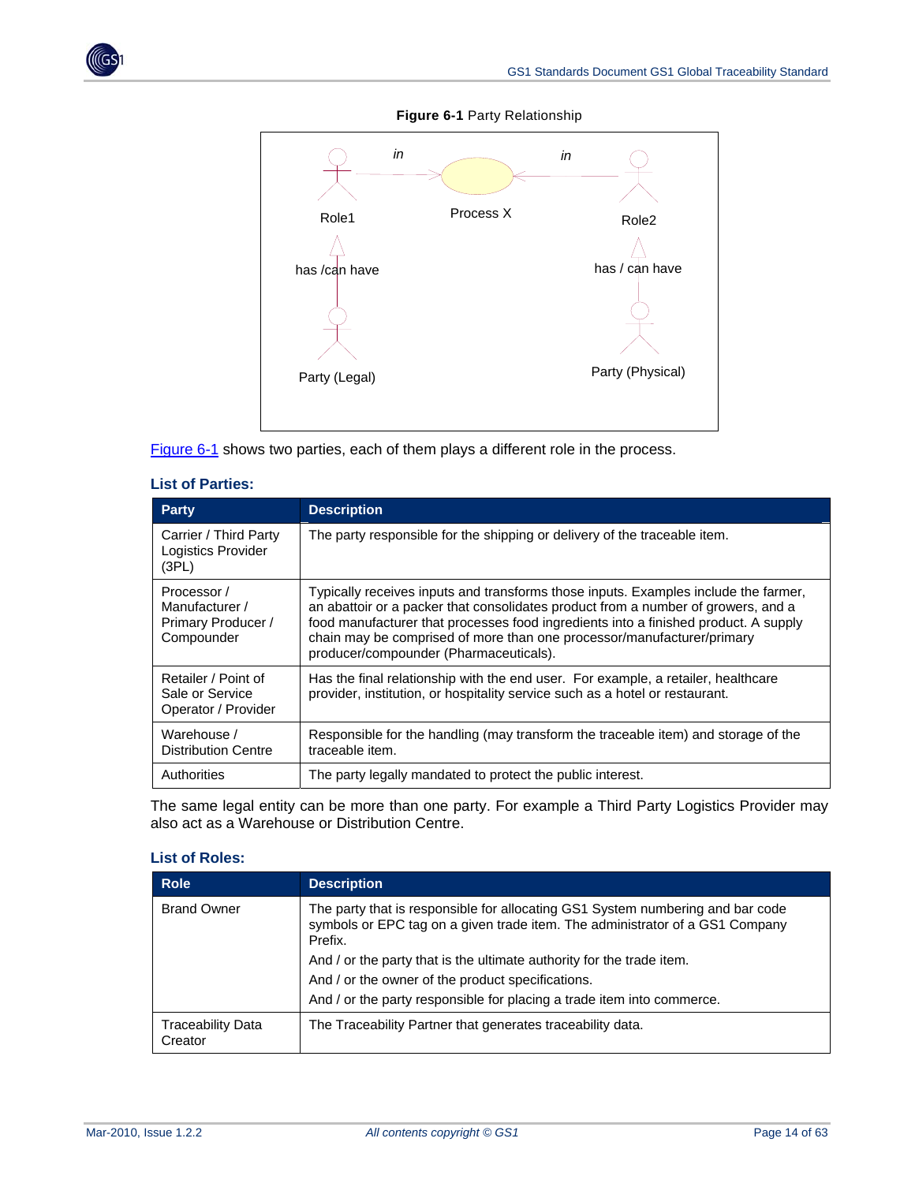**Figure 6-1** Party Relationship

Figure 6-1 shows two parties, each of them plays a different role in the process.

### List of Parties:

| Party | Description |
|---|---|
| Carrier / Third Party Logistics Provider (3PL) | The party responsible for the shipping or delivery of the traceable item. |
| Processor / Manufacturer / Primary Producer / Compounder | Typically receives inputs and transforms those inputs. Examples include the farmer, an abattoir or a packer that consolidates product from a number of growers, and a food manufacturer that processes food ingredients into a finished product. A supply chain may be comprised of more than one processor/manufacturer/primary producer/compounder (Pharmaceuticals). |
| Retailer / Point of Sale or Service Operator / Provider | Has the final relationship with the end user. For example, a retailer, healthcare provider, institution, or hospitality service such as a hotel or restaurant. |
| Warehouse / Distribution Centre | Responsible for the handling (may transform the traceable item) and storage of the traceable item. |
| Authorities | The party legally mandated to protect the public interest. |

The same legal entity can be more than one party. For example a Third Party Logistics Provider may also act as a Warehouse or Distribution Centre.

### List of Roles:

| Role | Description |
|---|---|
| Brand Owner | The party that is responsible for allocating GS1 System numbering and bar code symbols or EPC tag on a given trade item. The administrator of a GS1 Company Prefix.<br>And / or the party that is the ultimate authority for the trade item.<br>And / or the owner of the product specifications.<br>And / or the party responsible for placing a trade item into commerce. |
| Traceability Data Creator | The Traceability Partner that generates traceability data. |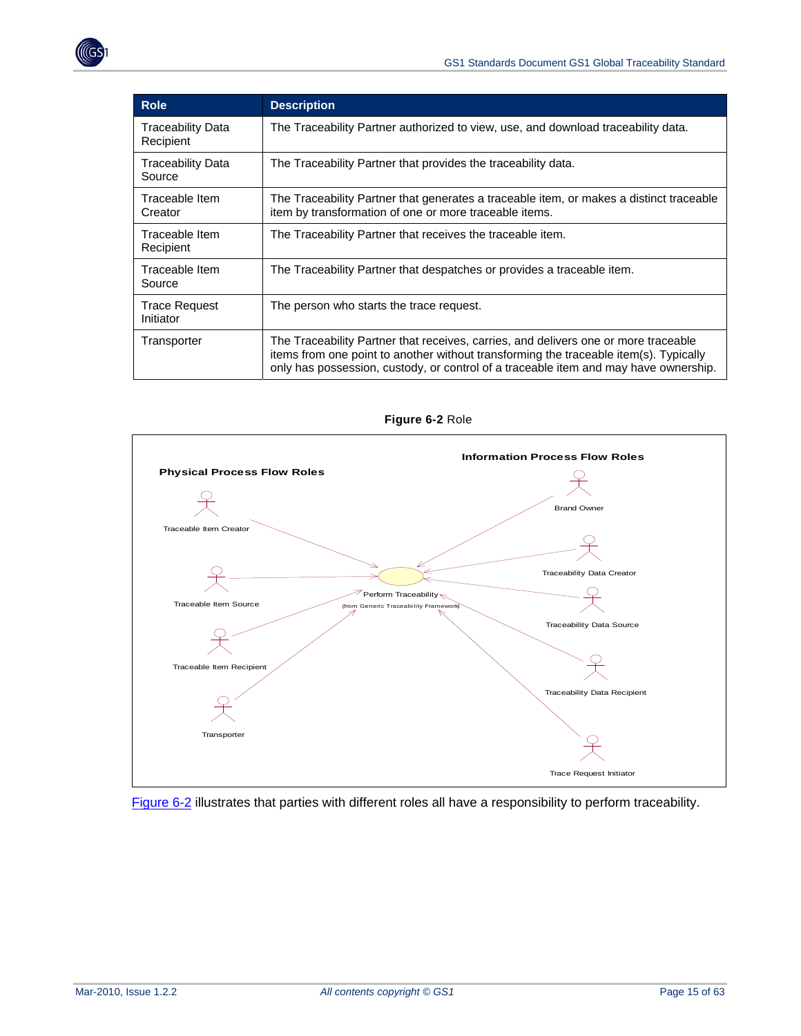| Role | Description |
| --- | --- |
| Traceability Data Recipient | The Traceability Partner authorized to view, use, and download traceability data. |
| Traceability Data Source | The Traceability Partner that provides the traceability data. |
| Traceable Item Creator | The Traceability Partner that generates a traceable item, or makes a distinct traceable item by transformation of one or more traceable items. |
| Traceable Item Recipient | The Traceability Partner that receives the traceable item. |
| Traceable Item Source | The Traceability Partner that despatches or provides a traceable item. |
| Trace Request Initiator | The person who starts the trace request. |
| Transporter | The Traceability Partner that receives, carries, and delivers one or more traceable items from one point to another without transforming the traceable item(s). Typically only has possession, custody, or control of a traceable item and may have ownership. |

**Figure 6-2** Role

Physical Process Flow Roles: Traceable Item Creator, Traceable Item Source, Traceable Item Recipient, Transporter

Information Process Flow Roles: Brand Owner, Traceability Data Creator, Traceability Data Source, Traceability Data Recipient, Trace Request Initiator

Perform Traceability (from Generic Traceability Framework)

Figure 6-2 illustrates that parties with different roles all have a responsibility to perform traceability.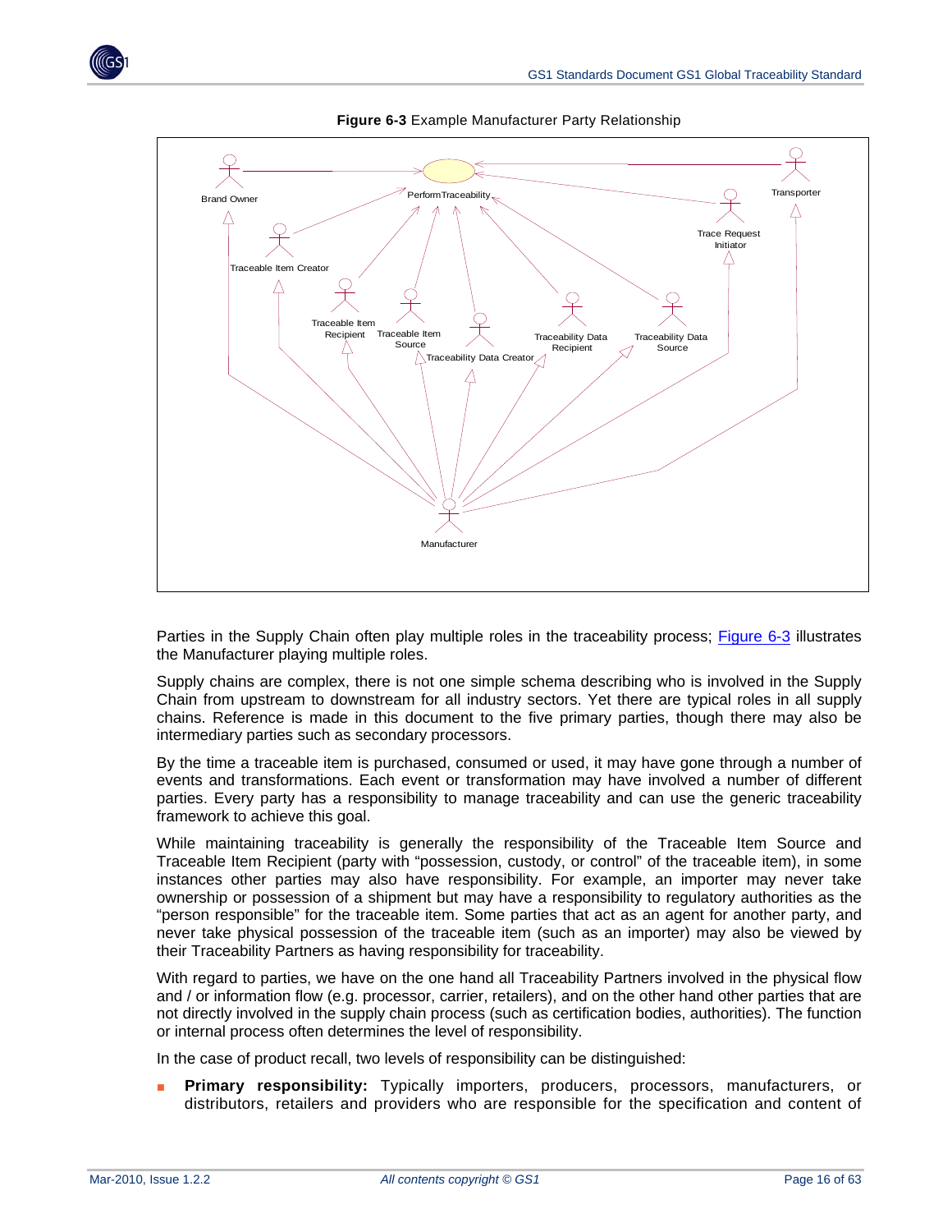**Figure 6-3** Example Manufacturer Party Relationship

Parties in the Supply Chain often play multiple roles in the traceability process; Figure 6-3 illustrates the Manufacturer playing multiple roles.

Supply chains are complex, there is not one simple schema describing who is involved in the Supply Chain from upstream to downstream for all industry sectors. Yet there are typical roles in all supply chains. Reference is made in this document to the five primary parties, though there may also be intermediary parties such as secondary processors.

By the time a traceable item is purchased, consumed or used, it may have gone through a number of events and transformations. Each event or transformation may have involved a number of different parties. Every party has a responsibility to manage traceability and can use the generic traceability framework to achieve this goal.

While maintaining traceability is generally the responsibility of the Traceable Item Source and Traceable Item Recipient (party with "possession, custody, or control" of the traceable item), in some instances other parties may also have responsibility. For example, an importer may never take ownership or possession of a shipment but may have a responsibility to regulatory authorities as the "person responsible" for the traceable item. Some parties that act as an agent for another party, and never take physical possession of the traceable item (such as an importer) may also be viewed by their Traceability Partners as having responsibility for traceability.

With regard to parties, we have on the one hand all Traceability Partners involved in the physical flow and / or information flow (e.g. processor, carrier, retailers), and on the other hand other parties that are not directly involved in the supply chain process (such as certification bodies, authorities). The function or internal process often determines the level of responsibility.

In the case of product recall, two levels of responsibility can be distinguished:

- **Primary responsibility:** Typically importers, producers, processors, manufacturers, or distributors, retailers and providers who are responsible for the specification and content of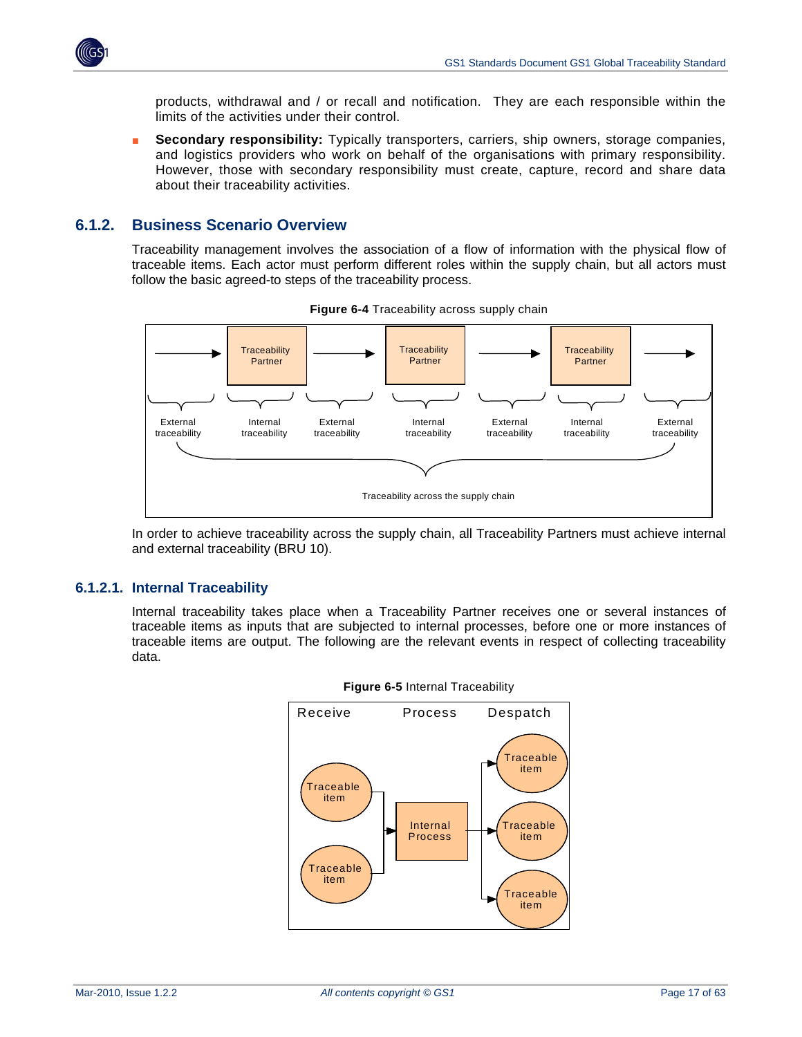products, withdrawal and / or recall and notification. They are each responsible within the limits of the activities under their control.

- **Secondary responsibility:** Typically transporters, carriers, ship owners, storage companies, and logistics providers who work on behalf of the organisations with primary responsibility. However, those with secondary responsibility must create, capture, record and share data about their traceability activities.

### 6.1.2. Business Scenario Overview

Traceability management involves the association of a flow of information with the physical flow of traceable items. Each actor must perform different roles within the supply chain, but all actors must follow the basic agreed-to steps of the traceability process.

**Figure 6-4** Traceability across supply chain

In order to achieve traceability across the supply chain, all Traceability Partners must achieve internal and external traceability (BRU 10).

#### 6.1.2.1. Internal Traceability

Internal traceability takes place when a Traceability Partner receives one or several instances of traceable items as inputs that are subjected to internal processes, before one or more instances of traceable items are output. The following are the relevant events in respect of collecting traceability data.

**Figure 6-5** Internal Traceability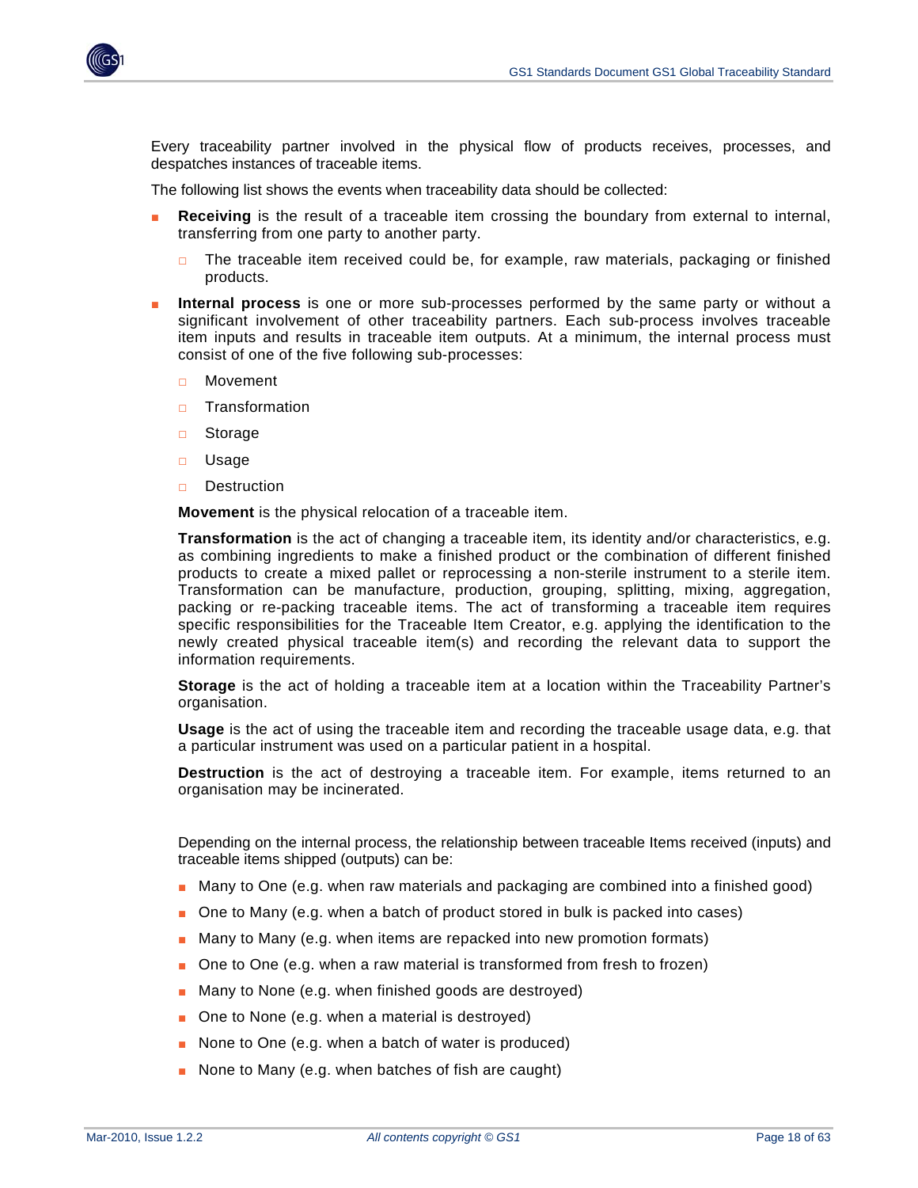Every traceability partner involved in the physical flow of products receives, processes, and despatches instances of traceable items.

The following list shows the events when traceability data should be collected:

- **Receiving** is the result of a traceable item crossing the boundary from external to internal, transferring from one party to another party.
  - The traceable item received could be, for example, raw materials, packaging or finished products.
- **Internal process** is one or more sub-processes performed by the same party or without a significant involvement of other traceability partners. Each sub-process involves traceable item inputs and results in traceable item outputs. At a minimum, the internal process must consist of one of the five following sub-processes:
  - Movement
  - Transformation
  - Storage
  - Usage
  - Destruction

  **Movement** is the physical relocation of a traceable item.

  **Transformation** is the act of changing a traceable item, its identity and/or characteristics, e.g. as combining ingredients to make a finished product or the combination of different finished products to create a mixed pallet or reprocessing a non-sterile instrument to a sterile item. Transformation can be manufacture, production, grouping, splitting, mixing, aggregation, packing or re-packing traceable items. The act of transforming a traceable item requires specific responsibilities for the Traceable Item Creator, e.g. applying the identification to the newly created physical traceable item(s) and recording the relevant data to support the information requirements.

  **Storage** is the act of holding a traceable item at a location within the Traceability Partner's organisation.

  **Usage** is the act of using the traceable item and recording the traceable usage data, e.g. that a particular instrument was used on a particular patient in a hospital.

  **Destruction** is the act of destroying a traceable item. For example, items returned to an organisation may be incinerated.

  Depending on the internal process, the relationship between traceable Items received (inputs) and traceable items shipped (outputs) can be:

  - Many to One (e.g. when raw materials and packaging are combined into a finished good)
  - One to Many (e.g. when a batch of product stored in bulk is packed into cases)
  - Many to Many (e.g. when items are repacked into new promotion formats)
  - One to One (e.g. when a raw material is transformed from fresh to frozen)
  - Many to None (e.g. when finished goods are destroyed)
  - One to None (e.g. when a material is destroyed)
  - None to One (e.g. when a batch of water is produced)
  - None to Many (e.g. when batches of fish are caught)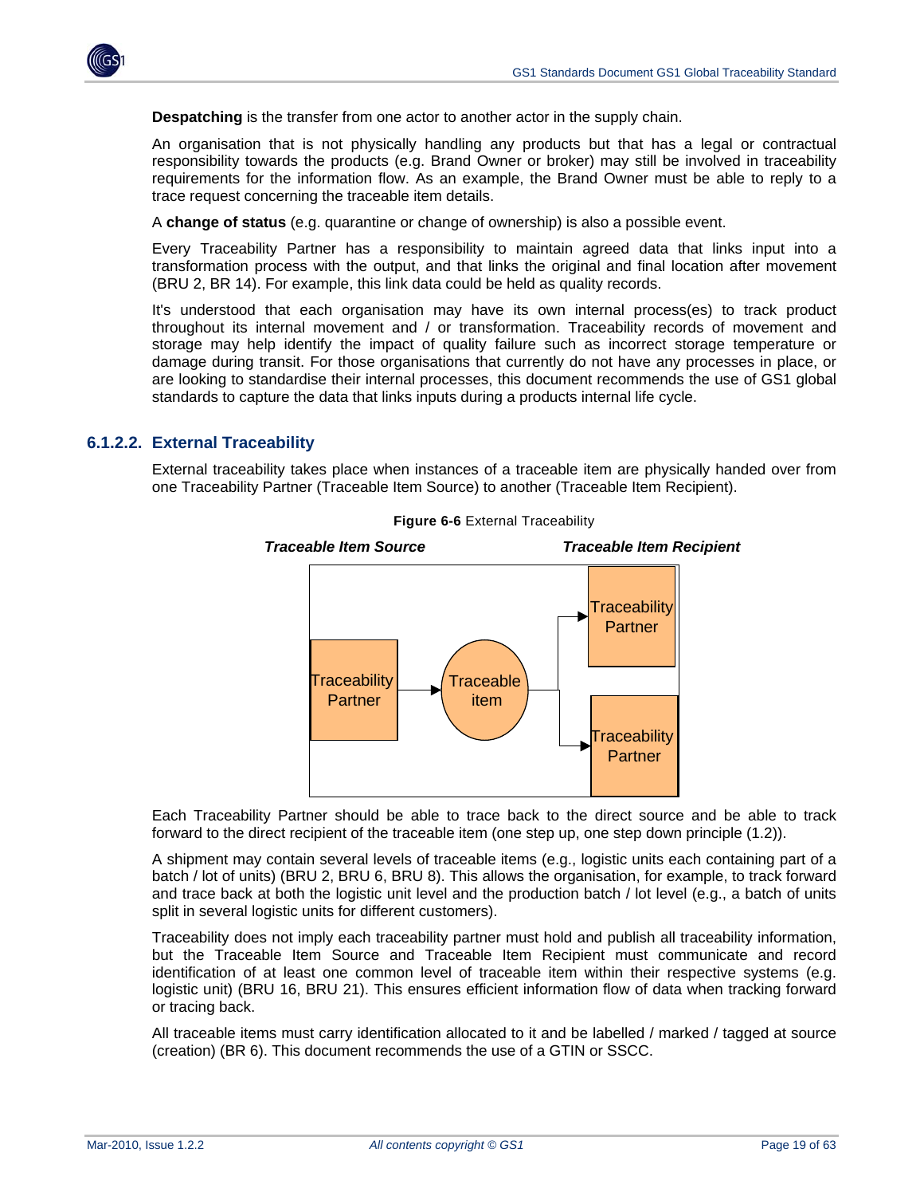**Despatching** is the transfer from one actor to another actor in the supply chain.

An organisation that is not physically handling any products but that has a legal or contractual responsibility towards the products (e.g. Brand Owner or broker) may still be involved in traceability requirements for the information flow. As an example, the Brand Owner must be able to reply to a trace request concerning the traceable item details.

A **change of status** (e.g. quarantine or change of ownership) is also a possible event.

Every Traceability Partner has a responsibility to maintain agreed data that links input into a transformation process with the output, and that links the original and final location after movement (BRU 2, BR 14). For example, this link data could be held as quality records.

It's understood that each organisation may have its own internal process(es) to track product throughout its internal movement and / or transformation. Traceability records of movement and storage may help identify the impact of quality failure such as incorrect storage temperature or damage during transit. For those organisations that currently do not have any processes in place, or are looking to standardise their internal processes, this document recommends the use of GS1 global standards to capture the data that links inputs during a products internal life cycle.

### 6.1.2.2. External Traceability

External traceability takes place when instances of a traceable item are physically handed over from one Traceability Partner (Traceable Item Source) to another (Traceable Item Recipient).

**Figure 6-6** External Traceability

*Traceable Item Source* — *Traceable Item Recipient*

Traceability Partner → Traceable item → Traceability Partner / Traceability Partner

Each Traceability Partner should be able to trace back to the direct source and be able to track forward to the direct recipient of the traceable item (one step up, one step down principle (1.2)).

A shipment may contain several levels of traceable items (e.g., logistic units each containing part of a batch / lot of units) (BRU 2, BRU 6, BRU 8). This allows the organisation, for example, to track forward and trace back at both the logistic unit level and the production batch / lot level (e.g., a batch of units split in several logistic units for different customers).

Traceability does not imply each traceability partner must hold and publish all traceability information, but the Traceable Item Source and Traceable Item Recipient must communicate and record identification of at least one common level of traceable item within their respective systems (e.g. logistic unit) (BRU 16, BRU 21). This ensures efficient information flow of data when tracking forward or tracing back.

All traceable items must carry identification allocated to it and be labelled / marked / tagged at source (creation) (BR 6). This document recommends the use of a GTIN or SSCC.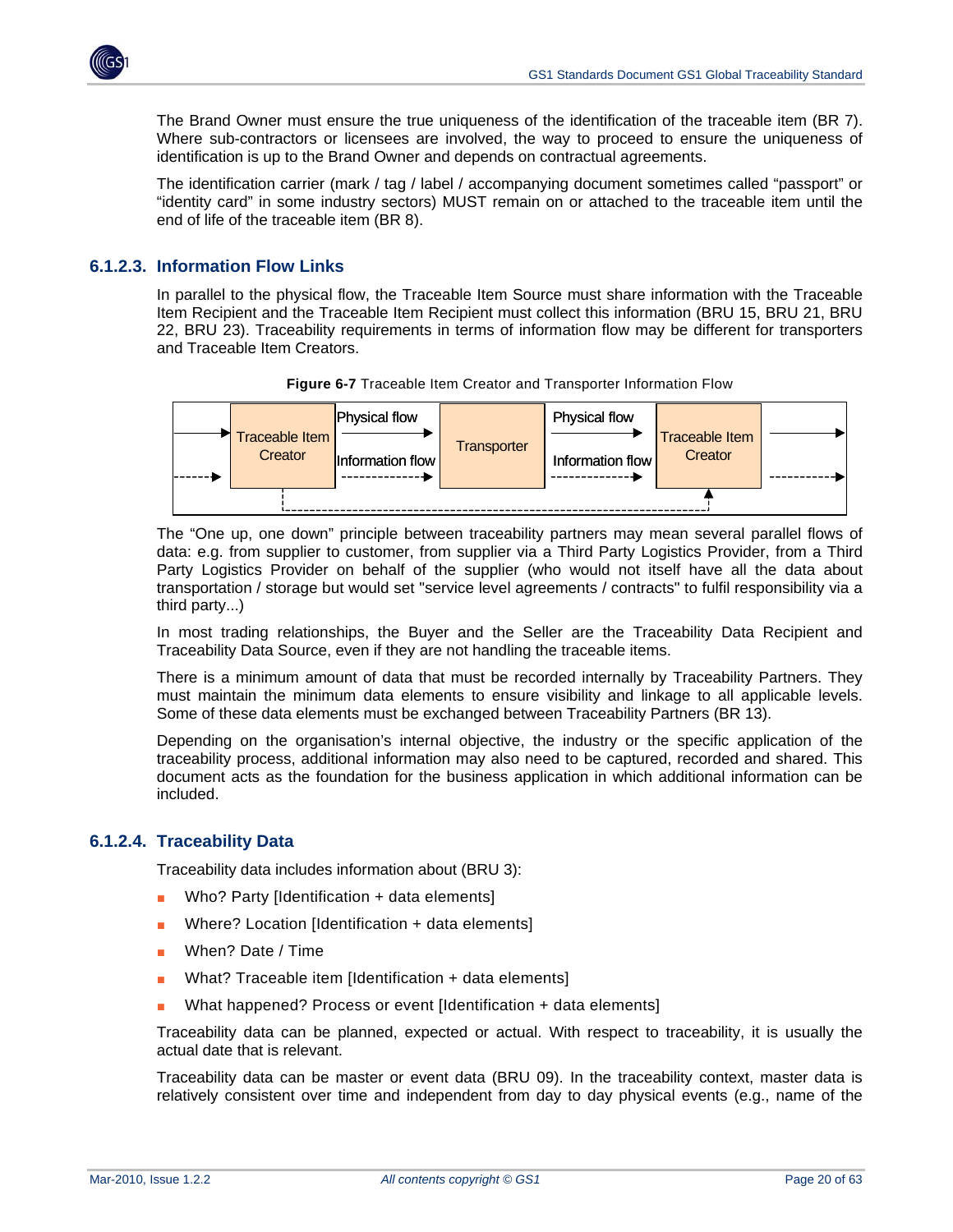The Brand Owner must ensure the true uniqueness of the identification of the traceable item (BR 7). Where sub-contractors or licensees are involved, the way to proceed to ensure the uniqueness of identification is up to the Brand Owner and depends on contractual agreements.

The identification carrier (mark / tag / label / accompanying document sometimes called "passport" or "identity card" in some industry sectors) MUST remain on or attached to the traceable item until the end of life of the traceable item (BR 8).

### 6.1.2.3. Information Flow Links

In parallel to the physical flow, the Traceable Item Source must share information with the Traceable Item Recipient and the Traceable Item Recipient must collect this information (BRU 15, BRU 21, BRU 22, BRU 23). Traceability requirements in terms of information flow may be different for transporters and Traceable Item Creators.

**Figure 6-7** Traceable Item Creator and Transporter Information Flow

Traceable Item Creator | Physical flow | Information flow | Transporter | Physical flow | Information flow | Traceable Item Creator

The "One up, one down" principle between traceability partners may mean several parallel flows of data: e.g. from supplier to customer, from supplier via a Third Party Logistics Provider, from a Third Party Logistics Provider on behalf of the supplier (who would not itself have all the data about transportation / storage but would set "service level agreements / contracts" to fulfil responsibility via a third party...)

In most trading relationships, the Buyer and the Seller are the Traceability Data Recipient and Traceability Data Source, even if they are not handling the traceable items.

There is a minimum amount of data that must be recorded internally by Traceability Partners. They must maintain the minimum data elements to ensure visibility and linkage to all applicable levels. Some of these data elements must be exchanged between Traceability Partners (BR 13).

Depending on the organisation's internal objective, the industry or the specific application of the traceability process, additional information may also need to be captured, recorded and shared. This document acts as the foundation for the business application in which additional information can be included.

### 6.1.2.4. Traceability Data

Traceability data includes information about (BRU 3):

- Who? Party [Identification + data elements]
- Where? Location [Identification + data elements]
- When? Date / Time
- What? Traceable item [Identification + data elements]
- What happened? Process or event [Identification + data elements]

Traceability data can be planned, expected or actual. With respect to traceability, it is usually the actual date that is relevant.

Traceability data can be master or event data (BRU 09). In the traceability context, master data is relatively consistent over time and independent from day to day physical events (e.g., name of the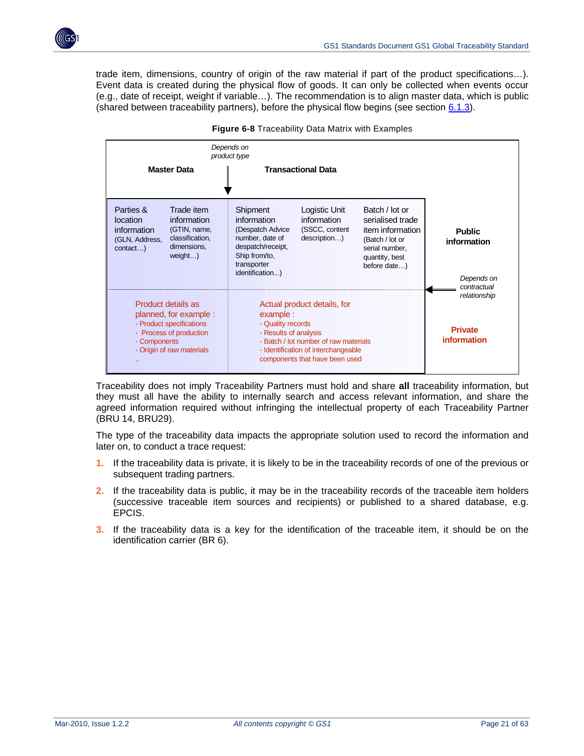trade item, dimensions, country of origin of the raw material if part of the product specifications…). Event data is created during the physical flow of goods. It can only be collected when events occur (e.g., date of receipt, weight if variable…). The recommendation is to align master data, which is public (shared between traceability partners), before the physical flow begins (see section 6.1.3).

**Figure 6-8** Traceability Data Matrix with Examples

| Master Data | | Transactional Data (*Depends on product type*) | | | |
|---|---|---|---|---|---|
| Parties & location information (GLN, Address, contact…) | Trade item information (GTIN, name, classification, dimensions, weight…) | Shipment information (Despatch Advice number, date of despatch/receipt, Ship from/to, transporter identification...) | Logistic Unit information (SSCC, content description…) | Batch / lot or serialised trade item information (Batch / lot or serial number, quantity, best before date…) | **Public information** |
| Product details as planned, for example : - Product specifications - Process of production - Components - Origin of raw materials .. | | Actual product details, for example : - Quality records - Results of analysis - Batch / lot number of raw materials - Identification of interchangeable components that have been used | | | **Private information** (*Depends on contractual relationship*) |

Traceability does not imply Traceability Partners must hold and share **all** traceability information, but they must all have the ability to internally search and access relevant information, and share the agreed information required without infringing the intellectual property of each Traceability Partner (BRU 14, BRU29).

The type of the traceability data impacts the appropriate solution used to record the information and later on, to conduct a trace request:

1. If the traceability data is private, it is likely to be in the traceability records of one of the previous or subsequent trading partners.
2. If the traceability data is public, it may be in the traceability records of the traceable item holders (successive traceable item sources and recipients) or published to a shared database, e.g. EPCIS.
3. If the traceability data is a key for the identification of the traceable item, it should be on the identification carrier (BR 6).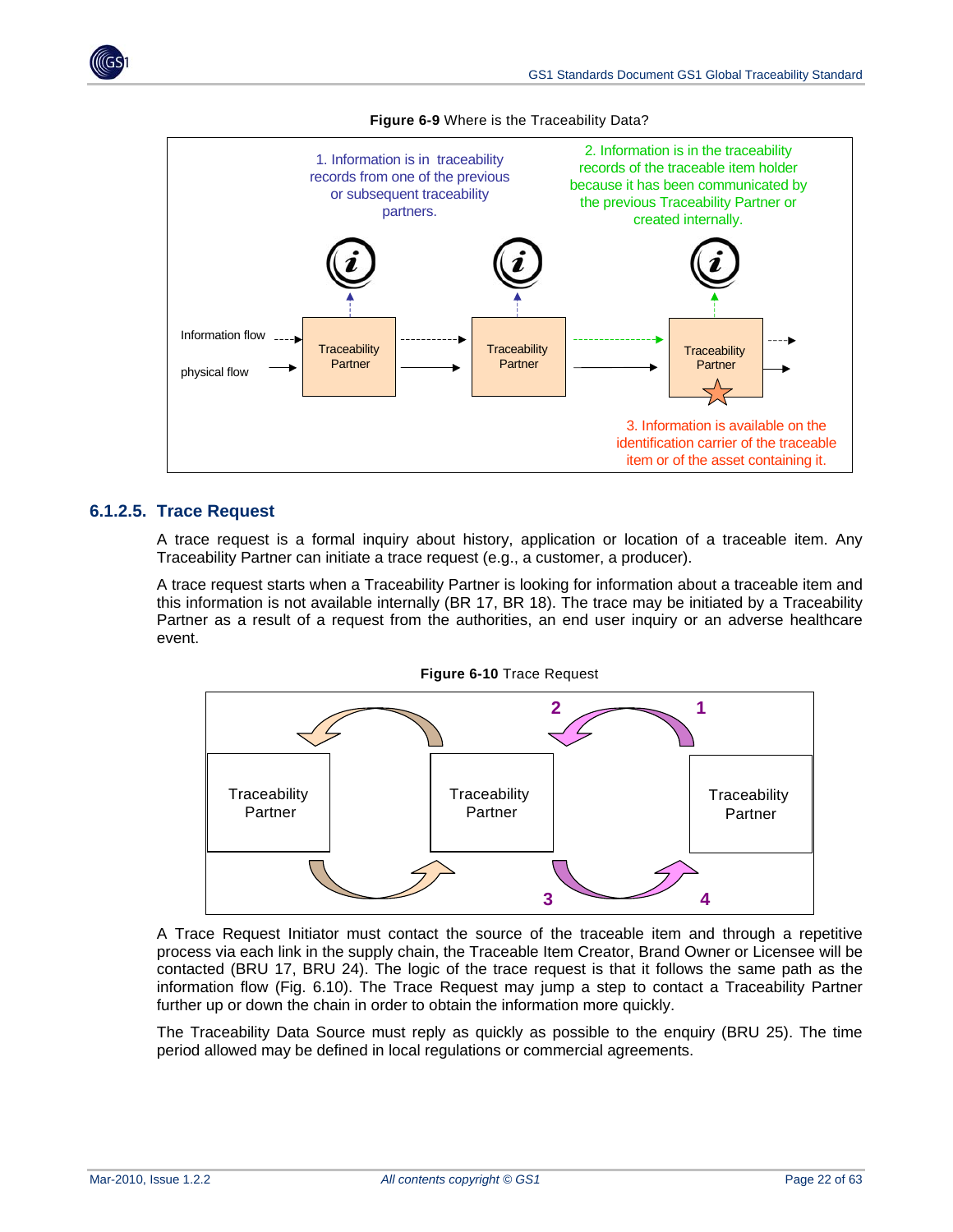**Figure 6-9** Where is the Traceability Data?

1. Information is in traceability records from one of the previous or subsequent traceability partners.

2. Information is in the traceability records of the traceable item holder because it has been communicated by the previous Traceability Partner or created internally.

Information flow

physical flow

Traceability Partner

Traceability Partner

Traceability Partner

3. Information is available on the identification carrier of the traceable item or of the asset containing it.

### 6.1.2.5. Trace Request

A trace request is a formal inquiry about history, application or location of a traceable item. Any Traceability Partner can initiate a trace request (e.g., a customer, a producer).

A trace request starts when a Traceability Partner is looking for information about a traceable item and this information is not available internally (BR 17, BR 18). The trace may be initiated by a Traceability Partner as a result of a request from the authorities, an end user inquiry or an adverse healthcare event.

**Figure 6-10** Trace Request

Traceability Partner

Traceability Partner

Traceability Partner

A Trace Request Initiator must contact the source of the traceable item and through a repetitive process via each link in the supply chain, the Traceable Item Creator, Brand Owner or Licensee will be contacted (BRU 17, BRU 24). The logic of the trace request is that it follows the same path as the information flow (Fig. 6.10). The Trace Request may jump a step to contact a Traceability Partner further up or down the chain in order to obtain the information more quickly.

The Traceability Data Source must reply as quickly as possible to the enquiry (BRU 25). The time period allowed may be defined in local regulations or commercial agreements.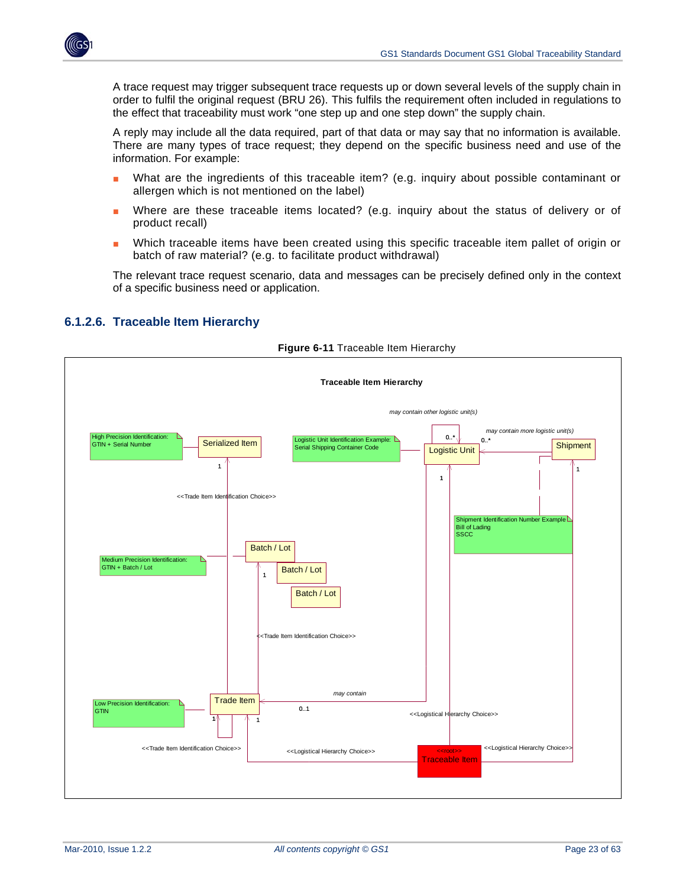A trace request may trigger subsequent trace requests up or down several levels of the supply chain in order to fulfil the original request (BRU 26). This fulfils the requirement often included in regulations to the effect that traceability must work "one step up and one step down" the supply chain.

A reply may include all the data required, part of that data or may say that no information is available. There are many types of trace request; they depend on the specific business need and use of the information. For example:

- What are the ingredients of this traceable item? (e.g. inquiry about possible contaminant or allergen which is not mentioned on the label)
- Where are these traceable items located? (e.g. inquiry about the status of delivery or of product recall)
- Which traceable items have been created using this specific traceable item pallet of origin or batch of raw material? (e.g. to facilitate product withdrawal)

The relevant trace request scenario, data and messages can be precisely defined only in the context of a specific business need or application.

### 6.1.2.6. Traceable Item Hierarchy

**Figure 6-11** Traceable Item Hierarchy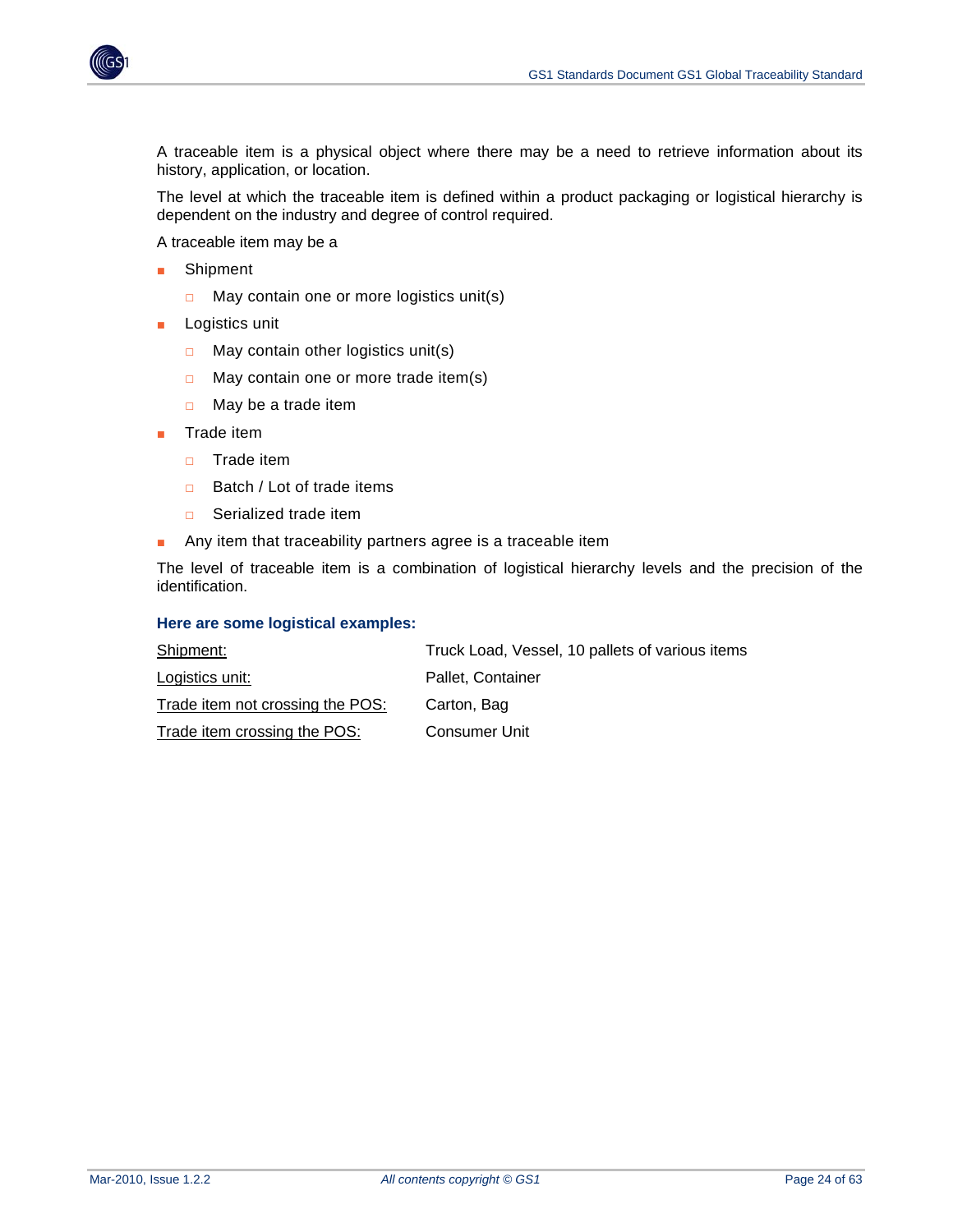A traceable item is a physical object where there may be a need to retrieve information about its history, application, or location.

The level at which the traceable item is defined within a product packaging or logistical hierarchy is dependent on the industry and degree of control required.

A traceable item may be a

- Shipment
  - May contain one or more logistics unit(s)
- Logistics unit
  - May contain other logistics unit(s)
  - May contain one or more trade item(s)
  - May be a trade item
- Trade item
  - Trade item
  - Batch / Lot of trade items
  - Serialized trade item
- Any item that traceability partners agree is a traceable item

The level of traceable item is a combination of logistical hierarchy levels and the precision of the identification.

**Here are some logistical examples:**

| | |
|---|---|
| Shipment: | Truck Load, Vessel, 10 pallets of various items |
| Logistics unit: | Pallet, Container |
| Trade item not crossing the POS: | Carton, Bag |
| Trade item crossing the POS: | Consumer Unit |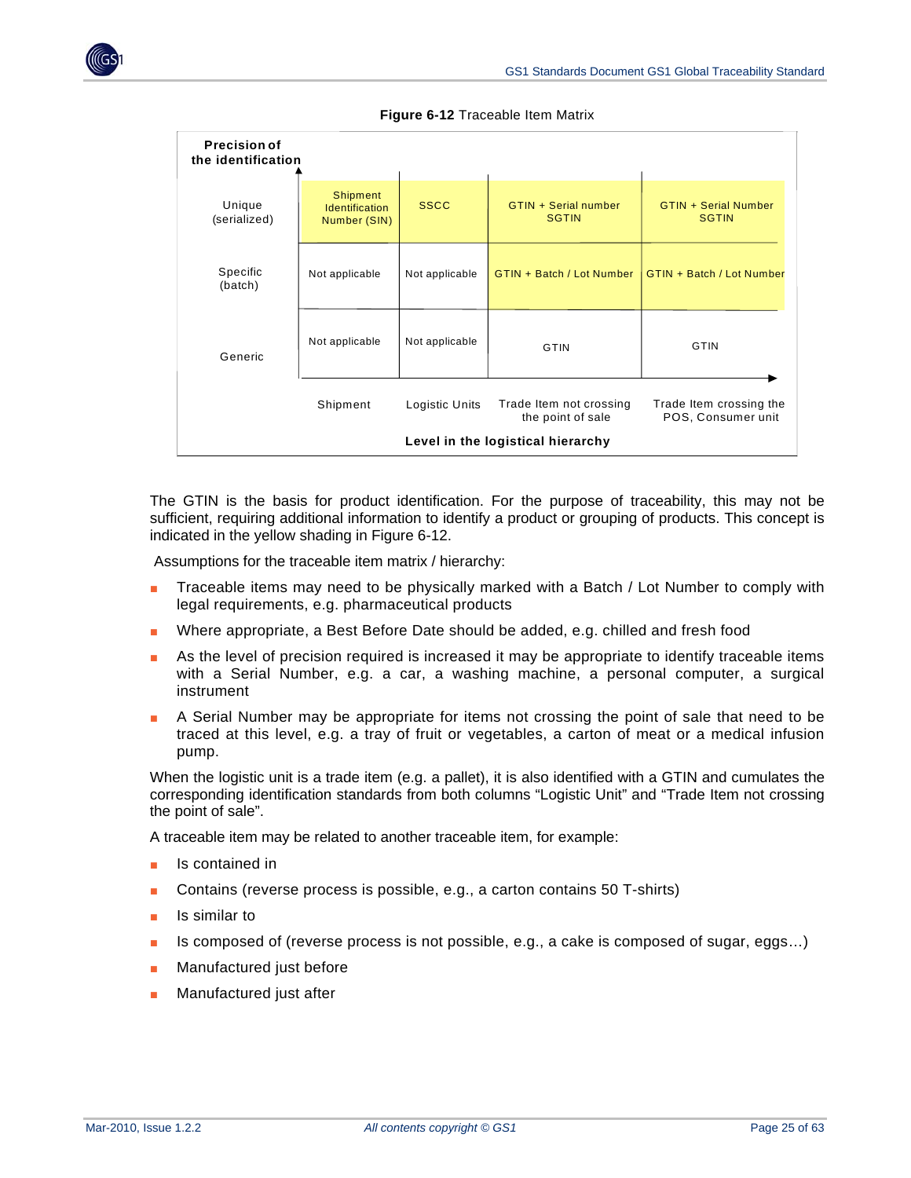**Figure 6-12** Traceable Item Matrix

| Precision of the identification | Shipment | Logistic Units | Trade Item not crossing the point of sale | Trade Item crossing the POS, Consumer unit |
|---|---|---|---|---|
| Unique (serialized) | Shipment Identification Number (SIN) | SSCC | GTIN + Serial number SGTIN | GTIN + Serial Number SGTIN |
| Specific (batch) | Not applicable | Not applicable | GTIN + Batch / Lot Number | GTIN + Batch / Lot Number |
| Generic | Not applicable | Not applicable | GTIN | GTIN |

Level in the logistical hierarchy

The GTIN is the basis for product identification. For the purpose of traceability, this may not be sufficient, requiring additional information to identify a product or grouping of products. This concept is indicated in the yellow shading in Figure 6-12.

Assumptions for the traceable item matrix / hierarchy:

- Traceable items may need to be physically marked with a Batch / Lot Number to comply with legal requirements, e.g. pharmaceutical products
- Where appropriate, a Best Before Date should be added, e.g. chilled and fresh food
- As the level of precision required is increased it may be appropriate to identify traceable items with a Serial Number, e.g. a car, a washing machine, a personal computer, a surgical instrument
- A Serial Number may be appropriate for items not crossing the point of sale that need to be traced at this level, e.g. a tray of fruit or vegetables, a carton of meat or a medical infusion pump.

When the logistic unit is a trade item (e.g. a pallet), it is also identified with a GTIN and cumulates the corresponding identification standards from both columns “Logistic Unit” and “Trade Item not crossing the point of sale”.

A traceable item may be related to another traceable item, for example:

- Is contained in
- Contains (reverse process is possible, e.g., a carton contains 50 T-shirts)
- Is similar to
- Is composed of (reverse process is not possible, e.g., a cake is composed of sugar, eggs…)
- Manufactured just before
- Manufactured just after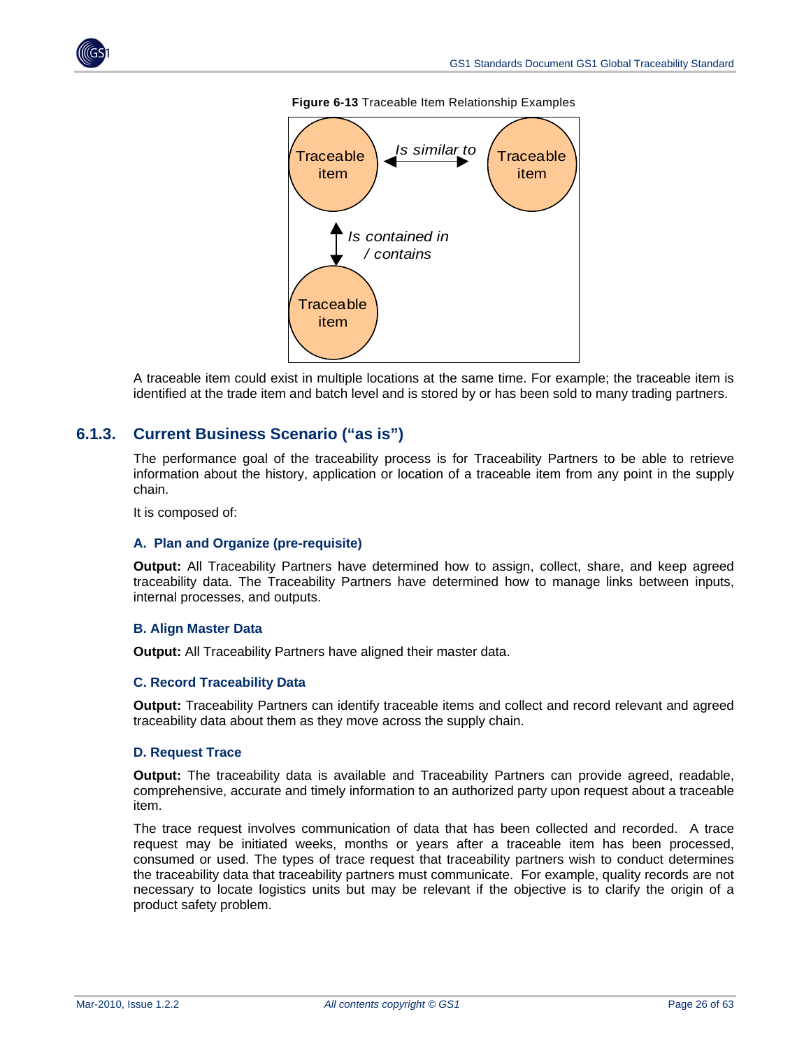**Figure 6-13** Traceable Item Relationship Examples

A traceable item could exist in multiple locations at the same time. For example; the traceable item is identified at the trade item and batch level and is stored by or has been sold to many trading partners.

## 6.1.3. Current Business Scenario ("as is")

The performance goal of the traceability process is for Traceability Partners to be able to retrieve information about the history, application or location of a traceable item from any point in the supply chain.

It is composed of:

#### A. Plan and Organize (pre-requisite)

**Output:** All Traceability Partners have determined how to assign, collect, share, and keep agreed traceability data. The Traceability Partners have determined how to manage links between inputs, internal processes, and outputs.

#### B. Align Master Data

**Output:** All Traceability Partners have aligned their master data.

#### C. Record Traceability Data

**Output:** Traceability Partners can identify traceable items and collect and record relevant and agreed traceability data about them as they move across the supply chain.

#### D. Request Trace

**Output:** The traceability data is available and Traceability Partners can provide agreed, readable, comprehensive, accurate and timely information to an authorized party upon request about a traceable item.

The trace request involves communication of data that has been collected and recorded. A trace request may be initiated weeks, months or years after a traceable item has been processed, consumed or used. The types of trace request that traceability partners wish to conduct determines the traceability data that traceability partners must communicate. For example, quality records are not necessary to locate logistics units but may be relevant if the objective is to clarify the origin of a product safety problem.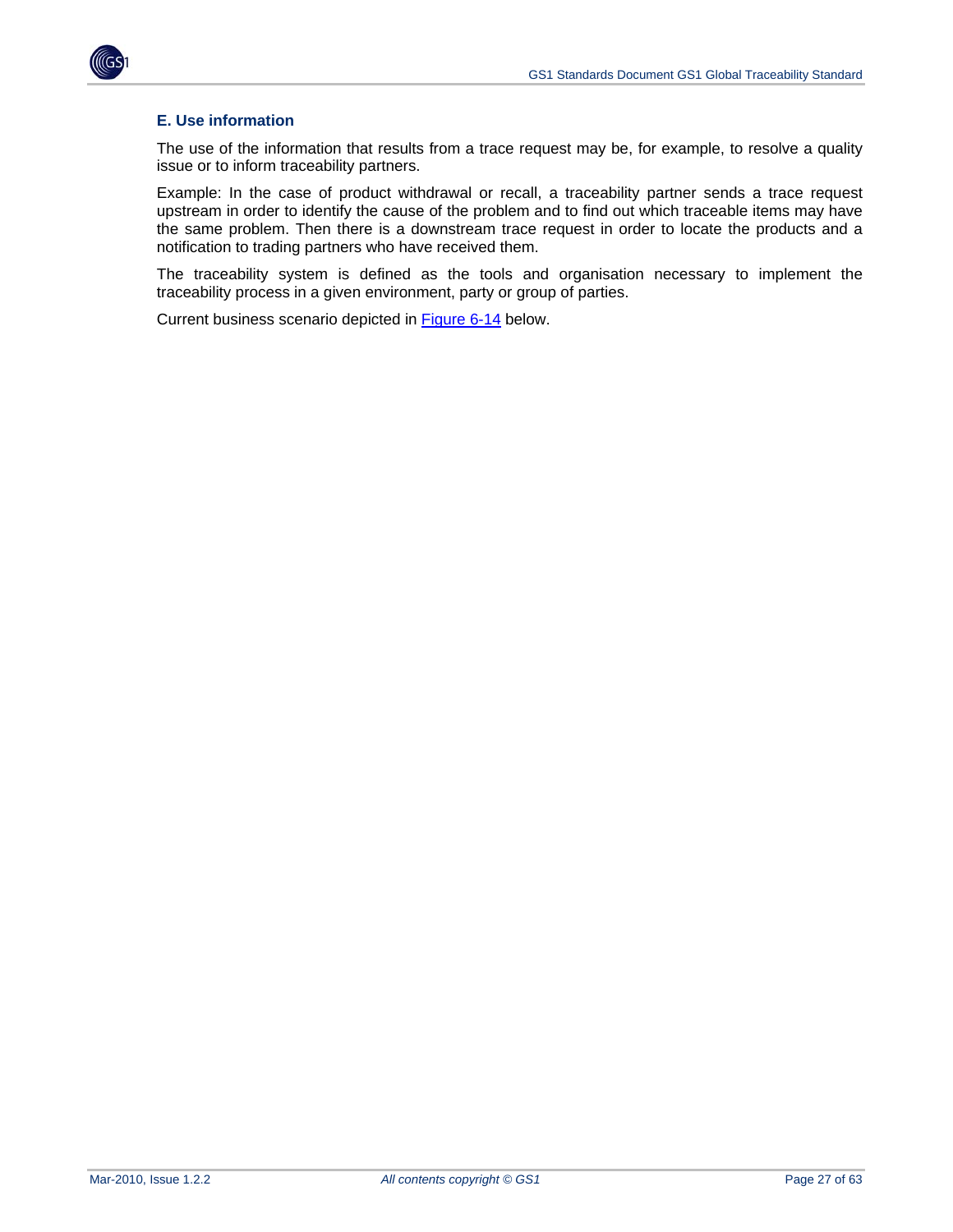### E. Use information

The use of the information that results from a trace request may be, for example, to resolve a quality issue or to inform traceability partners.

Example: In the case of product withdrawal or recall, a traceability partner sends a trace request upstream in order to identify the cause of the problem and to find out which traceable items may have the same problem. Then there is a downstream trace request in order to locate the products and a notification to trading partners who have received them.

The traceability system is defined as the tools and organisation necessary to implement the traceability process in a given environment, party or group of parties.

Current business scenario depicted in Figure 6-14 below.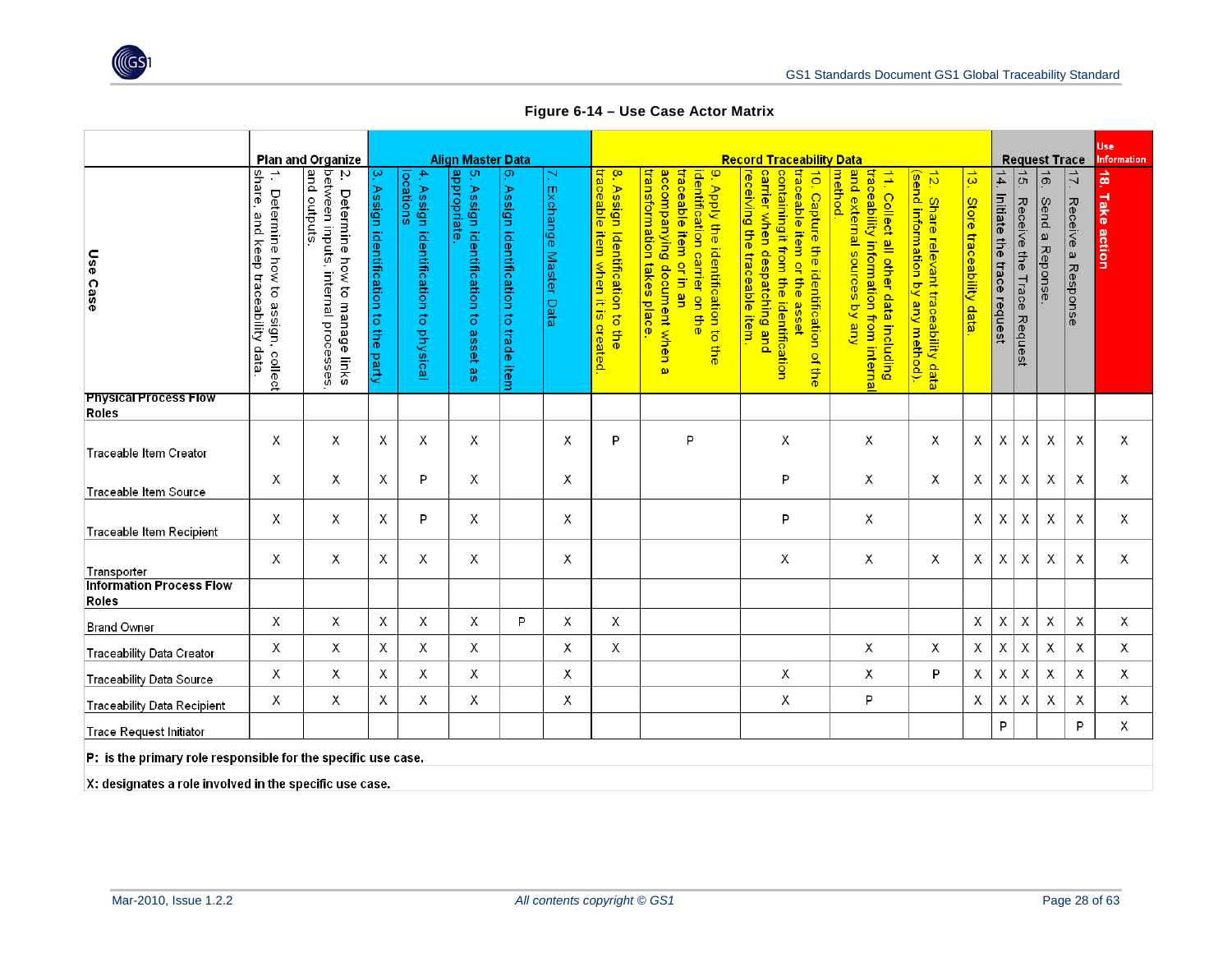**Figure 6-14 – Use Case Actor Matrix**

| Use Case | Plan and Organize | | Align Master Data | | | | | Record Traceability Data | | | | | | Request Trace | | | | | Use Information |
|---|---|---|---|---|---|---|---|---|---|---|---|---|---|---|---|---|---|---|---|
| | 1. Determine how to assign, collect share, and keep traceability data. | 2. Determine how to manage links between inputs, internal processes, and outputs. | 3. Assign identification to the party | 4. Assign identification to physical locations | 5. Assign identification to asset as appropriate. | 6. Assign identification to trade item | 7. Exchange Master Data | 8. Assign identification to the traceable item when it is created. | 9. Apply the identification to the identification carrier on the traceable item or in an accompanying document when a transformation takes place. | 10. Capture the identification of the traceable item or the asset containing it from the identification carrier when despatching and receiving the traceable item. | 11. Collect all other data including traceability information from internal and external sources by any method. | 12. Share relevant traceability data (send information by any method). | 13. Store traceability data. | 14. Initiate the trace request | 15. Receive the Trace Request | 16. Send a Reponse. | 17. Receive a Response | 18. Take action |
| **Physical Process Flow Roles** | | | | | | | | | | | | | | | | | | | |
| Traceable Item Creator | X | X | X | X | X | | X | P | P | X | X | X | X | X | X | X | X | X |
| Traceable Item Source | X | X | X | P | X | | X | | | P | X | X | X | X | X | X | X | X |
| Traceable Item Recipient | X | X | X | P | X | | X | | | P | X | | X | X | X | X | X | X |
| Transporter | X | X | X | X | X | | X | | | X | X | X | X | X | X | X | X | X |
| **Information Process Flow Roles** | | | | | | | | | | | | | | | | | | | |
| Brand Owner | X | X | X | X | X | P | X | X | | | | | X | X | X | X | X | X |
| Traceability Data Creator | X | X | X | X | X | | X | X | | | X | X | X | X | X | X | X | X |
| Traceability Data Source | X | X | X | X | X | | X | | | X | X | P | X | X | X | X | X | X |
| Traceability Data Recipient | X | X | X | X | X | | X | | | X | P | | X | X | X | X | X | X |
| Trace Request Initiator | | | | | | | | | | | | | | P | | | P | X |

**P: is the primary role responsible for the specific use case.**

**X: designates a role involved in the specific use case.**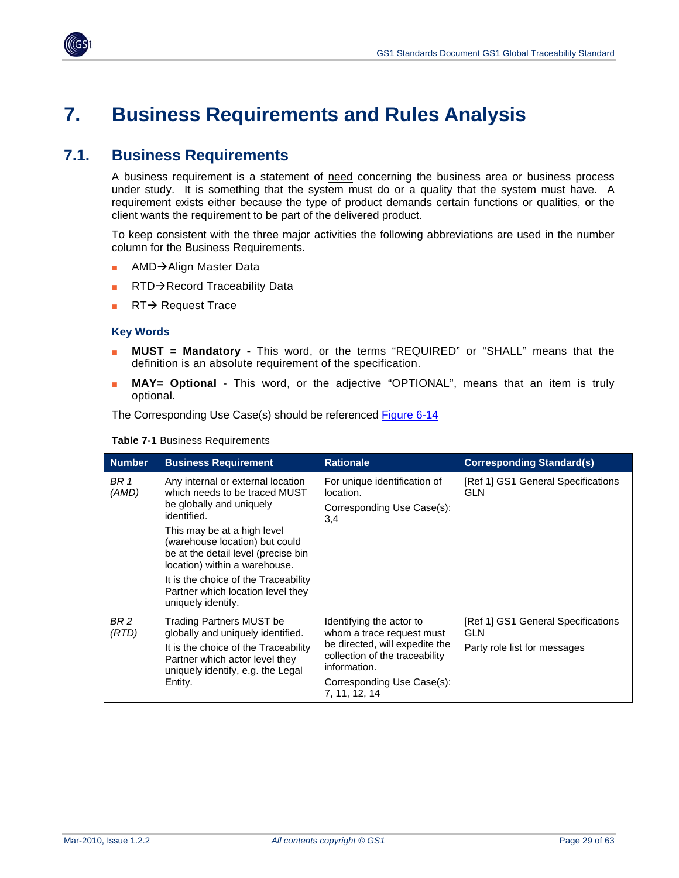# 7. Business Requirements and Rules Analysis

## 7.1. Business Requirements

A business requirement is a statement of need concerning the business area or business process under study. It is something that the system must do or a quality that the system must have. A requirement exists either because the type of product demands certain functions or qualities, or the client wants the requirement to be part of the delivered product.

To keep consistent with the three major activities the following abbreviations are used in the number column for the Business Requirements.

- AMD→Align Master Data
- RTD→Record Traceability Data
- RT→ Request Trace

### Key Words

- **MUST = Mandatory -** This word, or the terms "REQUIRED" or "SHALL" means that the definition is an absolute requirement of the specification.
- **MAY= Optional** - This word, or the adjective "OPTIONAL", means that an item is truly optional.

The Corresponding Use Case(s) should be referenced Figure 6-14

**Table 7-1** Business Requirements

| Number | Business Requirement | Rationale | Corresponding Standard(s) |
|---|---|---|---|
| *BR 1 (AMD)* | Any internal or external location which needs to be traced MUST be globally and uniquely identified.<br>This may be at a high level (warehouse location) but could be at the detail level (precise bin location) within a warehouse.<br>It is the choice of the Traceability Partner which location level they uniquely identify. | For unique identification of location.<br>Corresponding Use Case(s): 3,4 | [Ref 1] GS1 General Specifications GLN |
| *BR 2 (RTD)* | Trading Partners MUST be globally and uniquely identified.<br>It is the choice of the Traceability Partner which actor level they uniquely identify, e.g. the Legal Entity. | Identifying the actor to whom a trace request must be directed, will expedite the collection of the traceability information.<br>Corresponding Use Case(s): 7, 11, 12, 14 | [Ref 1] GS1 General Specifications GLN<br>Party role list for messages |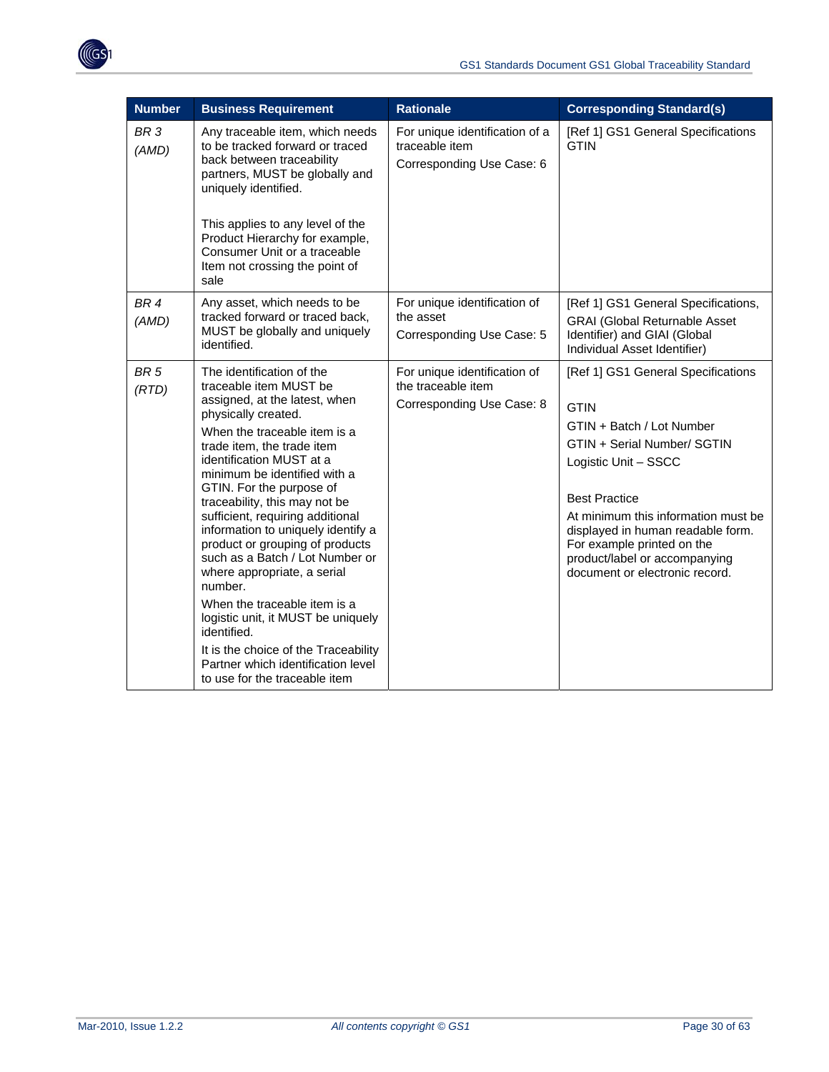| Number | Business Requirement | Rationale | Corresponding Standard(s) |
|---|---|---|---|
| *BR 3 (AMD)* | Any traceable item, which needs to be tracked forward or traced back between traceability partners, MUST be globally and uniquely identified.<br><br>This applies to any level of the Product Hierarchy for example, Consumer Unit or a traceable Item not crossing the point of sale | For unique identification of a traceable item<br>Corresponding Use Case: 6 | [Ref 1] GS1 General Specifications GTIN |
| *BR 4 (AMD)* | Any asset, which needs to be tracked forward or traced back, MUST be globally and uniquely identified. | For unique identification of the asset<br>Corresponding Use Case: 5 | [Ref 1] GS1 General Specifications, GRAI (Global Returnable Asset Identifier) and GIAI (Global Individual Asset Identifier) |
| *BR 5 (RTD)* | The identification of the traceable item MUST be assigned, at the latest, when physically created.<br>When the traceable item is a trade item, the trade item identification MUST at a minimum be identified with a GTIN. For the purpose of traceability, this may not be sufficient, requiring additional information to uniquely identify a product or grouping of products such as a Batch / Lot Number or where appropriate, a serial number.<br>When the traceable item is a logistic unit, it MUST be uniquely identified.<br>It is the choice of the Traceability Partner which identification level to use for the traceable item | For unique identification of the traceable item<br>Corresponding Use Case: 8 | [Ref 1] GS1 General Specifications<br><br>GTIN<br>GTIN + Batch / Lot Number<br>GTIN + Serial Number/ SGTIN<br>Logistic Unit – SSCC<br><br>Best Practice<br>At minimum this information must be displayed in human readable form. For example printed on the product/label or accompanying document or electronic record. |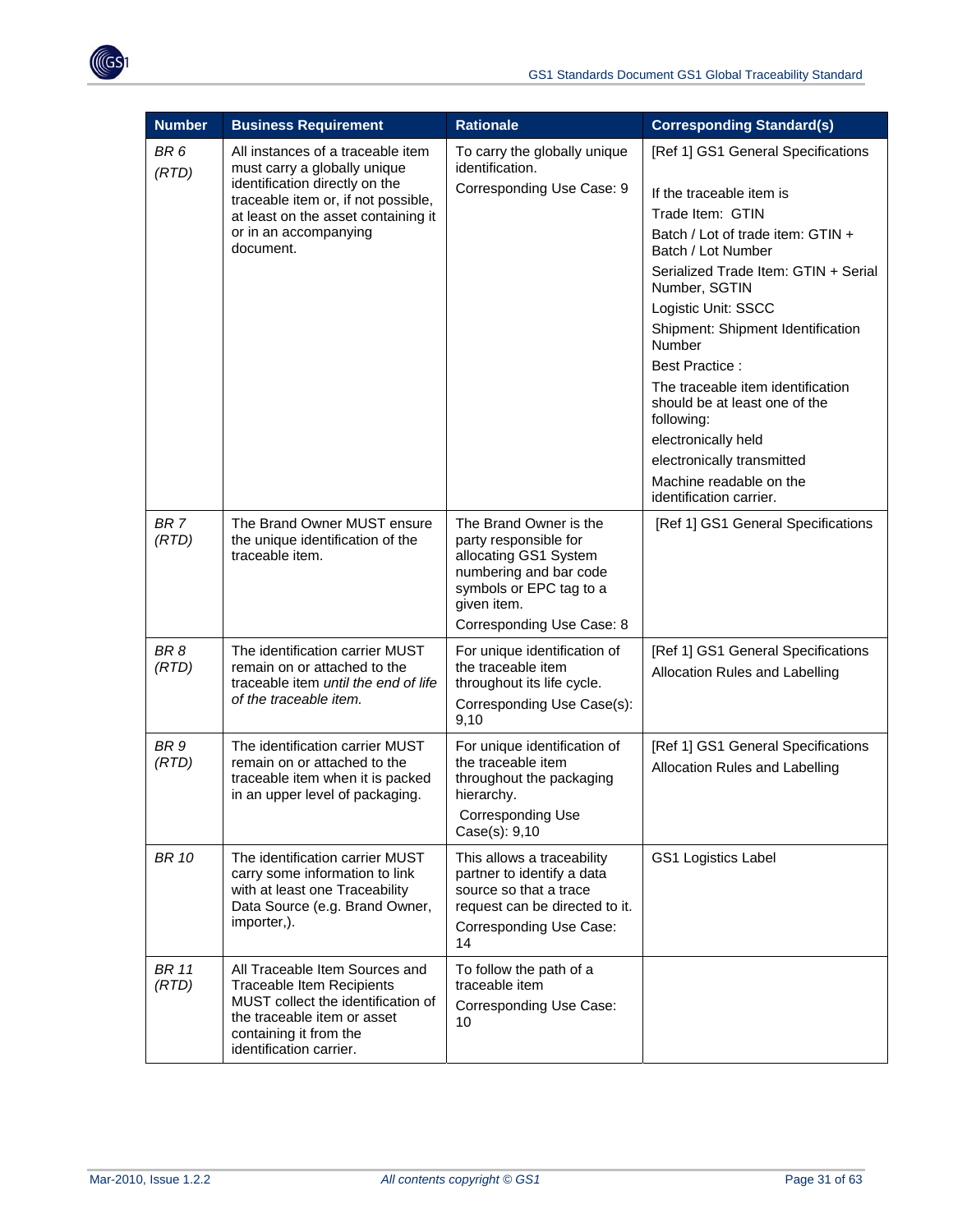| Number | Business Requirement | Rationale | Corresponding Standard(s) |
| --- | --- | --- | --- |
| *BR 6 (RTD)* | All instances of a traceable item must carry a globally unique identification directly on the traceable item or, if not possible, at least on the asset containing it or in an accompanying document. | To carry the globally unique identification.<br>Corresponding Use Case: 9 | [Ref 1] GS1 General Specifications<br><br>If the traceable item is<br>Trade Item: GTIN<br>Batch / Lot of trade item: GTIN + Batch / Lot Number<br>Serialized Trade Item: GTIN + Serial Number, SGTIN<br>Logistic Unit: SSCC<br>Shipment: Shipment Identification Number<br>Best Practice :<br>The traceable item identification should be at least one of the following:<br>electronically held<br>electronically transmitted<br>Machine readable on the identification carrier. |
| *BR 7 (RTD)* | The Brand Owner MUST ensure the unique identification of the traceable item. | The Brand Owner is the party responsible for allocating GS1 System numbering and bar code symbols or EPC tag to a given item.<br>Corresponding Use Case: 8 | [Ref 1] GS1 General Specifications |
| *BR 8 (RTD)* | The identification carrier MUST remain on or attached to the traceable item *until the end of life of the traceable item.* | For unique identification of the traceable item throughout its life cycle.<br>Corresponding Use Case(s): 9,10 | [Ref 1] GS1 General Specifications<br>Allocation Rules and Labelling |
| *BR 9 (RTD)* | The identification carrier MUST remain on or attached to the traceable item when it is packed in an upper level of packaging. | For unique identification of the traceable item throughout the packaging hierarchy.<br>Corresponding Use Case(s): 9,10 | [Ref 1] GS1 General Specifications<br>Allocation Rules and Labelling |
| *BR 10* | The identification carrier MUST carry some information to link with at least one Traceability Data Source (e.g. Brand Owner, importer,). | This allows a traceability partner to identify a data source so that a trace request can be directed to it.<br>Corresponding Use Case: 14 | GS1 Logistics Label |
| *BR 11 (RTD)* | All Traceable Item Sources and Traceable Item Recipients MUST collect the identification of the traceable item or asset containing it from the identification carrier. | To follow the path of a traceable item<br>Corresponding Use Case: 10 | |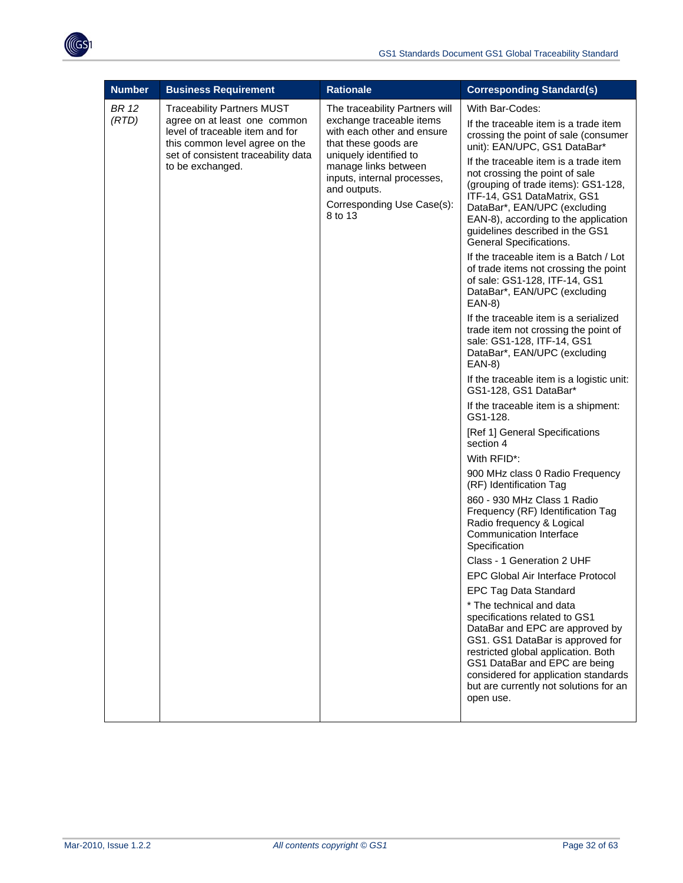| Number | Business Requirement | Rationale | Corresponding Standard(s) |
|---|---|---|---|
| *BR 12 (RTD)* | Traceability Partners MUST agree on at least one common level of traceable item and for this common level agree on the set of consistent traceability data to be exchanged. | The traceability Partners will exchange traceable items with each other and ensure that these goods are uniquely identified to manage links between inputs, internal processes, and outputs.<br><br>Corresponding Use Case(s): 8 to 13 | With Bar-Codes:<br><br>If the traceable item is a trade item crossing the point of sale (consumer unit): EAN/UPC, GS1 DataBar*<br><br>If the traceable item is a trade item not crossing the point of sale (grouping of trade items): GS1-128, ITF-14, GS1 DataMatrix, GS1 DataBar*, EAN/UPC (excluding EAN-8), according to the application guidelines described in the GS1 General Specifications.<br><br>If the traceable item is a Batch / Lot of trade items not crossing the point of sale: GS1-128, ITF-14, GS1 DataBar*, EAN/UPC (excluding EAN-8)<br><br>If the traceable item is a serialized trade item not crossing the point of sale: GS1-128, ITF-14, GS1 DataBar*, EAN/UPC (excluding EAN-8)<br><br>If the traceable item is a logistic unit: GS1-128, GS1 DataBar*<br><br>If the traceable item is a shipment: GS1-128.<br><br>[Ref 1] General Specifications section 4<br><br>With RFID*:<br><br>900 MHz class 0 Radio Frequency (RF) Identification Tag<br><br>860 - 930 MHz Class 1 Radio Frequency (RF) Identification Tag Radio frequency & Logical Communication Interface Specification<br><br>Class - 1 Generation 2 UHF<br><br>EPC Global Air Interface Protocol<br><br>EPC Tag Data Standard<br><br>* The technical and data specifications related to GS1 DataBar and EPC are approved by GS1. GS1 DataBar is approved for restricted global application. Both GS1 DataBar and EPC are being considered for application standards but are currently not solutions for an open use. |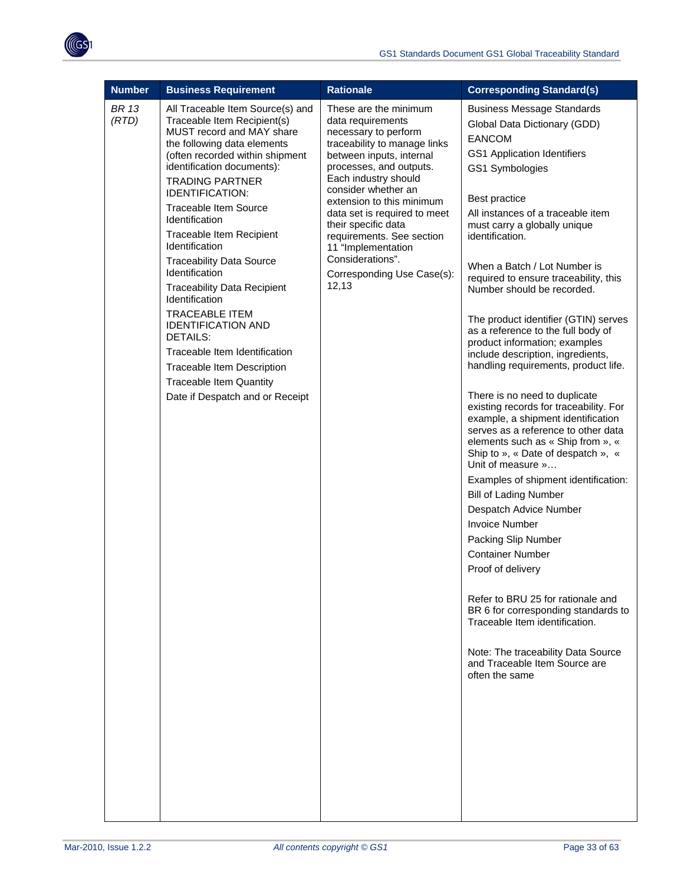| Number | Business Requirement | Rationale | Corresponding Standard(s) |
| --- | --- | --- | --- |
| *BR 13 (RTD)* | All Traceable Item Source(s) and Traceable Item Recipient(s) MUST record and MAY share the following data elements (often recorded within shipment identification documents):<br>TRADING PARTNER IDENTIFICATION:<br>Traceable Item Source Identification<br>Traceable Item Recipient Identification<br>Traceability Data Source Identification<br>Traceability Data Recipient Identification<br>TRACEABLE ITEM IDENTIFICATION AND DETAILS:<br>Traceable Item Identification<br>Traceable Item Description<br>Traceable Item Quantity<br>Date if Despatch and or Receipt | These are the minimum data requirements necessary to perform traceability to manage links between inputs, internal processes, and outputs. Each industry should consider whether an extension to this minimum data set is required to meet their specific data requirements. See section 11 "Implementation Considerations".<br>Corresponding Use Case(s): 12,13 | Business Message Standards<br>Global Data Dictionary (GDD)<br>EANCOM<br>GS1 Application Identifiers<br>GS1 Symbologies<br><br>Best practice<br>All instances of a traceable item must carry a globally unique identification.<br><br>When a Batch / Lot Number is required to ensure traceability, this Number should be recorded.<br><br>The product identifier (GTIN) serves as a reference to the full body of product information; examples include description, ingredients, handling requirements, product life.<br><br>There is no need to duplicate existing records for traceability. For example, a shipment identification serves as a reference to other data elements such as « Ship from », « Ship to », « Date of despatch », « Unit of measure »…<br>Examples of shipment identification:<br>Bill of Lading Number<br>Despatch Advice Number<br>Invoice Number<br>Packing Slip Number<br>Container Number<br>Proof of delivery<br><br>Refer to BRU 25 for rationale and BR 6 for corresponding standards to Traceable Item identification.<br><br>Note: The traceability Data Source and Traceable Item Source are often the same |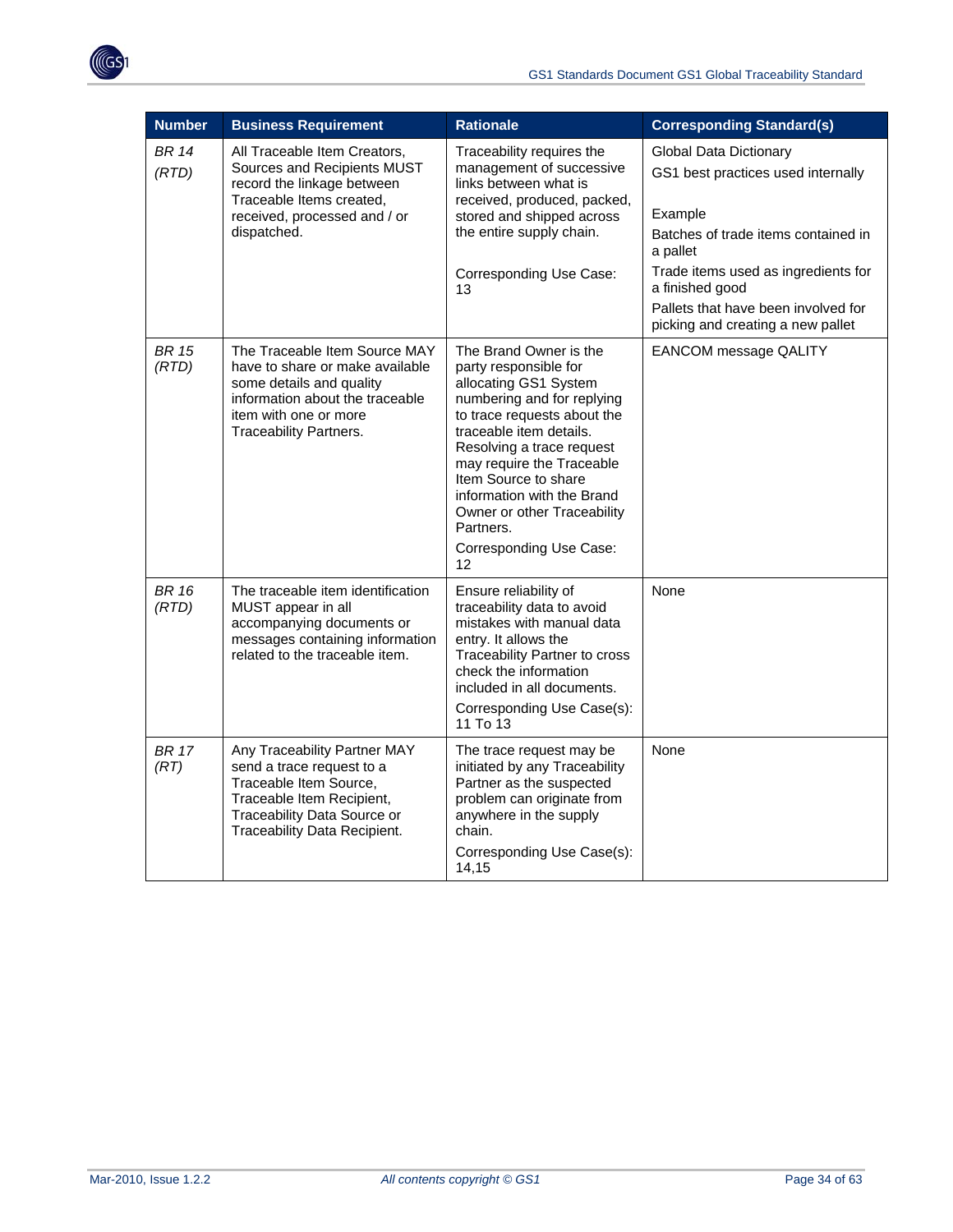| Number | Business Requirement | Rationale | Corresponding Standard(s) |
| --- | --- | --- | --- |
| *BR 14 (RTD)* | All Traceable Item Creators, Sources and Recipients MUST record the linkage between Traceable Items created, received, processed and / or dispatched. | Traceability requires the management of successive links between what is received, produced, packed, stored and shipped across the entire supply chain.<br><br>Corresponding Use Case: 13 | Global Data Dictionary<br>GS1 best practices used internally<br><br>Example<br>Batches of trade items contained in a pallet<br>Trade items used as ingredients for a finished good<br>Pallets that have been involved for picking and creating a new pallet |
| *BR 15 (RTD)* | The Traceable Item Source MAY have to share or make available some details and quality information about the traceable item with one or more Traceability Partners. | The Brand Owner is the party responsible for allocating GS1 System numbering and for replying to trace requests about the traceable item details. Resolving a trace request may require the Traceable Item Source to share information with the Brand Owner or other Traceability Partners.<br>Corresponding Use Case: 12 | EANCOM message QALITY |
| *BR 16 (RTD)* | The traceable item identification MUST appear in all accompanying documents or messages containing information related to the traceable item. | Ensure reliability of traceability data to avoid mistakes with manual data entry. It allows the Traceability Partner to cross check the information included in all documents.<br>Corresponding Use Case(s): 11 To 13 | None |
| *BR 17 (RT)* | Any Traceability Partner MAY send a trace request to a Traceable Item Source, Traceable Item Recipient, Traceability Data Source or Traceability Data Recipient. | The trace request may be initiated by any Traceability Partner as the suspected problem can originate from anywhere in the supply chain.<br>Corresponding Use Case(s): 14,15 | None |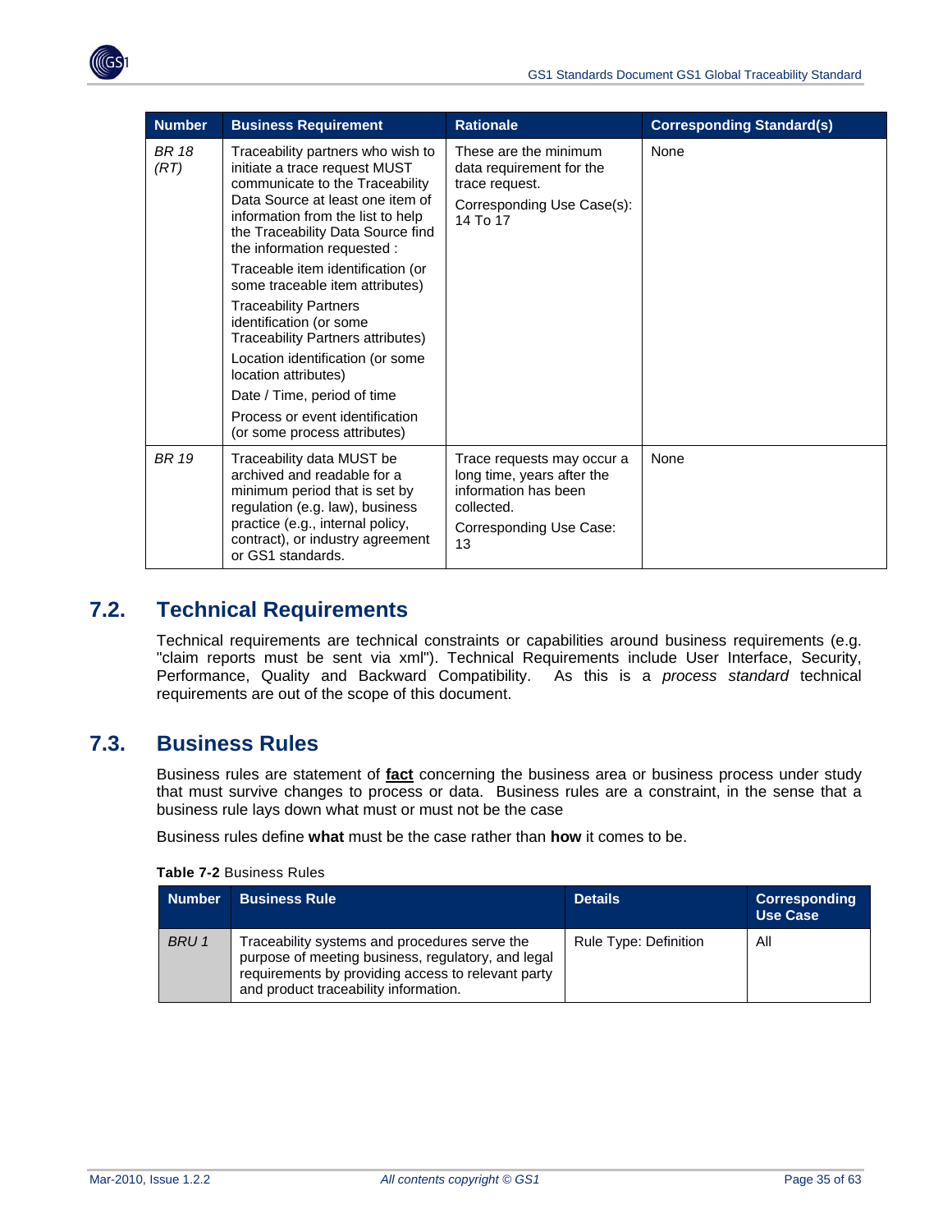| Number | Business Requirement | Rationale | Corresponding Standard(s) |
| --- | --- | --- | --- |
| *BR 18 (RT)* | Traceability partners who wish to initiate a trace request MUST communicate to the Traceability Data Source at least one item of information from the list to help the Traceability Data Source find the information requested :<br>Traceable item identification (or some traceable item attributes)<br>Traceability Partners identification (or some Traceability Partners attributes)<br>Location identification (or some location attributes)<br>Date / Time, period of time<br>Process or event identification (or some process attributes) | These are the minimum data requirement for the trace request.<br>Corresponding Use Case(s): 14 To 17 | None |
| *BR 19* | Traceability data MUST be archived and readable for a minimum period that is set by regulation (e.g. law), business practice (e.g., internal policy, contract), or industry agreement or GS1 standards. | Trace requests may occur a long time, years after the information has been collected.<br>Corresponding Use Case: 13 | None |

## 7.2. Technical Requirements

Technical requirements are technical constraints or capabilities around business requirements (e.g. "claim reports must be sent via xml"). Technical Requirements include User Interface, Security, Performance, Quality and Backward Compatibility. As this is a *process standard* technical requirements are out of the scope of this document.

## 7.3. Business Rules

Business rules are statement of **fact** concerning the business area or business process under study that must survive changes to process or data. Business rules are a constraint, in the sense that a business rule lays down what must or must not be the case

Business rules define **what** must be the case rather than **how** it comes to be.

**Table 7-2** Business Rules

| Number | Business Rule | Details | Corresponding Use Case |
| --- | --- | --- | --- |
| *BRU 1* | Traceability systems and procedures serve the purpose of meeting business, regulatory, and legal requirements by providing access to relevant party and product traceability information. | Rule Type: Definition | All |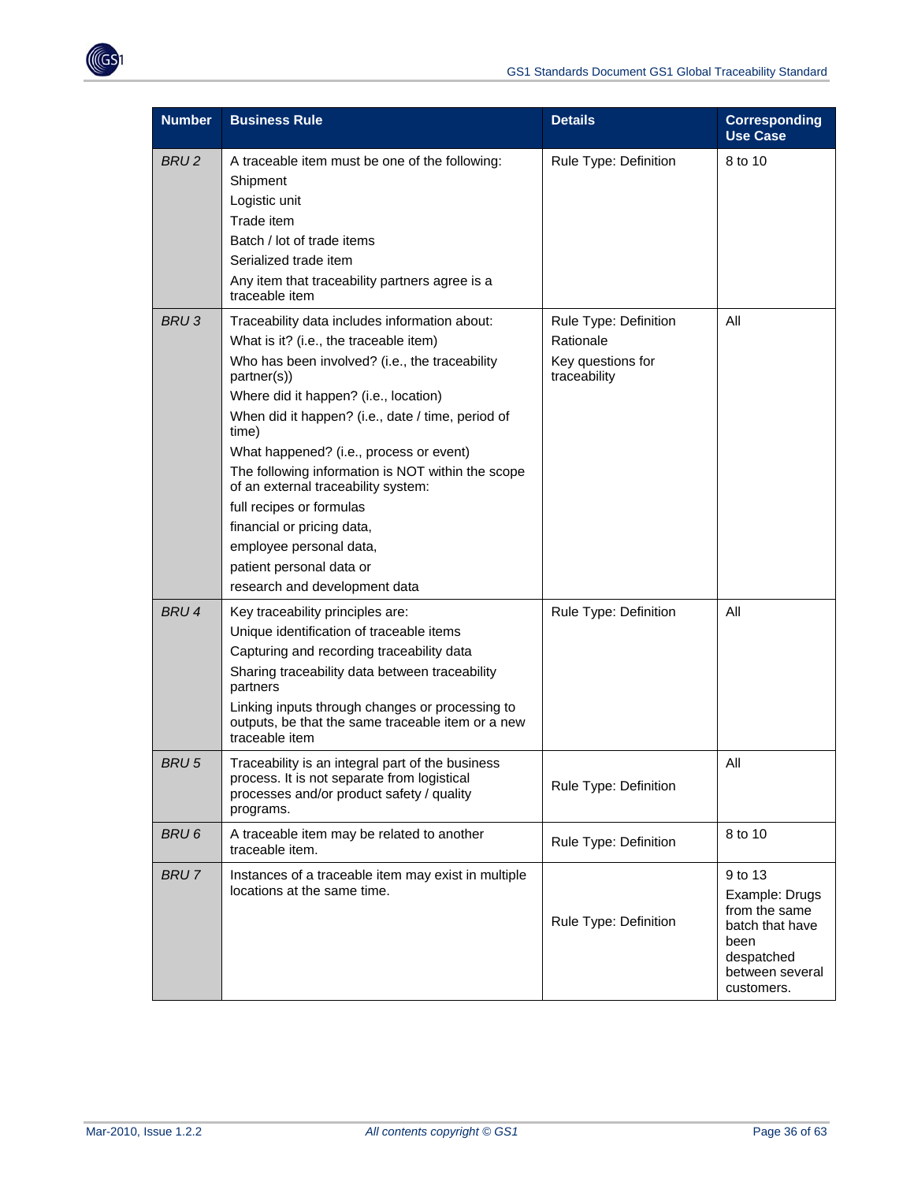| Number | Business Rule | Details | Corresponding Use Case |
|---|---|---|---|
| *BRU 2* | A traceable item must be one of the following:<br>Shipment<br>Logistic unit<br>Trade item<br>Batch / lot of trade items<br>Serialized trade item<br>Any item that traceability partners agree is a traceable item | Rule Type: Definition | 8 to 10 |
| *BRU 3* | Traceability data includes information about:<br>What is it? (i.e., the traceable item)<br>Who has been involved? (i.e., the traceability partner(s))<br>Where did it happen? (i.e., location)<br>When did it happen? (i.e., date / time, period of time)<br>What happened? (i.e., process or event)<br>The following information is NOT within the scope of an external traceability system:<br>full recipes or formulas<br>financial or pricing data,<br>employee personal data,<br>patient personal data or<br>research and development data | Rule Type: Definition<br>Rationale<br>Key questions for traceability | All |
| *BRU 4* | Key traceability principles are:<br>Unique identification of traceable items<br>Capturing and recording traceability data<br>Sharing traceability data between traceability partners<br>Linking inputs through changes or processing to outputs, be that the same traceable item or a new traceable item | Rule Type: Definition | All |
| *BRU 5* | Traceability is an integral part of the business process. It is not separate from logistical processes and/or product safety / quality programs. | Rule Type: Definition | All |
| *BRU 6* | A traceable item may be related to another traceable item. | Rule Type: Definition | 8 to 10 |
| *BRU 7* | Instances of a traceable item may exist in multiple locations at the same time. | Rule Type: Definition | 9 to 13<br>Example: Drugs from the same batch that have been despatched between several customers. |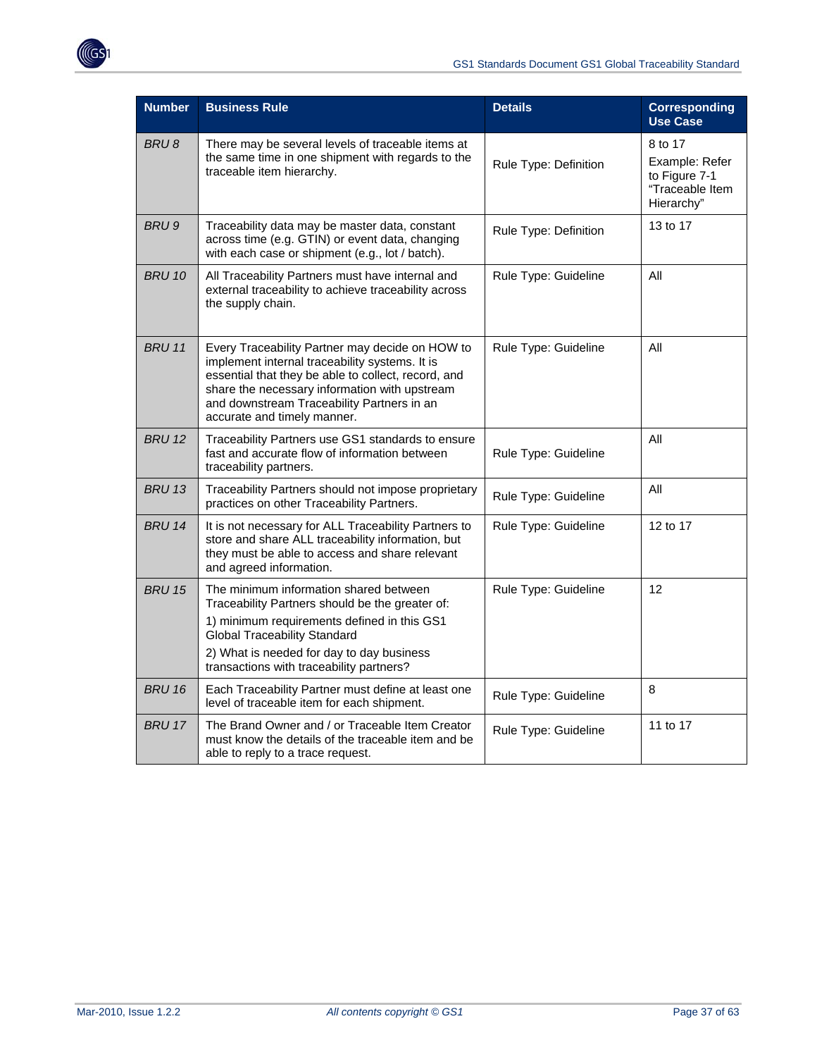| Number | Business Rule | Details | Corresponding Use Case |
|---|---|---|---|
| *BRU 8* | There may be several levels of traceable items at the same time in one shipment with regards to the traceable item hierarchy. | Rule Type: Definition | 8 to 17<br>Example: Refer to Figure 7-1 "Traceable Item Hierarchy" |
| *BRU 9* | Traceability data may be master data, constant across time (e.g. GTIN) or event data, changing with each case or shipment (e.g., lot / batch). | Rule Type: Definition | 13 to 17 |
| *BRU 10* | All Traceability Partners must have internal and external traceability to achieve traceability across the supply chain. | Rule Type: Guideline | All |
| *BRU 11* | Every Traceability Partner may decide on HOW to implement internal traceability systems. It is essential that they be able to collect, record, and share the necessary information with upstream and downstream Traceability Partners in an accurate and timely manner. | Rule Type: Guideline | All |
| *BRU 12* | Traceability Partners use GS1 standards to ensure fast and accurate flow of information between traceability partners. | Rule Type: Guideline | All |
| *BRU 13* | Traceability Partners should not impose proprietary practices on other Traceability Partners. | Rule Type: Guideline | All |
| *BRU 14* | It is not necessary for ALL Traceability Partners to store and share ALL traceability information, but they must be able to access and share relevant and agreed information. | Rule Type: Guideline | 12 to 17 |
| *BRU 15* | The minimum information shared between Traceability Partners should be the greater of:<br>1) minimum requirements defined in this GS1 Global Traceability Standard<br>2) What is needed for day to day business transactions with traceability partners? | Rule Type: Guideline | 12 |
| *BRU 16* | Each Traceability Partner must define at least one level of traceable item for each shipment. | Rule Type: Guideline | 8 |
| *BRU 17* | The Brand Owner and / or Traceable Item Creator must know the details of the traceable item and be able to reply to a trace request. | Rule Type: Guideline | 11 to 17 |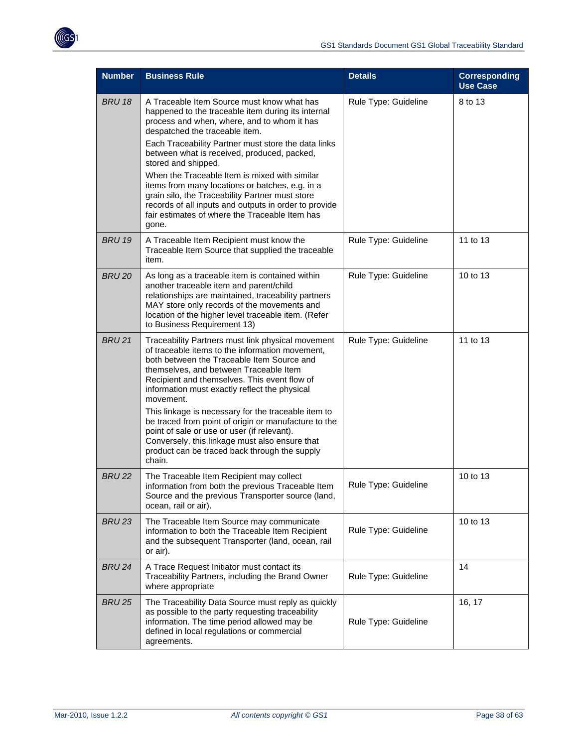| Number | Business Rule | Details | Corresponding Use Case |
|---|---|---|---|
| *BRU 18* | A Traceable Item Source must know what has happened to the traceable item during its internal process and when, where, and to whom it has despatched the traceable item.<br>Each Traceability Partner must store the data links between what is received, produced, packed, stored and shipped.<br>When the Traceable Item is mixed with similar items from many locations or batches, e.g. in a grain silo, the Traceability Partner must store records of all inputs and outputs in order to provide fair estimates of where the Traceable Item has gone. | Rule Type: Guideline | 8 to 13 |
| *BRU 19* | A Traceable Item Recipient must know the Traceable Item Source that supplied the traceable item. | Rule Type: Guideline | 11 to 13 |
| *BRU 20* | As long as a traceable item is contained within another traceable item and parent/child relationships are maintained, traceability partners MAY store only records of the movements and location of the higher level traceable item. (Refer to Business Requirement 13) | Rule Type: Guideline | 10 to 13 |
| *BRU 21* | Traceability Partners must link physical movement of traceable items to the information movement, both between the Traceable Item Source and themselves, and between Traceable Item Recipient and themselves. This event flow of information must exactly reflect the physical movement.<br>This linkage is necessary for the traceable item to be traced from point of origin or manufacture to the point of sale or use or user (if relevant). Conversely, this linkage must also ensure that product can be traced back through the supply chain. | Rule Type: Guideline | 11 to 13 |
| *BRU 22* | The Traceable Item Recipient may collect information from both the previous Traceable Item Source and the previous Transporter source (land, ocean, rail or air). | Rule Type: Guideline | 10 to 13 |
| *BRU 23* | The Traceable Item Source may communicate information to both the Traceable Item Recipient and the subsequent Transporter (land, ocean, rail or air). | Rule Type: Guideline | 10 to 13 |
| *BRU 24* | A Trace Request Initiator must contact its Traceability Partners, including the Brand Owner where appropriate | Rule Type: Guideline | 14 |
| *BRU 25* | The Traceability Data Source must reply as quickly as possible to the party requesting traceability information. The time period allowed may be defined in local regulations or commercial agreements. | Rule Type: Guideline | 16, 17 |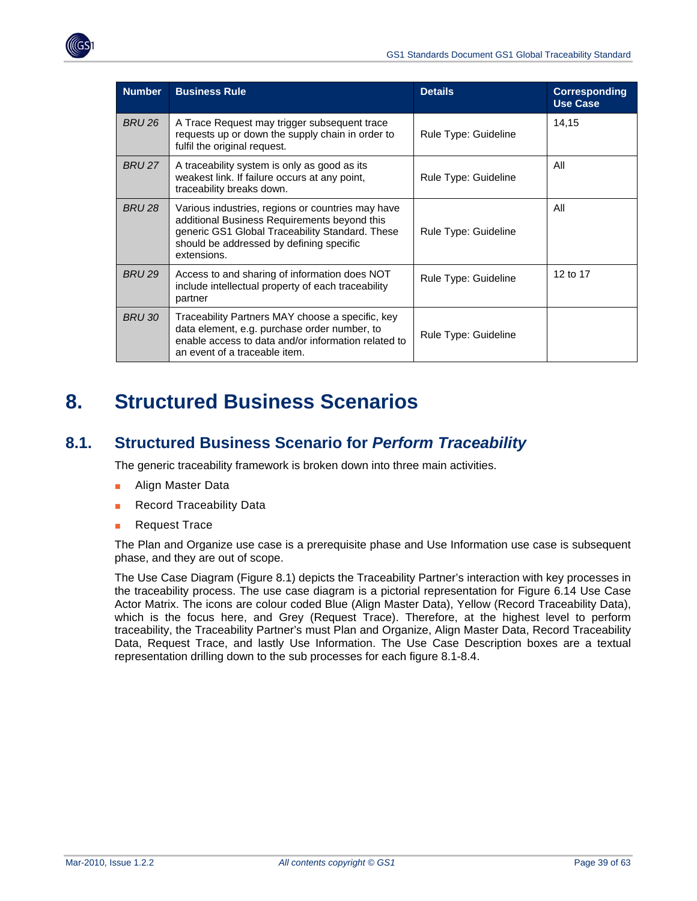| Number | Business Rule | Details | Corresponding Use Case |
|---|---|---|---|
| *BRU 26* | A Trace Request may trigger subsequent trace requests up or down the supply chain in order to fulfil the original request. | Rule Type: Guideline | 14,15 |
| *BRU 27* | A traceability system is only as good as its weakest link. If failure occurs at any point, traceability breaks down. | Rule Type: Guideline | All |
| *BRU 28* | Various industries, regions or countries may have additional Business Requirements beyond this generic GS1 Global Traceability Standard. These should be addressed by defining specific extensions. | Rule Type: Guideline | All |
| *BRU 29* | Access to and sharing of information does NOT include intellectual property of each traceability partner | Rule Type: Guideline | 12 to 17 |
| *BRU 30* | Traceability Partners MAY choose a specific, key data element, e.g. purchase order number, to enable access to data and/or information related to an event of a traceable item. | Rule Type: Guideline | |

# 8. Structured Business Scenarios

## 8.1. Structured Business Scenario for *Perform Traceability*

The generic traceability framework is broken down into three main activities.

- Align Master Data
- Record Traceability Data
- Request Trace

The Plan and Organize use case is a prerequisite phase and Use Information use case is subsequent phase, and they are out of scope.

The Use Case Diagram (Figure 8.1) depicts the Traceability Partner's interaction with key processes in the traceability process. The use case diagram is a pictorial representation for Figure 6.14 Use Case Actor Matrix. The icons are colour coded Blue (Align Master Data), Yellow (Record Traceability Data), which is the focus here, and Grey (Request Trace). Therefore, at the highest level to perform traceability, the Traceability Partner's must Plan and Organize, Align Master Data, Record Traceability Data, Request Trace, and lastly Use Information. The Use Case Description boxes are a textual representation drilling down to the sub processes for each figure 8.1-8.4.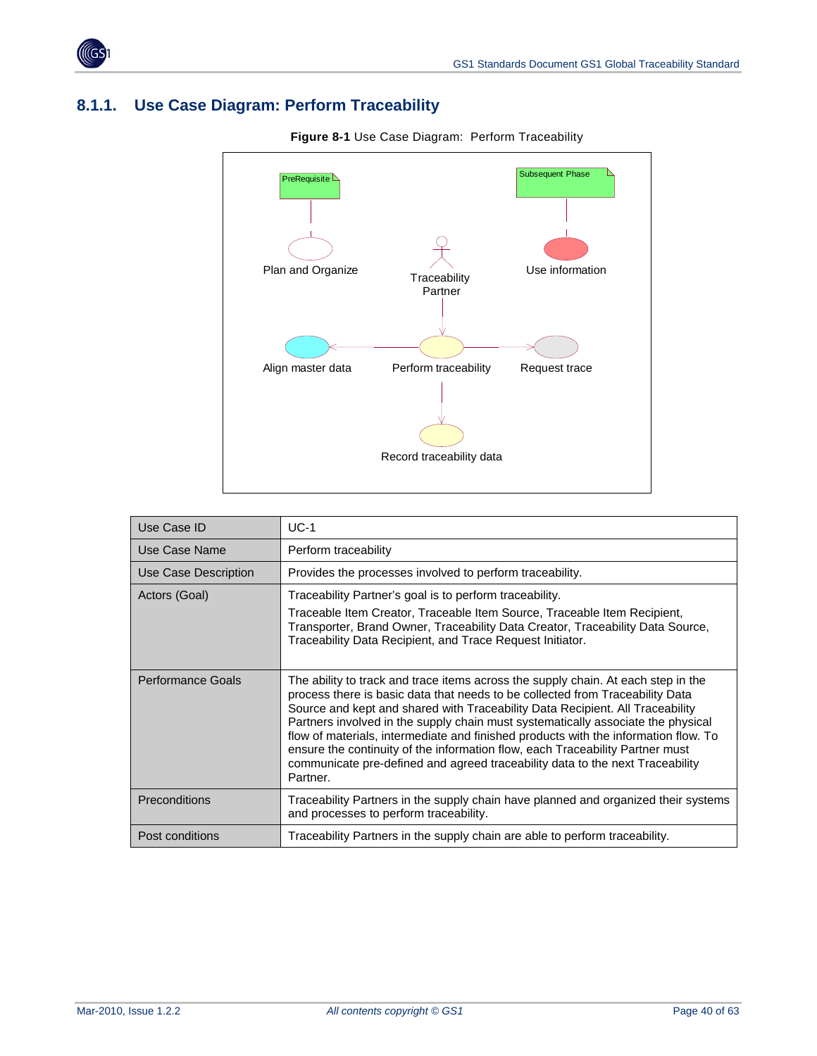## 8.1.1. Use Case Diagram: Perform Traceability

**Figure 8-1** Use Case Diagram: Perform Traceability

PreRequisite

Subsequent Phase

Plan and Organize

Traceability Partner

Use information

Align master data

Perform traceability

Request trace

Record traceability data

| Use Case ID | UC-1 |
|---|---|
| Use Case Name | Perform traceability |
| Use Case Description | Provides the processes involved to perform traceability. |
| Actors (Goal) | Traceability Partner's goal is to perform traceability.<br>Traceable Item Creator, Traceable Item Source, Traceable Item Recipient, Transporter, Brand Owner, Traceability Data Creator, Traceability Data Source, Traceability Data Recipient, and Trace Request Initiator. |
| Performance Goals | The ability to track and trace items across the supply chain. At each step in the process there is basic data that needs to be collected from Traceability Data Source and kept and shared with Traceability Data Recipient. All Traceability Partners involved in the supply chain must systematically associate the physical flow of materials, intermediate and finished products with the information flow. To ensure the continuity of the information flow, each Traceability Partner must communicate pre-defined and agreed traceability data to the next Traceability Partner. |
| Preconditions | Traceability Partners in the supply chain have planned and organized their systems and processes to perform traceability. |
| Post conditions | Traceability Partners in the supply chain are able to perform traceability. |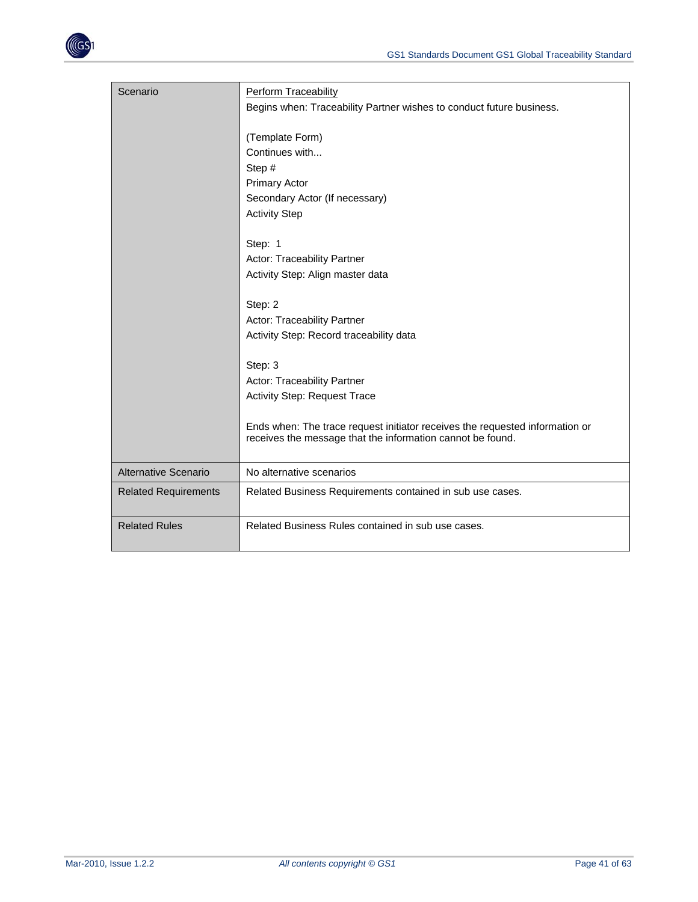| Scenario | <u>Perform Traceability</u><br>Begins when: Traceability Partner wishes to conduct future business.<br><br>(Template Form)<br>Continues with...<br>Step #<br>Primary Actor<br>Secondary Actor (If necessary)<br>Activity Step<br><br>Step: 1<br>Actor: Traceability Partner<br>Activity Step: Align master data<br><br>Step: 2<br>Actor: Traceability Partner<br>Activity Step: Record traceability data<br><br>Step: 3<br>Actor: Traceability Partner<br>Activity Step: Request Trace<br><br>Ends when: The trace request initiator receives the requested information or receives the message that the information cannot be found. |
|---|---|
| Alternative Scenario | No alternative scenarios |
| Related Requirements | Related Business Requirements contained in sub use cases. |
| Related Rules | Related Business Rules contained in sub use cases. |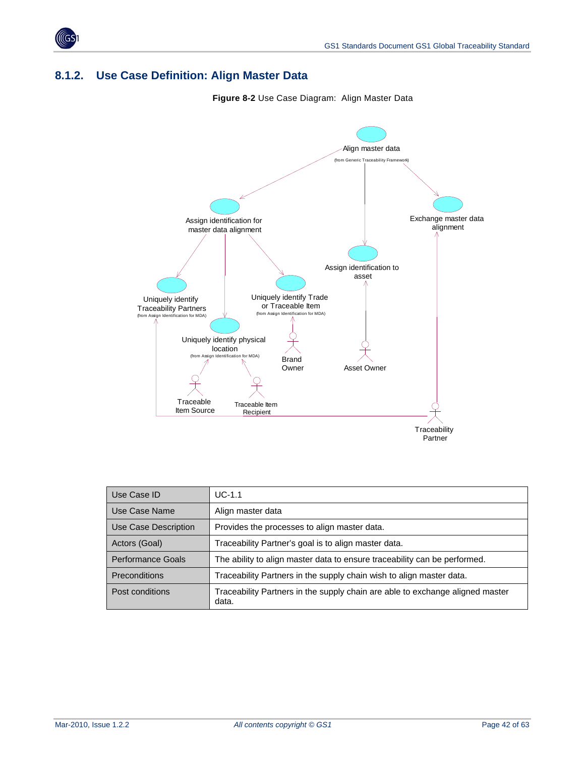## 8.1.2. Use Case Definition: Align Master Data

**Figure 8-2** Use Case Diagram: Align Master Data

| Use Case ID | UC-1.1 |
|---|---|
| Use Case Name | Align master data |
| Use Case Description | Provides the processes to align master data. |
| Actors (Goal) | Traceability Partner's goal is to align master data. |
| Performance Goals | The ability to align master data to ensure traceability can be performed. |
| Preconditions | Traceability Partners in the supply chain wish to align master data. |
| Post conditions | Traceability Partners in the supply chain are able to exchange aligned master data. |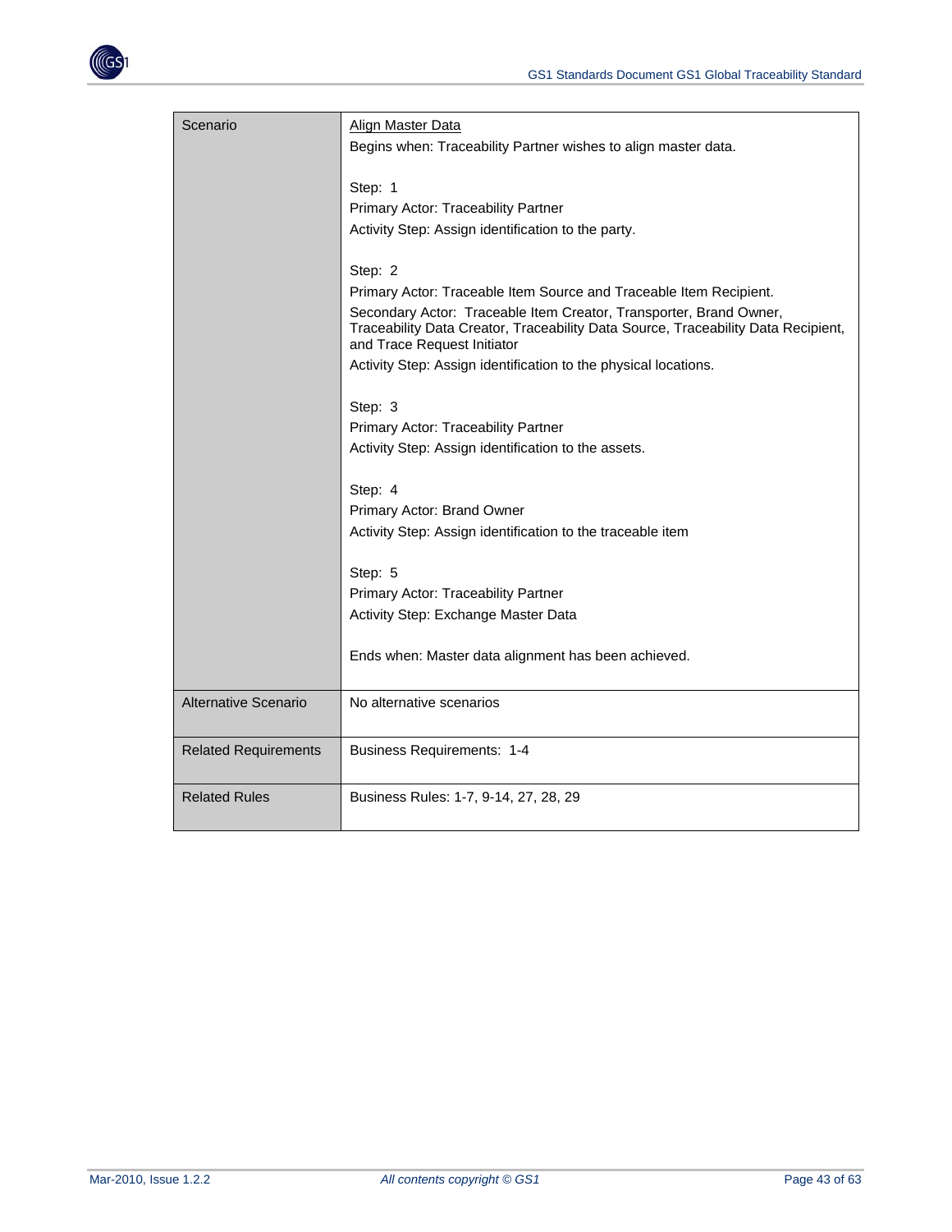| | |
|---|---|
| Scenario | Align Master Data<br>Begins when: Traceability Partner wishes to align master data.<br><br>Step: 1<br>Primary Actor: Traceability Partner<br>Activity Step: Assign identification to the party.<br><br>Step: 2<br>Primary Actor: Traceable Item Source and Traceable Item Recipient.<br>Secondary Actor: Traceable Item Creator, Transporter, Brand Owner, Traceability Data Creator, Traceability Data Source, Traceability Data Recipient, and Trace Request Initiator<br>Activity Step: Assign identification to the physical locations.<br><br>Step: 3<br>Primary Actor: Traceability Partner<br>Activity Step: Assign identification to the assets.<br><br>Step: 4<br>Primary Actor: Brand Owner<br>Activity Step: Assign identification to the traceable item<br><br>Step: 5<br>Primary Actor: Traceability Partner<br>Activity Step: Exchange Master Data<br><br>Ends when: Master data alignment has been achieved. |
| Alternative Scenario | No alternative scenarios |
| Related Requirements | Business Requirements: 1-4 |
| Related Rules | Business Rules: 1-7, 9-14, 27, 28, 29 |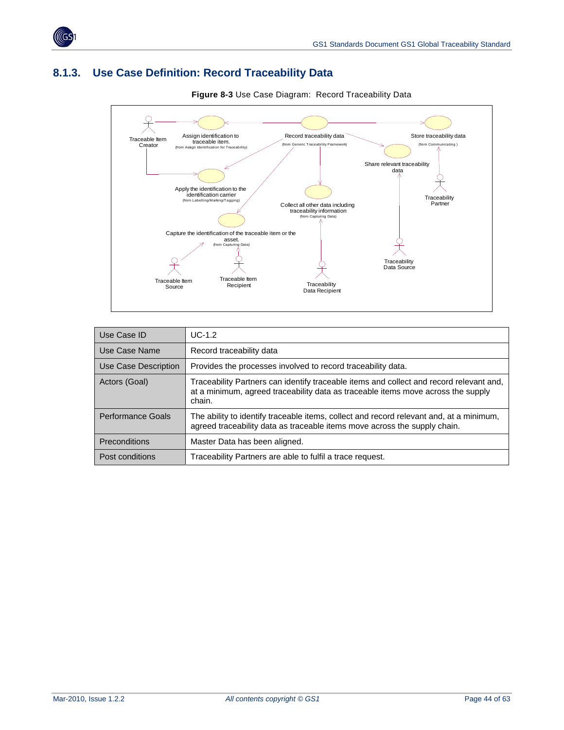## 8.1.3. Use Case Definition: Record Traceability Data

**Figure 8-3** Use Case Diagram: Record Traceability Data

| Use Case ID | UC-1.2 |
|---|---|
| Use Case Name | Record traceability data |
| Use Case Description | Provides the processes involved to record traceability data. |
| Actors (Goal) | Traceability Partners can identify traceable items and collect and record relevant and, at a minimum, agreed traceability data as traceable items move across the supply chain. |
| Performance Goals | The ability to identify traceable items, collect and record relevant and, at a minimum, agreed traceability data as traceable items move across the supply chain. |
| Preconditions | Master Data has been aligned. |
| Post conditions | Traceability Partners are able to fulfil a trace request. |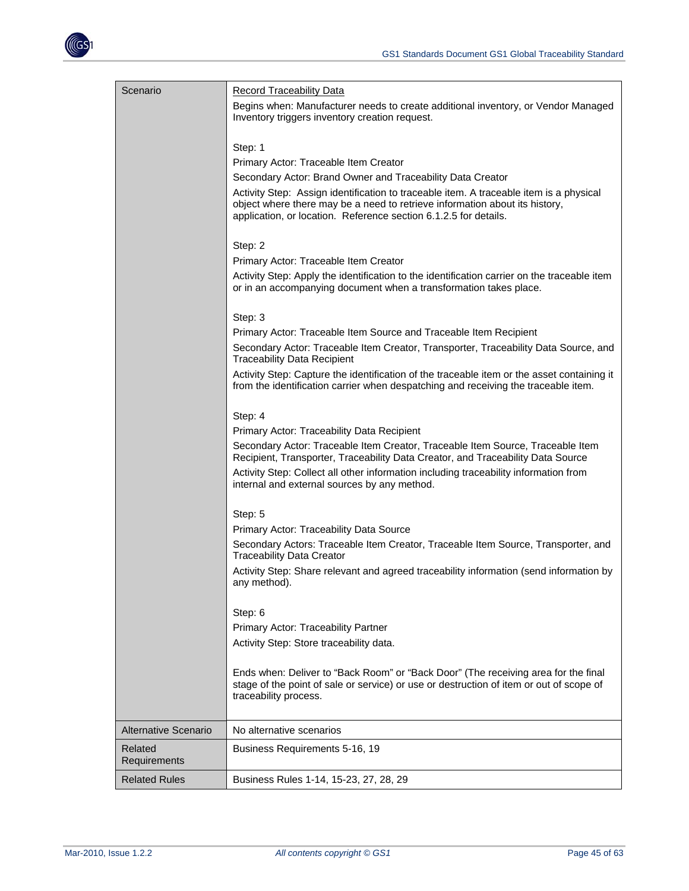| Scenario | Record Traceability Data<br>Begins when: Manufacturer needs to create additional inventory, or Vendor Managed Inventory triggers inventory creation request.<br><br>Step: 1<br>Primary Actor: Traceable Item Creator<br>Secondary Actor: Brand Owner and Traceability Data Creator<br>Activity Step: Assign identification to traceable item. A traceable item is a physical object where there may be a need to retrieve information about its history, application, or location. Reference section 6.1.2.5 for details.<br><br>Step: 2<br>Primary Actor: Traceable Item Creator<br>Activity Step: Apply the identification to the identification carrier on the traceable item or in an accompanying document when a transformation takes place.<br><br>Step: 3<br>Primary Actor: Traceable Item Source and Traceable Item Recipient<br>Secondary Actor: Traceable Item Creator, Transporter, Traceability Data Source, and Traceability Data Recipient<br>Activity Step: Capture the identification of the traceable item or the asset containing it from the identification carrier when despatching and receiving the traceable item.<br><br>Step: 4<br>Primary Actor: Traceability Data Recipient<br>Secondary Actor: Traceable Item Creator, Traceable Item Source, Traceable Item Recipient, Transporter, Traceability Data Creator, and Traceability Data Source<br>Activity Step: Collect all other information including traceability information from internal and external sources by any method.<br><br>Step: 5<br>Primary Actor: Traceability Data Source<br>Secondary Actors: Traceable Item Creator, Traceable Item Source, Transporter, and Traceability Data Creator<br>Activity Step: Share relevant and agreed traceability information (send information by any method).<br><br>Step: 6<br>Primary Actor: Traceability Partner<br>Activity Step: Store traceability data.<br><br>Ends when: Deliver to "Back Room" or "Back Door" (The receiving area for the final stage of the point of sale or service) or use or destruction of item or out of scope of traceability process. |
|---|---|
| Alternative Scenario | No alternative scenarios |
| Related Requirements | Business Requirements 5-16, 19 |
| Related Rules | Business Rules 1-14, 15-23, 27, 28, 29 |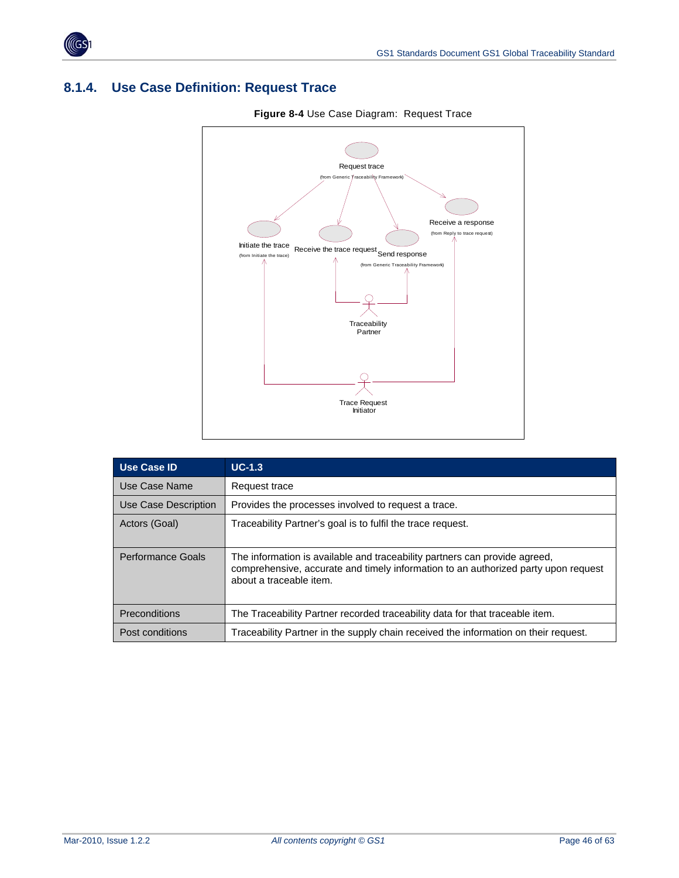## 8.1.4. Use Case Definition: Request Trace

**Figure 8-4** Use Case Diagram: Request Trace

| Use Case ID | UC-1.3 |
|---|---|
| Use Case Name | Request trace |
| Use Case Description | Provides the processes involved to request a trace. |
| Actors (Goal) | Traceability Partner's goal is to fulfil the trace request. |
| Performance Goals | The information is available and traceability partners can provide agreed, comprehensive, accurate and timely information to an authorized party upon request about a traceable item. |
| Preconditions | The Traceability Partner recorded traceability data for that traceable item. |
| Post conditions | Traceability Partner in the supply chain received the information on their request. |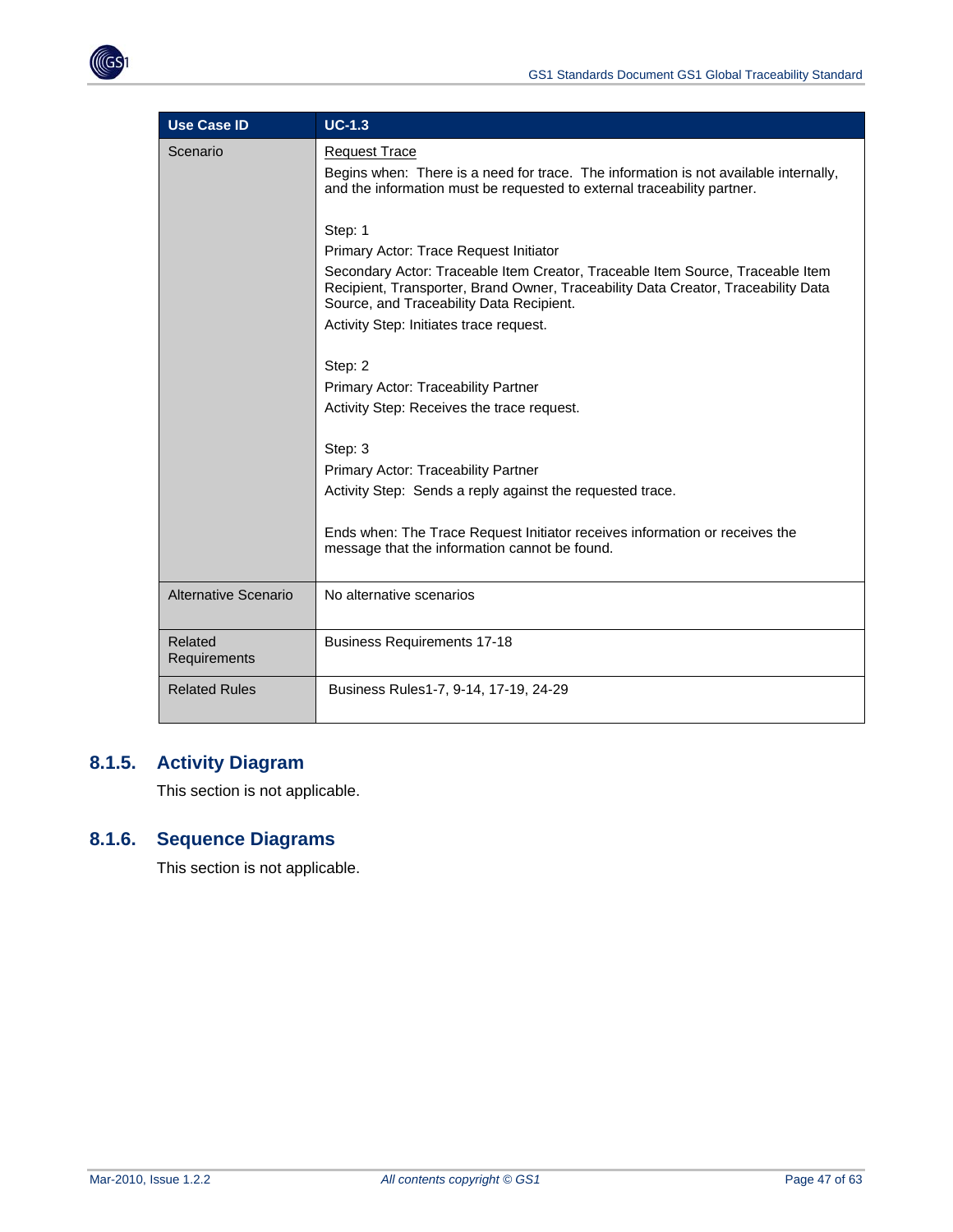| Use Case ID | UC-1.3 |
| --- | --- |
| Scenario | Request Trace<br><br>Begins when: There is a need for trace. The information is not available internally, and the information must be requested to external traceability partner.<br><br>Step: 1<br>Primary Actor: Trace Request Initiator<br>Secondary Actor: Traceable Item Creator, Traceable Item Source, Traceable Item Recipient, Transporter, Brand Owner, Traceability Data Creator, Traceability Data Source, and Traceability Data Recipient.<br>Activity Step: Initiates trace request.<br><br>Step: 2<br>Primary Actor: Traceability Partner<br>Activity Step: Receives the trace request.<br><br>Step: 3<br>Primary Actor: Traceability Partner<br>Activity Step: Sends a reply against the requested trace.<br><br>Ends when: The Trace Request Initiator receives information or receives the message that the information cannot be found. |
| Alternative Scenario | No alternative scenarios |
| Related Requirements | Business Requirements 17-18 |
| Related Rules | Business Rules1-7, 9-14, 17-19, 24-29 |

### 8.1.5. Activity Diagram

This section is not applicable.

### 8.1.6. Sequence Diagrams

This section is not applicable.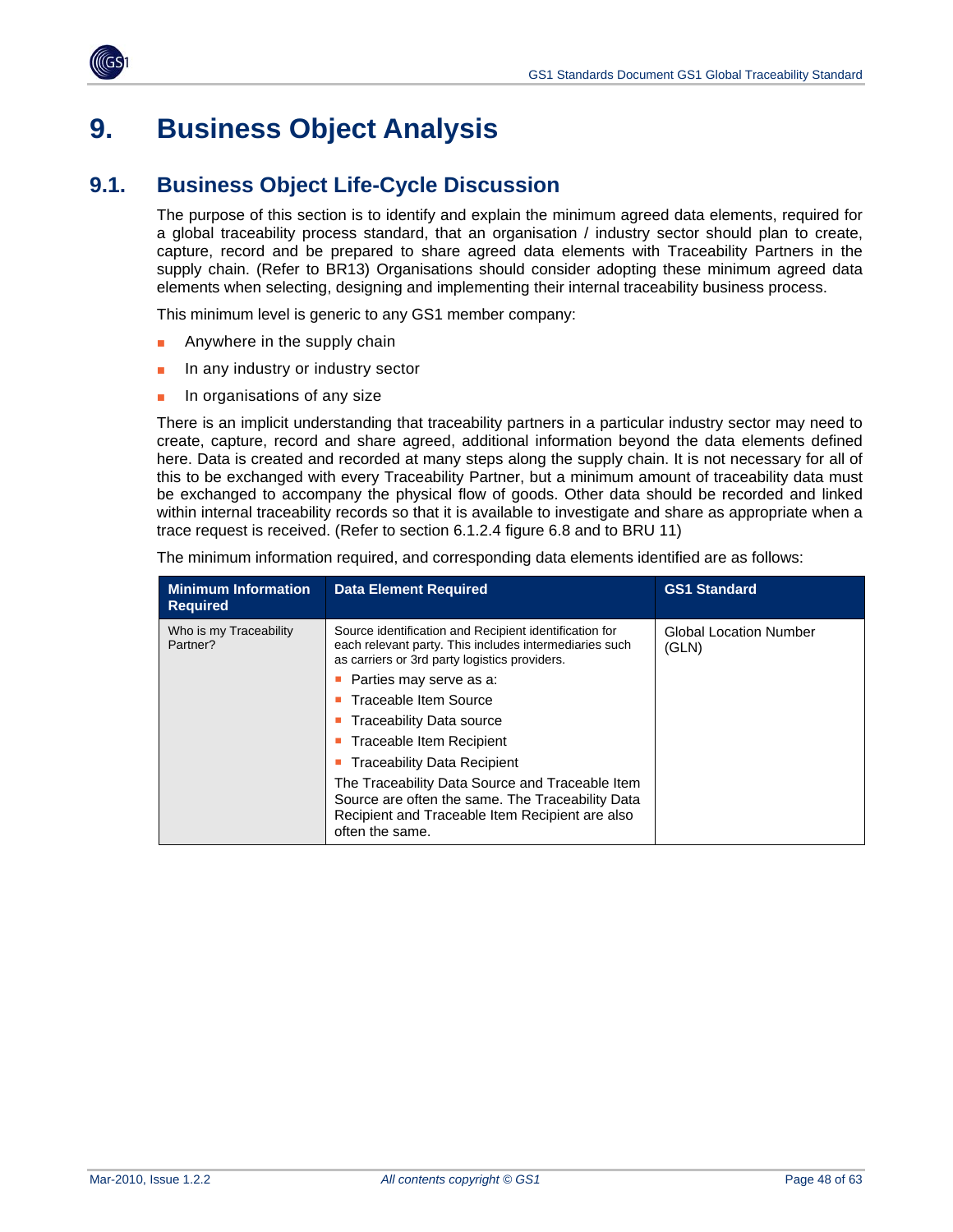# 9. Business Object Analysis

## 9.1. Business Object Life-Cycle Discussion

The purpose of this section is to identify and explain the minimum agreed data elements, required for a global traceability process standard, that an organisation / industry sector should plan to create, capture, record and be prepared to share agreed data elements with Traceability Partners in the supply chain. (Refer to BR13) Organisations should consider adopting these minimum agreed data elements when selecting, designing and implementing their internal traceability business process.

This minimum level is generic to any GS1 member company:

- Anywhere in the supply chain
- In any industry or industry sector
- In organisations of any size

There is an implicit understanding that traceability partners in a particular industry sector may need to create, capture, record and share agreed, additional information beyond the data elements defined here. Data is created and recorded at many steps along the supply chain. It is not necessary for all of this to be exchanged with every Traceability Partner, but a minimum amount of traceability data must be exchanged to accompany the physical flow of goods. Other data should be recorded and linked within internal traceability records so that it is available to investigate and share as appropriate when a trace request is received. (Refer to section 6.1.2.4 figure 6.8 and to BRU 11)

The minimum information required, and corresponding data elements identified are as follows:

| Minimum Information Required | Data Element Required | GS1 Standard |
|---|---|---|
| Who is my Traceability Partner? | Source identification and Recipient identification for each relevant party. This includes intermediaries such as carriers or 3rd party logistics providers.<br>▪ Parties may serve as a:<br>▪ Traceable Item Source<br>▪ Traceability Data source<br>▪ Traceable Item Recipient<br>▪ Traceability Data Recipient<br>The Traceability Data Source and Traceable Item Source are often the same. The Traceability Data Recipient and Traceable Item Recipient are also often the same. | Global Location Number (GLN) |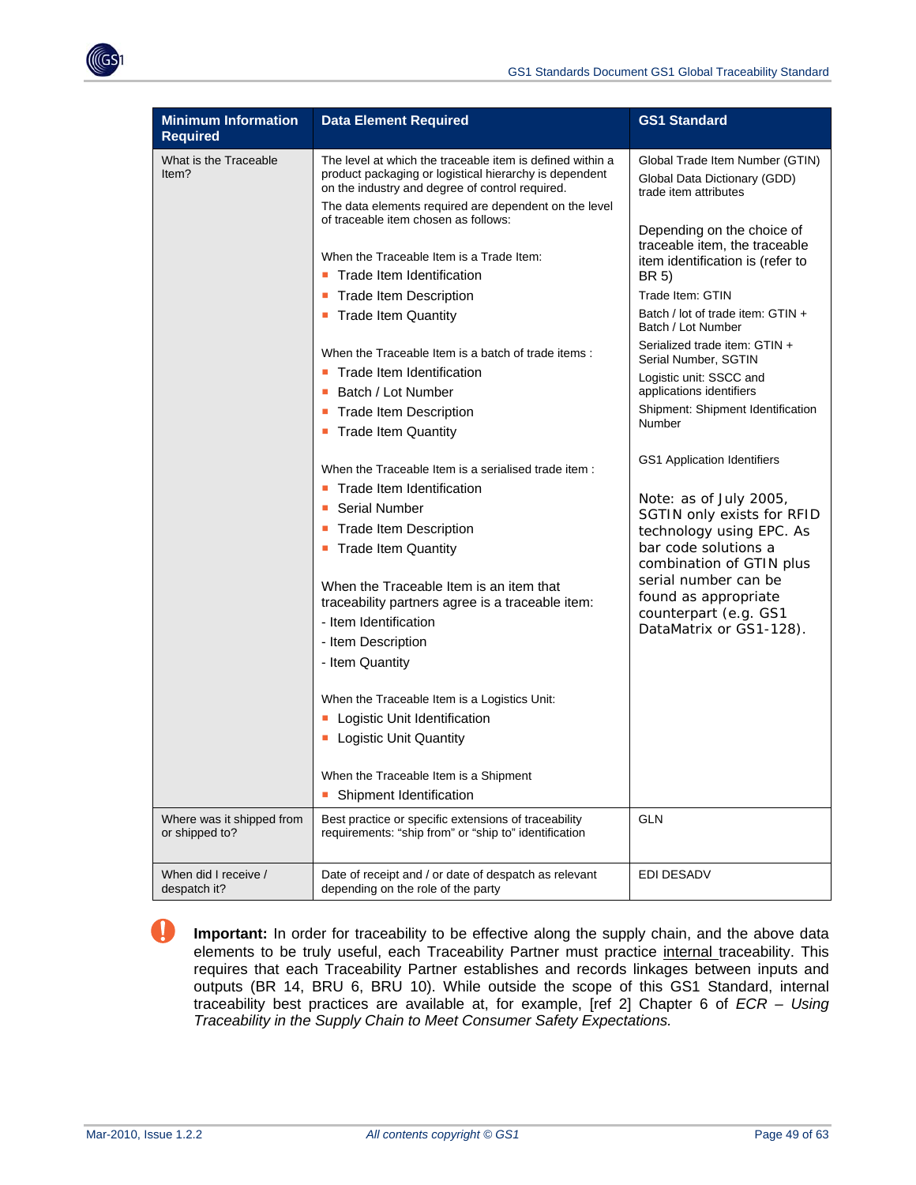| Minimum Information Required | Data Element Required | GS1 Standard |
|---|---|---|
| What is the Traceable Item? | The level at which the traceable item is defined within a product packaging or logistical hierarchy is dependent on the industry and degree of control required.<br>The data elements required are dependent on the level of traceable item chosen as follows:<br><br>When the Traceable Item is a Trade Item:<br>- Trade Item Identification<br>- Trade Item Description<br>- Trade Item Quantity<br><br>When the Traceable Item is a batch of trade items :<br>- Trade Item Identification<br>- Batch / Lot Number<br>- Trade Item Description<br>- Trade Item Quantity<br><br>When the Traceable Item is a serialised trade item :<br>- Trade Item Identification<br>- Serial Number<br>- Trade Item Description<br>- Trade Item Quantity<br><br>When the Traceable Item is an item that traceability partners agree is a traceable item:<br>- Item Identification<br>- Item Description<br>- Item Quantity<br><br>When the Traceable Item is a Logistics Unit:<br>- Logistic Unit Identification<br>- Logistic Unit Quantity<br><br>When the Traceable Item is a Shipment<br>- Shipment Identification | Global Trade Item Number (GTIN)<br>Global Data Dictionary (GDD) trade item attributes<br><br>Depending on the choice of traceable item, the traceable item identification is (refer to BR 5)<br>Trade Item: GTIN<br>Batch / lot of trade item: GTIN + Batch / Lot Number<br>Serialized trade item: GTIN + Serial Number, SGTIN<br>Logistic unit: SSCC and applications identifiers<br>Shipment: Shipment Identification Number<br><br>GS1 Application Identifiers<br><br>Note: as of July 2005, SGTIN only exists for RFID technology using EPC. As bar code solutions a combination of GTIN plus serial number can be found as appropriate counterpart (e.g. GS1 DataMatrix or GS1-128). |
| Where was it shipped from or shipped to? | Best practice or specific extensions of traceability requirements: "ship from" or "ship to" identification | GLN |
| When did I receive / despatch it? | Date of receipt and / or date of despatch as relevant depending on the role of the party | EDI DESADV |

**Important:** In order for traceability to be effective along the supply chain, and the above data elements to be truly useful, each Traceability Partner must practice internal traceability. This requires that each Traceability Partner establishes and records linkages between inputs and outputs (BR 14, BRU 6, BRU 10). While outside the scope of this GS1 Standard, internal traceability best practices are available at, for example, [ref 2] Chapter 6 of *ECR – Using Traceability in the Supply Chain to Meet Consumer Safety Expectations.*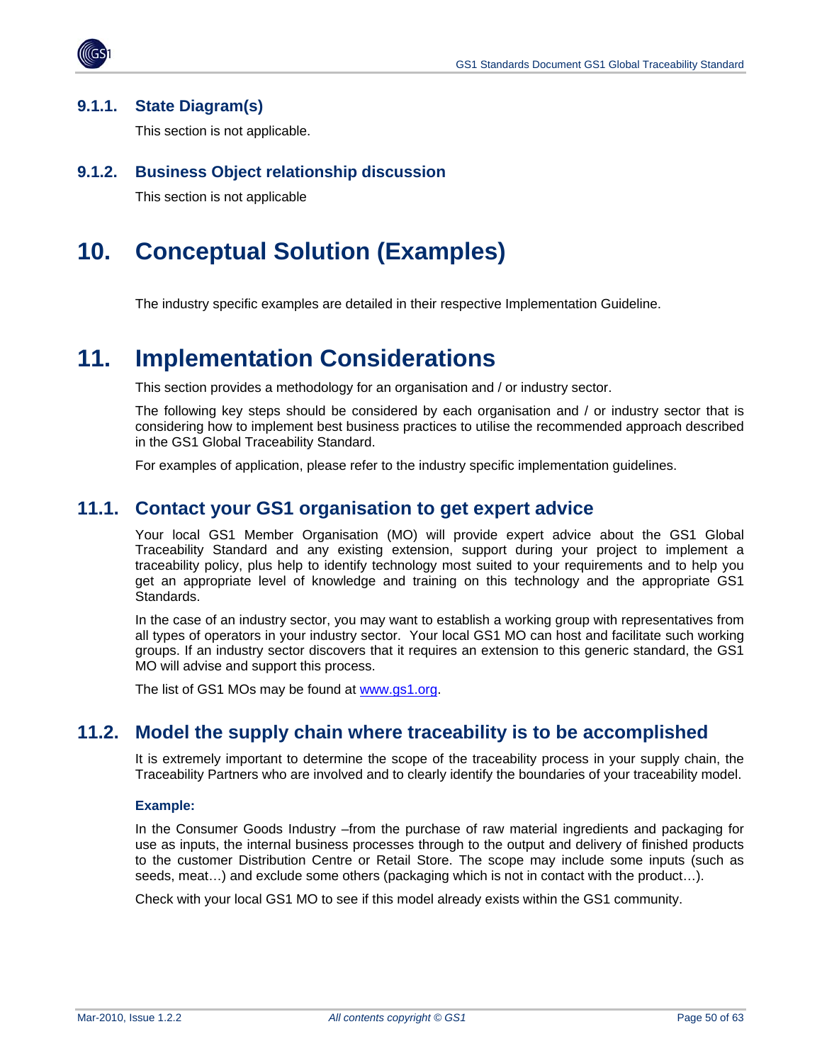### 9.1.1. State Diagram(s)

This section is not applicable.

### 9.1.2. Business Object relationship discussion

This section is not applicable

# 10. Conceptual Solution (Examples)

The industry specific examples are detailed in their respective Implementation Guideline.

# 11. Implementation Considerations

This section provides a methodology for an organisation and / or industry sector.

The following key steps should be considered by each organisation and / or industry sector that is considering how to implement best business practices to utilise the recommended approach described in the GS1 Global Traceability Standard.

For examples of application, please refer to the industry specific implementation guidelines.

## 11.1. Contact your GS1 organisation to get expert advice

Your local GS1 Member Organisation (MO) will provide expert advice about the GS1 Global Traceability Standard and any existing extension, support during your project to implement a traceability policy, plus help to identify technology most suited to your requirements and to help you get an appropriate level of knowledge and training on this technology and the appropriate GS1 Standards.

In the case of an industry sector, you may want to establish a working group with representatives from all types of operators in your industry sector. Your local GS1 MO can host and facilitate such working groups. If an industry sector discovers that it requires an extension to this generic standard, the GS1 MO will advise and support this process.

The list of GS1 MOs may be found at [www.gs1.org](http://www.gs1.org).

## 11.2. Model the supply chain where traceability is to be accomplished

It is extremely important to determine the scope of the traceability process in your supply chain, the Traceability Partners who are involved and to clearly identify the boundaries of your traceability model.

**Example:**

In the Consumer Goods Industry –from the purchase of raw material ingredients and packaging for use as inputs, the internal business processes through to the output and delivery of finished products to the customer Distribution Centre or Retail Store. The scope may include some inputs (such as seeds, meat…) and exclude some others (packaging which is not in contact with the product…).

Check with your local GS1 MO to see if this model already exists within the GS1 community.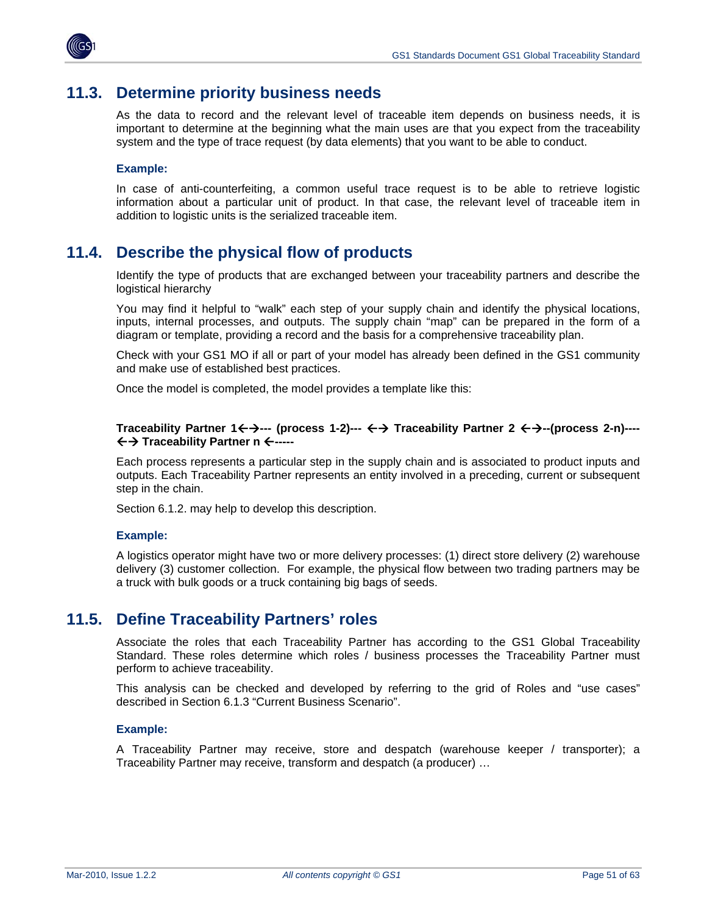## 11.3. Determine priority business needs

As the data to record and the relevant level of traceable item depends on business needs, it is important to determine at the beginning what the main uses are that you expect from the traceability system and the type of trace request (by data elements) that you want to be able to conduct.

**Example:**

In case of anti-counterfeiting, a common useful trace request is to be able to retrieve logistic information about a particular unit of product. In that case, the relevant level of traceable item in addition to logistic units is the serialized traceable item.

## 11.4. Describe the physical flow of products

Identify the type of products that are exchanged between your traceability partners and describe the logistical hierarchy

You may find it helpful to “walk” each step of your supply chain and identify the physical locations, inputs, internal processes, and outputs. The supply chain “map” can be prepared in the form of a diagram or template, providing a record and the basis for a comprehensive traceability plan.

Check with your GS1 MO if all or part of your model has already been defined in the GS1 community and make use of established best practices.

Once the model is completed, the model provides a template like this:

**Traceability Partner 1←→--- (process 1-2)--- ←→ Traceability Partner 2 ←→--(process 2-n)---- ←→ Traceability Partner n ←-----**

Each process represents a particular step in the supply chain and is associated to product inputs and outputs. Each Traceability Partner represents an entity involved in a preceding, current or subsequent step in the chain.

Section 6.1.2. may help to develop this description.

**Example:**

A logistics operator might have two or more delivery processes: (1) direct store delivery (2) warehouse delivery (3) customer collection. For example, the physical flow between two trading partners may be a truck with bulk goods or a truck containing big bags of seeds.

## 11.5. Define Traceability Partners’ roles

Associate the roles that each Traceability Partner has according to the GS1 Global Traceability Standard. These roles determine which roles / business processes the Traceability Partner must perform to achieve traceability.

This analysis can be checked and developed by referring to the grid of Roles and “use cases” described in Section 6.1.3 “Current Business Scenario”.

**Example:**

A Traceability Partner may receive, store and despatch (warehouse keeper / transporter); a Traceability Partner may receive, transform and despatch (a producer) …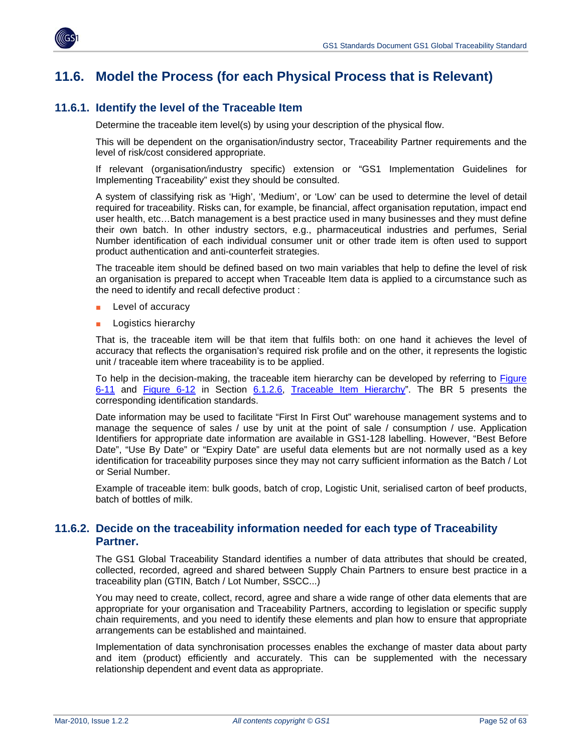## 11.6. Model the Process (for each Physical Process that is Relevant)

### 11.6.1. Identify the level of the Traceable Item

Determine the traceable item level(s) by using your description of the physical flow.

This will be dependent on the organisation/industry sector, Traceability Partner requirements and the level of risk/cost considered appropriate.

If relevant (organisation/industry specific) extension or "GS1 Implementation Guidelines for Implementing Traceability" exist they should be consulted.

A system of classifying risk as 'High', 'Medium', or 'Low' can be used to determine the level of detail required for traceability. Risks can, for example, be financial, affect organisation reputation, impact end user health, etc…Batch management is a best practice used in many businesses and they must define their own batch. In other industry sectors, e.g., pharmaceutical industries and perfumes, Serial Number identification of each individual consumer unit or other trade item is often used to support product authentication and anti-counterfeit strategies.

The traceable item should be defined based on two main variables that help to define the level of risk an organisation is prepared to accept when Traceable Item data is applied to a circumstance such as the need to identify and recall defective product :

- Level of accuracy
- Logistics hierarchy

That is, the traceable item will be that item that fulfils both: on one hand it achieves the level of accuracy that reflects the organisation's required risk profile and on the other, it represents the logistic unit / traceable item where traceability is to be applied.

To help in the decision-making, the traceable item hierarchy can be developed by referring to Figure 6-11 and Figure 6-12 in Section 6.1.2.6, Traceable Item Hierarchy". The BR 5 presents the corresponding identification standards.

Date information may be used to facilitate "First In First Out" warehouse management systems and to manage the sequence of sales / use by unit at the point of sale / consumption / use. Application Identifiers for appropriate date information are available in GS1-128 labelling. However, "Best Before Date", "Use By Date" or "Expiry Date" are useful data elements but are not normally used as a key identification for traceability purposes since they may not carry sufficient information as the Batch / Lot or Serial Number.

Example of traceable item: bulk goods, batch of crop, Logistic Unit, serialised carton of beef products, batch of bottles of milk.

### 11.6.2. Decide on the traceability information needed for each type of Traceability Partner.

The GS1 Global Traceability Standard identifies a number of data attributes that should be created, collected, recorded, agreed and shared between Supply Chain Partners to ensure best practice in a traceability plan (GTIN, Batch / Lot Number, SSCC...)

You may need to create, collect, record, agree and share a wide range of other data elements that are appropriate for your organisation and Traceability Partners, according to legislation or specific supply chain requirements, and you need to identify these elements and plan how to ensure that appropriate arrangements can be established and maintained.

Implementation of data synchronisation processes enables the exchange of master data about party and item (product) efficiently and accurately. This can be supplemented with the necessary relationship dependent and event data as appropriate.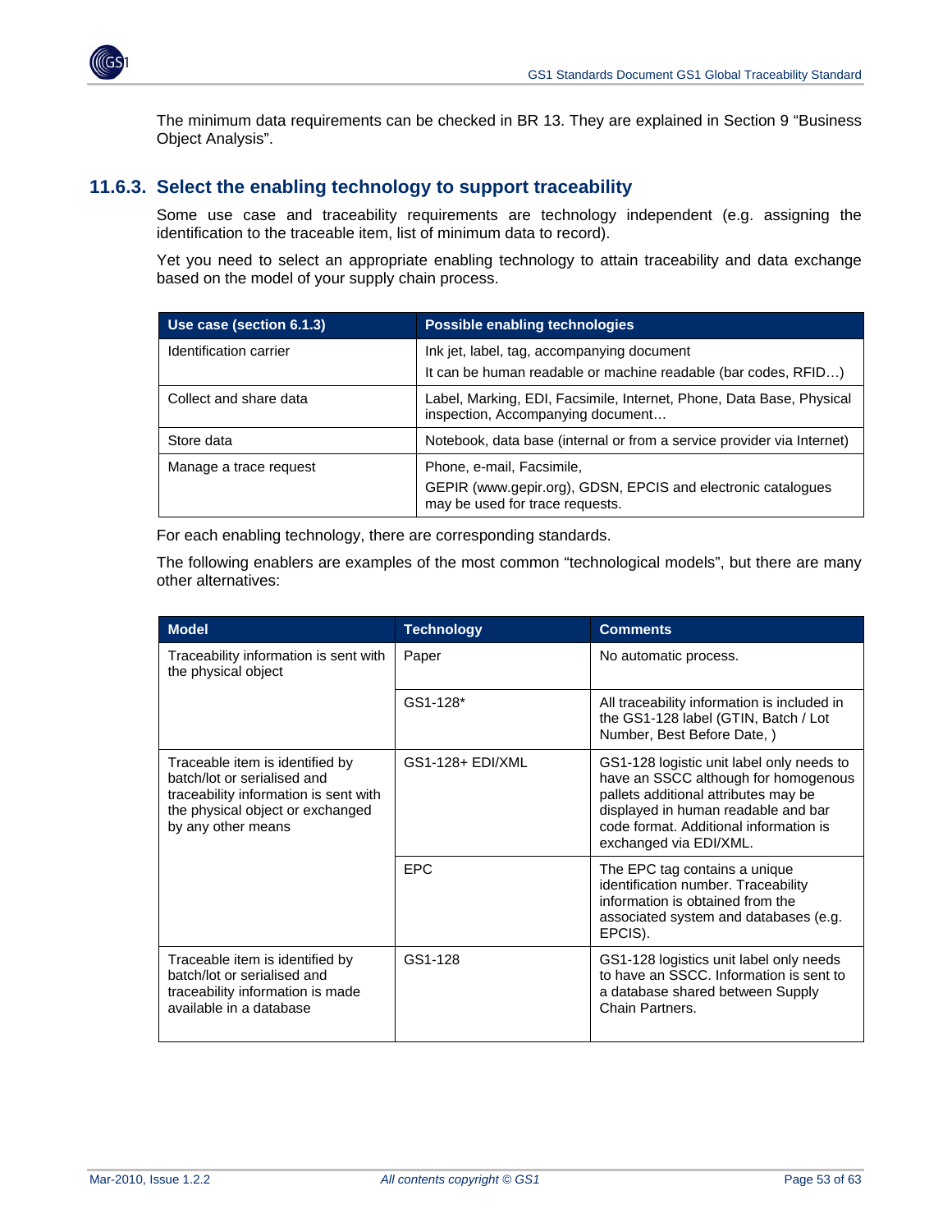The minimum data requirements can be checked in BR 13. They are explained in Section 9 "Business Object Analysis".

### 11.6.3. Select the enabling technology to support traceability

Some use case and traceability requirements are technology independent (e.g. assigning the identification to the traceable item, list of minimum data to record).

Yet you need to select an appropriate enabling technology to attain traceability and data exchange based on the model of your supply chain process.

| Use case (section 6.1.3) | Possible enabling technologies |
|---|---|
| Identification carrier | Ink jet, label, tag, accompanying document<br>It can be human readable or machine readable (bar codes, RFID…) |
| Collect and share data | Label, Marking, EDI, Facsimile, Internet, Phone, Data Base, Physical inspection, Accompanying document… |
| Store data | Notebook, data base (internal or from a service provider via Internet) |
| Manage a trace request | Phone, e-mail, Facsimile,<br>GEPIR (www.gepir.org), GDSN, EPCIS and electronic catalogues may be used for trace requests. |

For each enabling technology, there are corresponding standards.

The following enablers are examples of the most common "technological models", but there are many other alternatives:

| Model | Technology | Comments |
|---|---|---|
| Traceability information is sent with the physical object | Paper | No automatic process. |
| | GS1-128* | All traceability information is included in the GS1-128 label (GTIN, Batch / Lot Number, Best Before Date, ) |
| Traceable item is identified by batch/lot or serialised and traceability information is sent with the physical object or exchanged by any other means | GS1-128+ EDI/XML | GS1-128 logistic unit label only needs to have an SSCC although for homogenous pallets additional attributes may be displayed in human readable and bar code format. Additional information is exchanged via EDI/XML. |
| | EPC | The EPC tag contains a unique identification number. Traceability information is obtained from the associated system and databases (e.g. EPCIS). |
| Traceable item is identified by batch/lot or serialised and traceability information is made available in a database | GS1-128 | GS1-128 logistics unit label only needs to have an SSCC. Information is sent to a database shared between Supply Chain Partners. |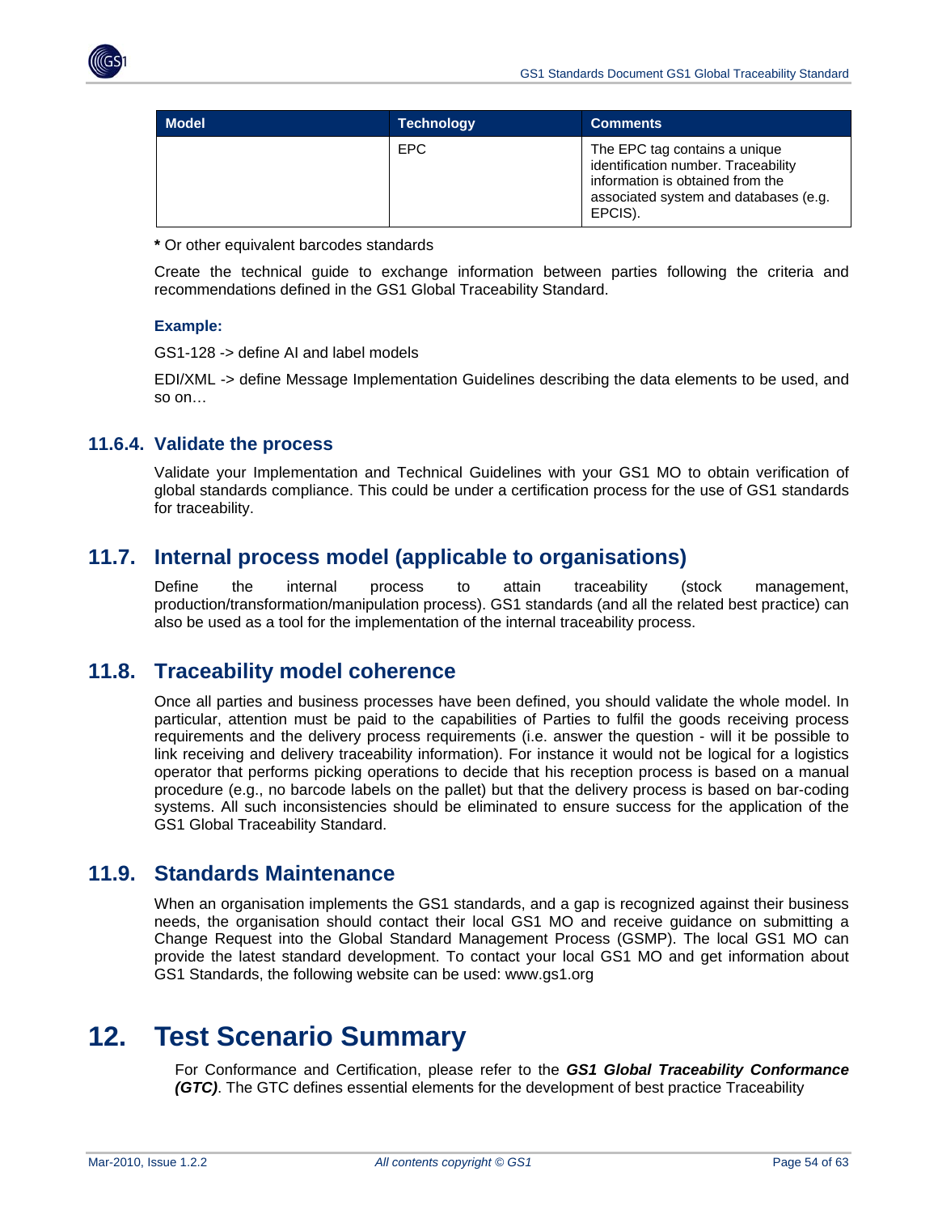| Model | Technology | Comments |
| --- | --- | --- |
| | EPC | The EPC tag contains a unique identification number. Traceability information is obtained from the associated system and databases (e.g. EPCIS). |

**\*** Or other equivalent barcodes standards

Create the technical guide to exchange information between parties following the criteria and recommendations defined in the GS1 Global Traceability Standard.

**Example:**

GS1-128 -> define AI and label models

EDI/XML -> define Message Implementation Guidelines describing the data elements to be used, and so on…

### 11.6.4. Validate the process

Validate your Implementation and Technical Guidelines with your GS1 MO to obtain verification of global standards compliance. This could be under a certification process for the use of GS1 standards for traceability.

## 11.7. Internal process model (applicable to organisations)

Define the internal process to attain traceability (stock management, production/transformation/manipulation process). GS1 standards (and all the related best practice) can also be used as a tool for the implementation of the internal traceability process.

## 11.8. Traceability model coherence

Once all parties and business processes have been defined, you should validate the whole model. In particular, attention must be paid to the capabilities of Parties to fulfil the goods receiving process requirements and the delivery process requirements (i.e. answer the question - will it be possible to link receiving and delivery traceability information). For instance it would not be logical for a logistics operator that performs picking operations to decide that his reception process is based on a manual procedure (e.g., no barcode labels on the pallet) but that the delivery process is based on bar-coding systems. All such inconsistencies should be eliminated to ensure success for the application of the GS1 Global Traceability Standard.

## 11.9. Standards Maintenance

When an organisation implements the GS1 standards, and a gap is recognized against their business needs, the organisation should contact their local GS1 MO and receive guidance on submitting a Change Request into the Global Standard Management Process (GSMP). The local GS1 MO can provide the latest standard development. To contact your local GS1 MO and get information about GS1 Standards, the following website can be used: www.gs1.org

# 12. Test Scenario Summary

For Conformance and Certification, please refer to the ***GS1 Global Traceability Conformance (GTC)***. The GTC defines essential elements for the development of best practice Traceability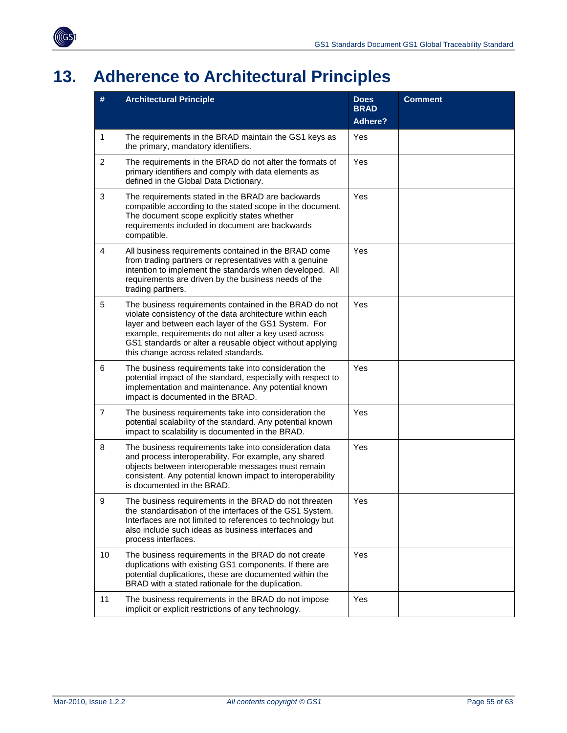# 13. Adherence to Architectural Principles

| # | Architectural Principle | Does BRAD Adhere? | Comment |
|---|---|---|---|
| 1 | The requirements in the BRAD maintain the GS1 keys as the primary, mandatory identifiers. | Yes | |
| 2 | The requirements in the BRAD do not alter the formats of primary identifiers and comply with data elements as defined in the Global Data Dictionary. | Yes | |
| 3 | The requirements stated in the BRAD are backwards compatible according to the stated scope in the document. The document scope explicitly states whether requirements included in document are backwards compatible. | Yes | |
| 4 | All business requirements contained in the BRAD come from trading partners or representatives with a genuine intention to implement the standards when developed. All requirements are driven by the business needs of the trading partners. | Yes | |
| 5 | The business requirements contained in the BRAD do not violate consistency of the data architecture within each layer and between each layer of the GS1 System. For example, requirements do not alter a key used across GS1 standards or alter a reusable object without applying this change across related standards. | Yes | |
| 6 | The business requirements take into consideration the potential impact of the standard, especially with respect to implementation and maintenance. Any potential known impact is documented in the BRAD. | Yes | |
| 7 | The business requirements take into consideration the potential scalability of the standard. Any potential known impact to scalability is documented in the BRAD. | Yes | |
| 8 | The business requirements take into consideration data and process interoperability. For example, any shared objects between interoperable messages must remain consistent. Any potential known impact to interoperability is documented in the BRAD. | Yes | |
| 9 | The business requirements in the BRAD do not threaten the standardisation of the interfaces of the GS1 System. Interfaces are not limited to references to technology but also include such ideas as business interfaces and process interfaces. | Yes | |
| 10 | The business requirements in the BRAD do not create duplications with existing GS1 components. If there are potential duplications, these are documented within the BRAD with a stated rationale for the duplication. | Yes | |
| 11 | The business requirements in the BRAD do not impose implicit or explicit restrictions of any technology. | Yes | |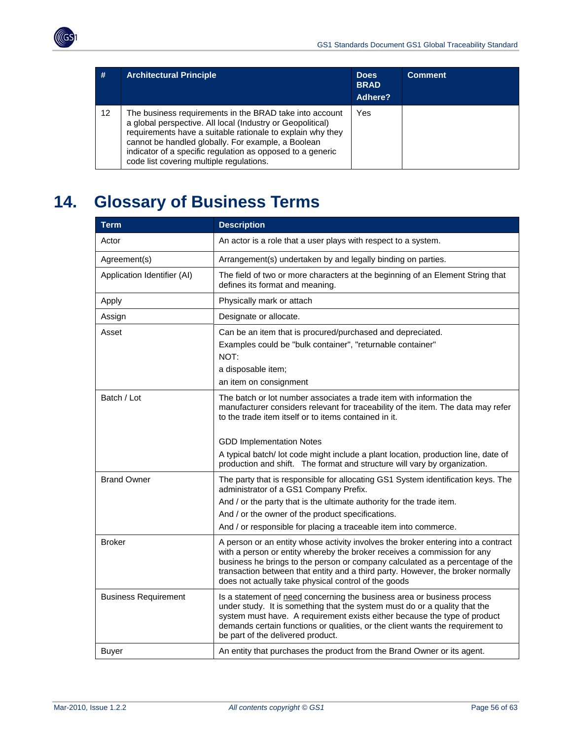| # | Architectural Principle | Does BRAD Adhere? | Comment |
|---|---|---|---|
| 12 | The business requirements in the BRAD take into account a global perspective. All local (Industry or Geopolitical) requirements have a suitable rationale to explain why they cannot be handled globally. For example, a Boolean indicator of a specific regulation as opposed to a generic code list covering multiple regulations. | Yes | |

# 14. Glossary of Business Terms

| Term | Description |
|---|---|
| Actor | An actor is a role that a user plays with respect to a system. |
| Agreement(s) | Arrangement(s) undertaken by and legally binding on parties. |
| Application Identifier (AI) | The field of two or more characters at the beginning of an Element String that defines its format and meaning. |
| Apply | Physically mark or attach |
| Assign | Designate or allocate. |
| Asset | Can be an item that is procured/purchased and depreciated.<br>Examples could be "bulk container", "returnable container"<br>NOT:<br>a disposable item;<br>an item on consignment |
| Batch / Lot | The batch or lot number associates a trade item with information the manufacturer considers relevant for traceability of the item. The data may refer to the trade item itself or to items contained in it.<br><br>GDD Implementation Notes<br>A typical batch/ lot code might include a plant location, production line, date of production and shift. The format and structure will vary by organization. |
| Brand Owner | The party that is responsible for allocating GS1 System identification keys. The administrator of a GS1 Company Prefix.<br>And / or the party that is the ultimate authority for the trade item.<br>And / or the owner of the product specifications.<br>And / or responsible for placing a traceable item into commerce. |
| Broker | A person or an entity whose activity involves the broker entering into a contract with a person or entity whereby the broker receives a commission for any business he brings to the person or company calculated as a percentage of the transaction between that entity and a third party. However, the broker normally does not actually take physical control of the goods |
| Business Requirement | Is a statement of <u>need</u> concerning the business area or business process under study. It is something that the system must do or a quality that the system must have. A requirement exists either because the type of product demands certain functions or qualities, or the client wants the requirement to be part of the delivered product. |
| Buyer | An entity that purchases the product from the Brand Owner or its agent. |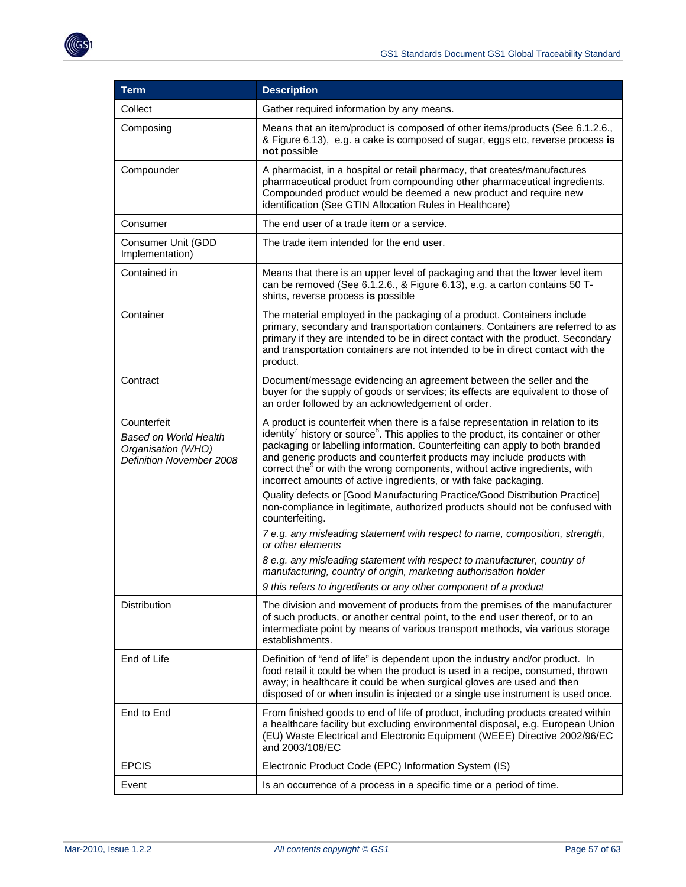| Term | Description |
| --- | --- |
| Collect | Gather required information by any means. |
| Composing | Means that an item/product is composed of other items/products (See 6.1.2.6., & Figure 6.13), e.g. a cake is composed of sugar, eggs etc, reverse process **is not** possible |
| Compounder | A pharmacist, in a hospital or retail pharmacy, that creates/manufactures pharmaceutical product from compounding other pharmaceutical ingredients. Compounded product would be deemed a new product and require new identification (See GTIN Allocation Rules in Healthcare) |
| Consumer | The end user of a trade item or a service. |
| Consumer Unit (GDD Implementation) | The trade item intended for the end user. |
| Contained in | Means that there is an upper level of packaging and that the lower level item can be removed (See 6.1.2.6., & Figure 6.13), e.g. a carton contains 50 T-shirts, reverse process **is** possible |
| Container | The material employed in the packaging of a product. Containers include primary, secondary and transportation containers. Containers are referred to as primary if they are intended to be in direct contact with the product. Secondary and transportation containers are not intended to be in direct contact with the product. |
| Contract | Document/message evidencing an agreement between the seller and the buyer for the supply of goods or services; its effects are equivalent to those of an order followed by an acknowledgement of order. |
| Counterfeit *Based on World Health Organisation (WHO) Definition November 2008* | A product is counterfeit when there is a false representation in relation to its identity[7] history or source[8]. This applies to the product, its container or other packaging or labelling information. Counterfeiting can apply to both branded and generic products and counterfeit products may include products with correct the[9] or with the wrong components, without active ingredients, with incorrect amounts of active ingredients, or with fake packaging. <br><br> Quality defects or [Good Manufacturing Practice/Good Distribution Practice] non-compliance in legitimate, authorized products should not be confused with counterfeiting. <br><br> *7 e.g. any misleading statement with respect to name, composition, strength, or other elements* <br><br> *8 e.g. any misleading statement with respect to manufacturer, country of manufacturing, country of origin, marketing authorisation holder* <br><br> *9 this refers to ingredients or any other component of a product* |
| Distribution | The division and movement of products from the premises of the manufacturer of such products, or another central point, to the end user thereof, or to an intermediate point by means of various transport methods, via various storage establishments. |
| End of Life | Definition of "end of life" is dependent upon the industry and/or product. In food retail it could be when the product is used in a recipe, consumed, thrown away; in healthcare it could be when surgical gloves are used and then disposed of or when insulin is injected or a single use instrument is used once. |
| End to End | From finished goods to end of life of product, including products created within a healthcare facility but excluding environmental disposal, e.g. European Union (EU) Waste Electrical and Electronic Equipment (WEEE) Directive 2002/96/EC and 2003/108/EC |
| EPCIS | Electronic Product Code (EPC) Information System (IS) |
| Event | Is an occurrence of a process in a specific time or a period of time. |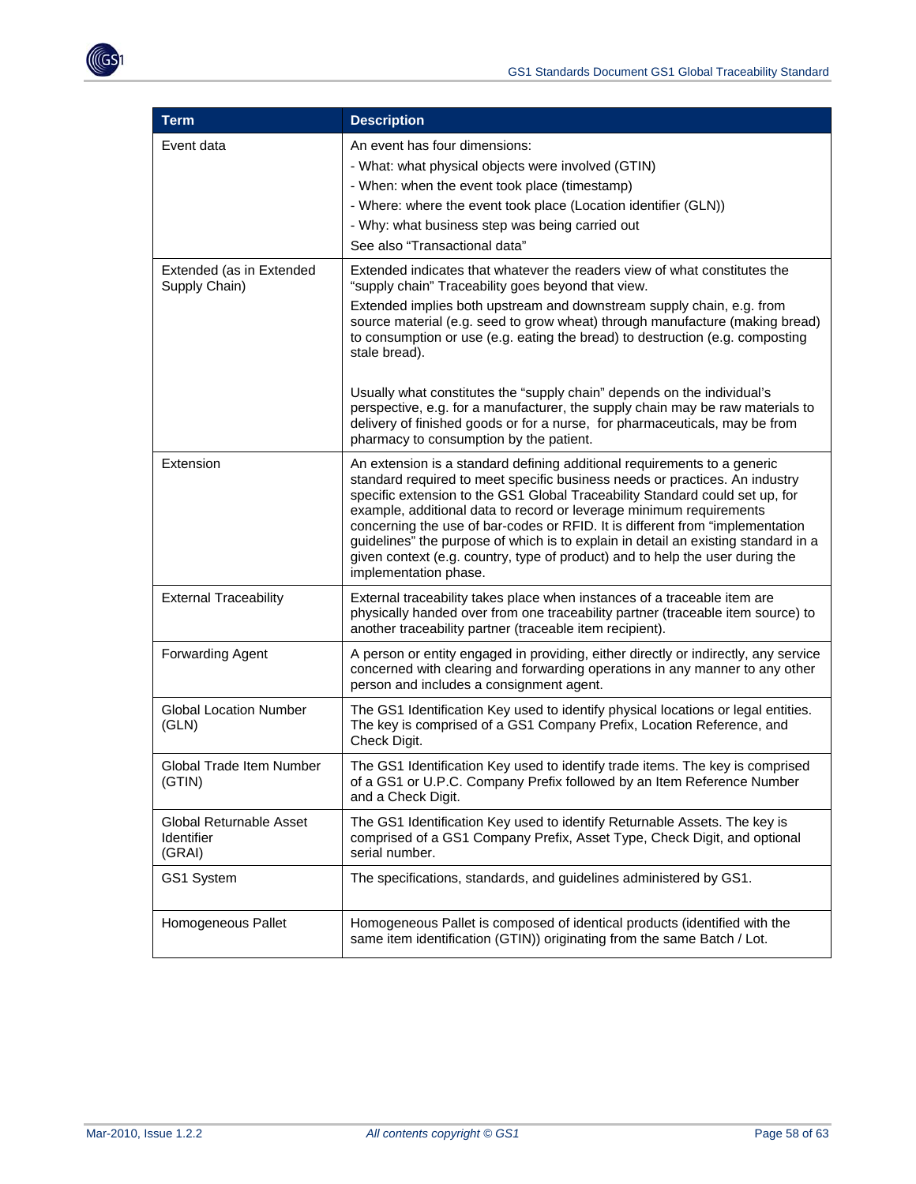| Term | Description |
| --- | --- |
| Event data | An event has four dimensions:<br>- What: what physical objects were involved (GTIN)<br>- When: when the event took place (timestamp)<br>- Where: where the event took place (Location identifier (GLN))<br>- Why: what business step was being carried out<br>See also “Transactional data” |
| Extended (as in Extended Supply Chain) | Extended indicates that whatever the readers view of what constitutes the “supply chain” Traceability goes beyond that view.<br>Extended implies both upstream and downstream supply chain, e.g. from source material (e.g. seed to grow wheat) through manufacture (making bread) to consumption or use (e.g. eating the bread) to destruction (e.g. composting stale bread).<br><br>Usually what constitutes the “supply chain” depends on the individual’s perspective, e.g. for a manufacturer, the supply chain may be raw materials to delivery of finished goods or for a nurse, for pharmaceuticals, may be from pharmacy to consumption by the patient. |
| Extension | An extension is a standard defining additional requirements to a generic standard required to meet specific business needs or practices. An industry specific extension to the GS1 Global Traceability Standard could set up, for example, additional data to record or leverage minimum requirements concerning the use of bar-codes or RFID. It is different from “implementation guidelines” the purpose of which is to explain in detail an existing standard in a given context (e.g. country, type of product) and to help the user during the implementation phase. |
| External Traceability | External traceability takes place when instances of a traceable item are physically handed over from one traceability partner (traceable item source) to another traceability partner (traceable item recipient). |
| Forwarding Agent | A person or entity engaged in providing, either directly or indirectly, any service concerned with clearing and forwarding operations in any manner to any other person and includes a consignment agent. |
| Global Location Number (GLN) | The GS1 Identification Key used to identify physical locations or legal entities. The key is comprised of a GS1 Company Prefix, Location Reference, and Check Digit. |
| Global Trade Item Number (GTIN) | The GS1 Identification Key used to identify trade items. The key is comprised of a GS1 or U.P.C. Company Prefix followed by an Item Reference Number and a Check Digit. |
| Global Returnable Asset Identifier (GRAI) | The GS1 Identification Key used to identify Returnable Assets. The key is comprised of a GS1 Company Prefix, Asset Type, Check Digit, and optional serial number. |
| GS1 System | The specifications, standards, and guidelines administered by GS1. |
| Homogeneous Pallet | Homogeneous Pallet is composed of identical products (identified with the same item identification (GTIN)) originating from the same Batch / Lot. |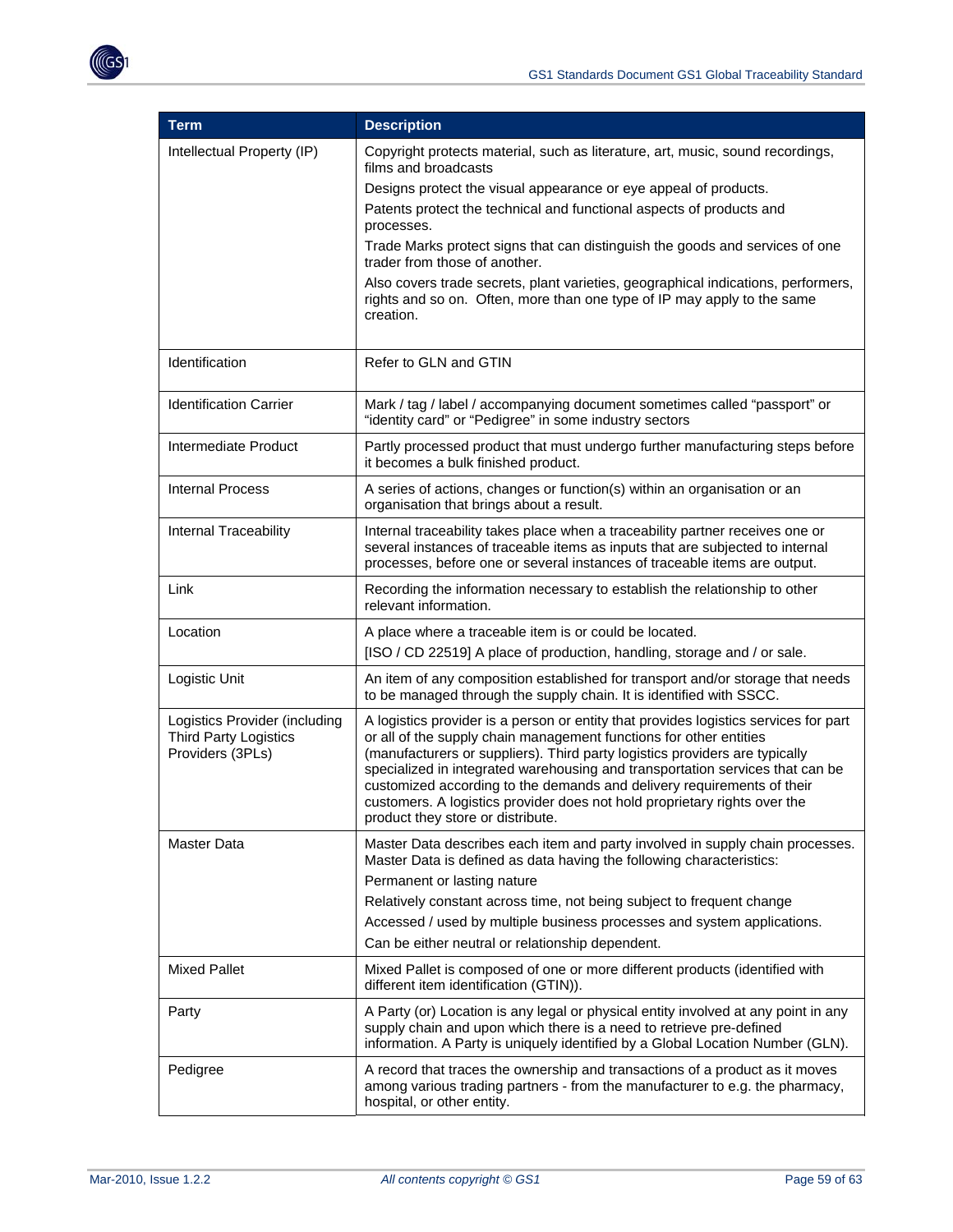| Term | Description |
|---|---|
| Intellectual Property (IP) | Copyright protects material, such as literature, art, music, sound recordings, films and broadcasts<br>Designs protect the visual appearance or eye appeal of products.<br>Patents protect the technical and functional aspects of products and processes.<br>Trade Marks protect signs that can distinguish the goods and services of one trader from those of another.<br>Also covers trade secrets, plant varieties, geographical indications, performers, rights and so on. Often, more than one type of IP may apply to the same creation. |
| Identification | Refer to GLN and GTIN |
| Identification Carrier | Mark / tag / label / accompanying document sometimes called "passport" or "identity card" or "Pedigree" in some industry sectors |
| Intermediate Product | Partly processed product that must undergo further manufacturing steps before it becomes a bulk finished product. |
| Internal Process | A series of actions, changes or function(s) within an organisation or an organisation that brings about a result. |
| Internal Traceability | Internal traceability takes place when a traceability partner receives one or several instances of traceable items as inputs that are subjected to internal processes, before one or several instances of traceable items are output. |
| Link | Recording the information necessary to establish the relationship to other relevant information. |
| Location | A place where a traceable item is or could be located.<br>[ISO / CD 22519] A place of production, handling, storage and / or sale. |
| Logistic Unit | An item of any composition established for transport and/or storage that needs to be managed through the supply chain. It is identified with SSCC. |
| Logistics Provider (including Third Party Logistics Providers (3PLs) | A logistics provider is a person or entity that provides logistics services for part or all of the supply chain management functions for other entities (manufacturers or suppliers). Third party logistics providers are typically specialized in integrated warehousing and transportation services that can be customized according to the demands and delivery requirements of their customers. A logistics provider does not hold proprietary rights over the product they store or distribute. |
| Master Data | Master Data describes each item and party involved in supply chain processes. Master Data is defined as data having the following characteristics:<br>Permanent or lasting nature<br>Relatively constant across time, not being subject to frequent change<br>Accessed / used by multiple business processes and system applications.<br>Can be either neutral or relationship dependent. |
| Mixed Pallet | Mixed Pallet is composed of one or more different products (identified with different item identification (GTIN)). |
| Party | A Party (or) Location is any legal or physical entity involved at any point in any supply chain and upon which there is a need to retrieve pre-defined information. A Party is uniquely identified by a Global Location Number (GLN). |
| Pedigree | A record that traces the ownership and transactions of a product as it moves among various trading partners - from the manufacturer to e.g. the pharmacy, hospital, or other entity. |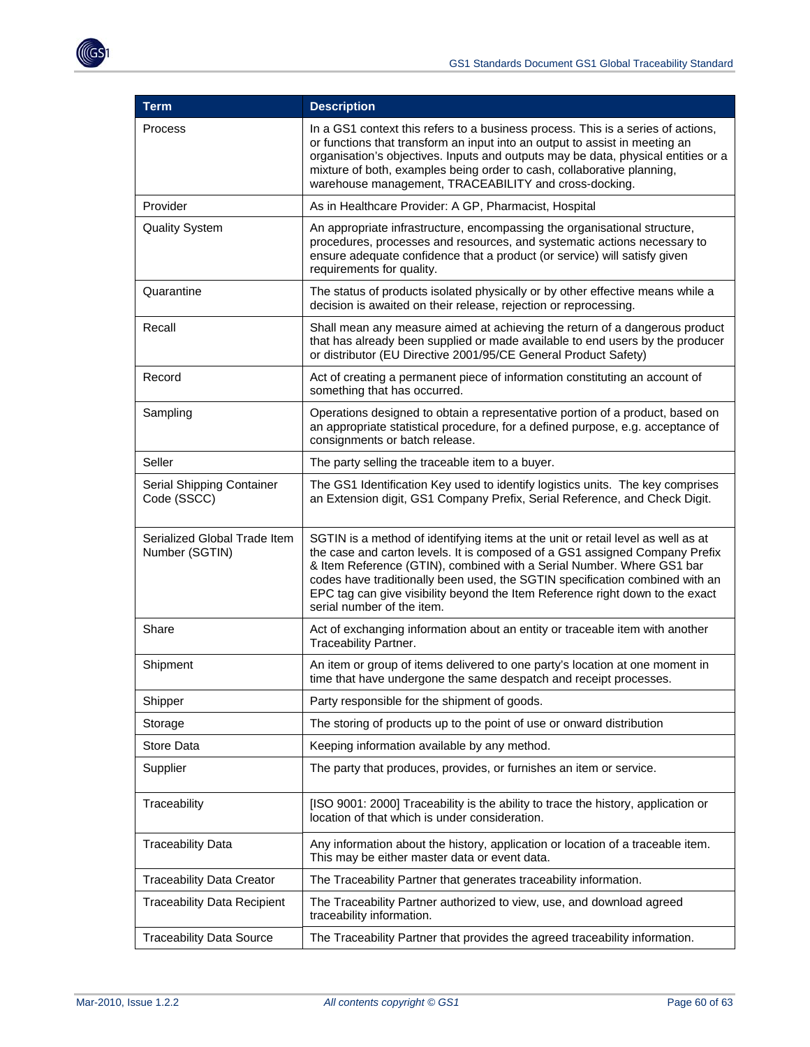| Term | Description |
| --- | --- |
| Process | In a GS1 context this refers to a business process. This is a series of actions, or functions that transform an input into an output to assist in meeting an organisation's objectives. Inputs and outputs may be data, physical entities or a mixture of both, examples being order to cash, collaborative planning, warehouse management, TRACEABILITY and cross-docking. |
| Provider | As in Healthcare Provider: A GP, Pharmacist, Hospital |
| Quality System | An appropriate infrastructure, encompassing the organisational structure, procedures, processes and resources, and systematic actions necessary to ensure adequate confidence that a product (or service) will satisfy given requirements for quality. |
| Quarantine | The status of products isolated physically or by other effective means while a decision is awaited on their release, rejection or reprocessing. |
| Recall | Shall mean any measure aimed at achieving the return of a dangerous product that has already been supplied or made available to end users by the producer or distributor (EU Directive 2001/95/CE General Product Safety) |
| Record | Act of creating a permanent piece of information constituting an account of something that has occurred. |
| Sampling | Operations designed to obtain a representative portion of a product, based on an appropriate statistical procedure, for a defined purpose, e.g. acceptance of consignments or batch release. |
| Seller | The party selling the traceable item to a buyer. |
| Serial Shipping Container Code (SSCC) | The GS1 Identification Key used to identify logistics units. The key comprises an Extension digit, GS1 Company Prefix, Serial Reference, and Check Digit. |
| Serialized Global Trade Item Number (SGTIN) | SGTIN is a method of identifying items at the unit or retail level as well as at the case and carton levels. It is composed of a GS1 assigned Company Prefix & Item Reference (GTIN), combined with a Serial Number. Where GS1 bar codes have traditionally been used, the SGTIN specification combined with an EPC tag can give visibility beyond the Item Reference right down to the exact serial number of the item. |
| Share | Act of exchanging information about an entity or traceable item with another Traceability Partner. |
| Shipment | An item or group of items delivered to one party's location at one moment in time that have undergone the same despatch and receipt processes. |
| Shipper | Party responsible for the shipment of goods. |
| Storage | The storing of products up to the point of use or onward distribution |
| Store Data | Keeping information available by any method. |
| Supplier | The party that produces, provides, or furnishes an item or service. |
| Traceability | [ISO 9001: 2000] Traceability is the ability to trace the history, application or location of that which is under consideration. |
| Traceability Data | Any information about the history, application or location of a traceable item. This may be either master data or event data. |
| Traceability Data Creator | The Traceability Partner that generates traceability information. |
| Traceability Data Recipient | The Traceability Partner authorized to view, use, and download agreed traceability information. |
| Traceability Data Source | The Traceability Partner that provides the agreed traceability information. |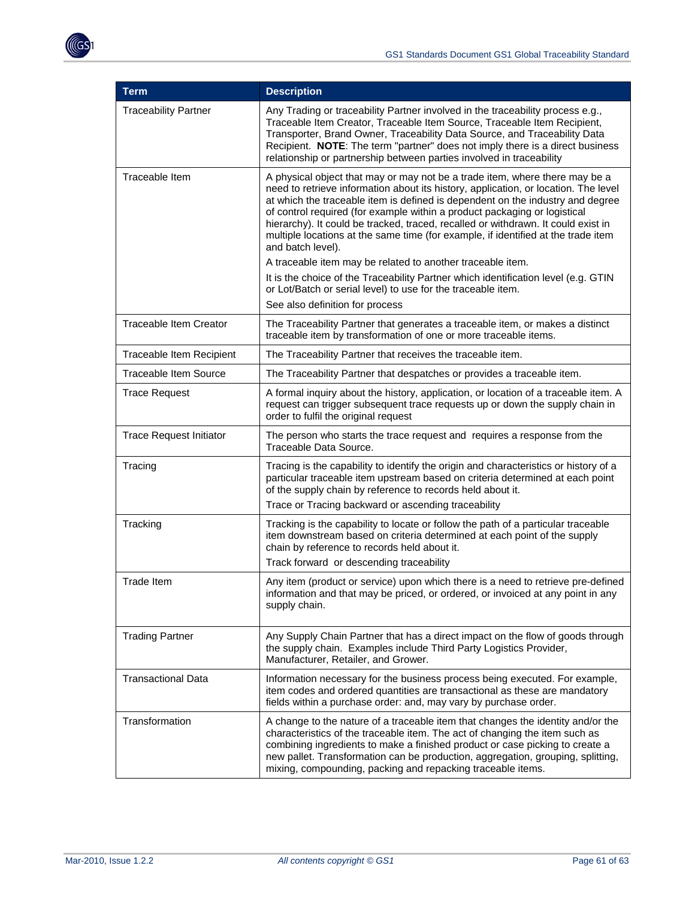| Term | Description |
| --- | --- |
| Traceability Partner | Any Trading or traceability Partner involved in the traceability process e.g., Traceable Item Creator, Traceable Item Source, Traceable Item Recipient, Transporter, Brand Owner, Traceability Data Source, and Traceability Data Recipient. **NOTE**: The term "partner" does not imply there is a direct business relationship or partnership between parties involved in traceability |
| Traceable Item | A physical object that may or may not be a trade item, where there may be a need to retrieve information about its history, application, or location. The level at which the traceable item is defined is dependent on the industry and degree of control required (for example within a product packaging or logistical hierarchy). It could be tracked, traced, recalled or withdrawn. It could exist in multiple locations at the same time (for example, if identified at the trade item and batch level).<br>A traceable item may be related to another traceable item.<br>It is the choice of the Traceability Partner which identification level (e.g. GTIN or Lot/Batch or serial level) to use for the traceable item.<br>See also definition for process |
| Traceable Item Creator | The Traceability Partner that generates a traceable item, or makes a distinct traceable item by transformation of one or more traceable items. |
| Traceable Item Recipient | The Traceability Partner that receives the traceable item. |
| Traceable Item Source | The Traceability Partner that despatches or provides a traceable item. |
| Trace Request | A formal inquiry about the history, application, or location of a traceable item. A request can trigger subsequent trace requests up or down the supply chain in order to fulfil the original request |
| Trace Request Initiator | The person who starts the trace request and requires a response from the Traceable Data Source. |
| Tracing | Tracing is the capability to identify the origin and characteristics or history of a particular traceable item upstream based on criteria determined at each point of the supply chain by reference to records held about it.<br>Trace or Tracing backward or ascending traceability |
| Tracking | Tracking is the capability to locate or follow the path of a particular traceable item downstream based on criteria determined at each point of the supply chain by reference to records held about it.<br>Track forward or descending traceability |
| Trade Item | Any item (product or service) upon which there is a need to retrieve pre-defined information and that may be priced, or ordered, or invoiced at any point in any supply chain. |
| Trading Partner | Any Supply Chain Partner that has a direct impact on the flow of goods through the supply chain. Examples include Third Party Logistics Provider, Manufacturer, Retailer, and Grower. |
| Transactional Data | Information necessary for the business process being executed. For example, item codes and ordered quantities are transactional as these are mandatory fields within a purchase order: and, may vary by purchase order. |
| Transformation | A change to the nature of a traceable item that changes the identity and/or the characteristics of the traceable item. The act of changing the item such as combining ingredients to make a finished product or case picking to create a new pallet. Transformation can be production, aggregation, grouping, splitting, mixing, compounding, packing and repacking traceable items. |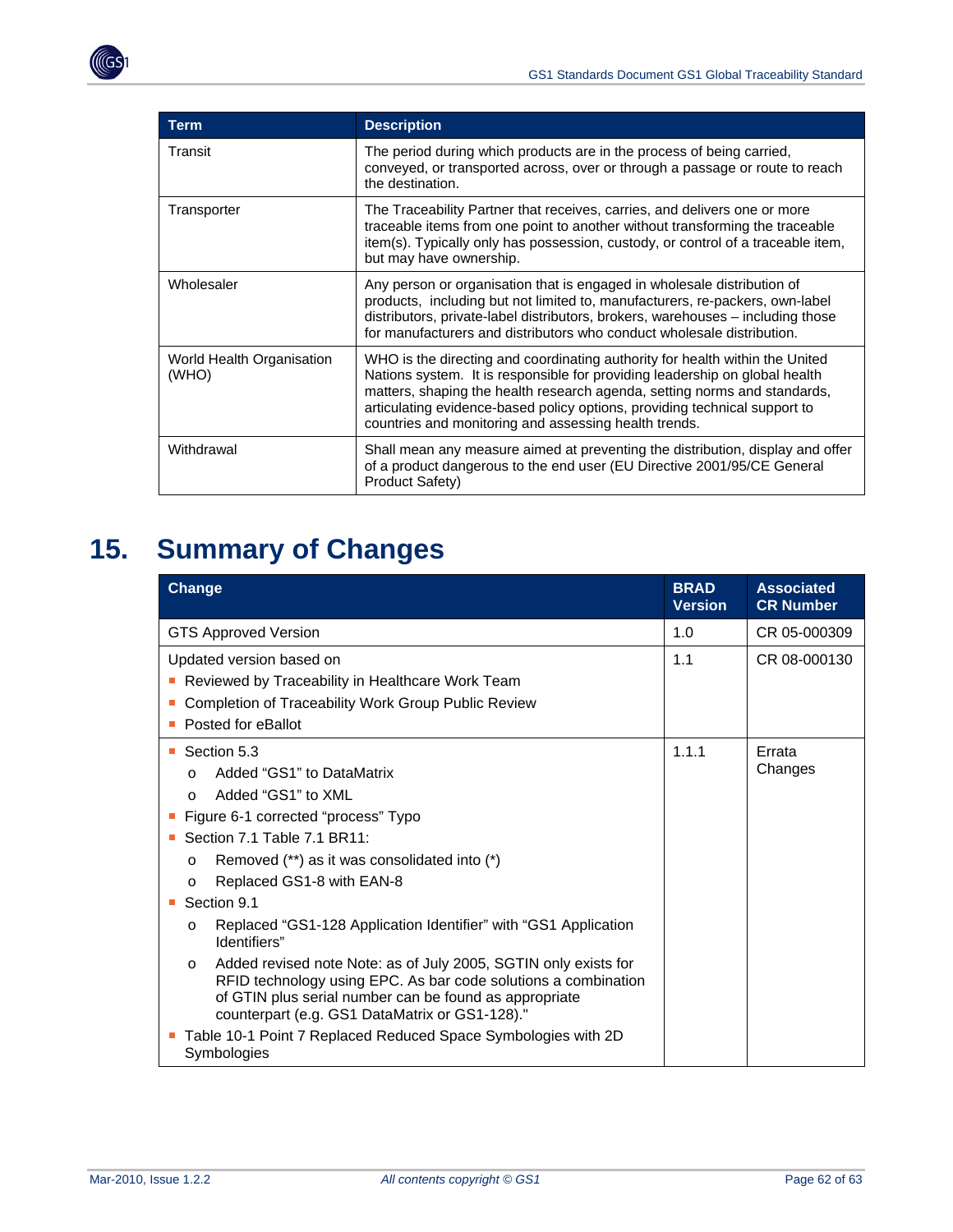| Term | Description |
| --- | --- |
| Transit | The period during which products are in the process of being carried, conveyed, or transported across, over or through a passage or route to reach the destination. |
| Transporter | The Traceability Partner that receives, carries, and delivers one or more traceable items from one point to another without transforming the traceable item(s). Typically only has possession, custody, or control of a traceable item, but may have ownership. |
| Wholesaler | Any person or organisation that is engaged in wholesale distribution of products, including but not limited to, manufacturers, re-packers, own-label distributors, private-label distributors, brokers, warehouses – including those for manufacturers and distributors who conduct wholesale distribution. |
| World Health Organisation (WHO) | WHO is the directing and coordinating authority for health within the United Nations system. It is responsible for providing leadership on global health matters, shaping the health research agenda, setting norms and standards, articulating evidence-based policy options, providing technical support to countries and monitoring and assessing health trends. |
| Withdrawal | Shall mean any measure aimed at preventing the distribution, display and offer of a product dangerous to the end user (EU Directive 2001/95/CE General Product Safety) |

# 15. Summary of Changes

| Change | BRAD Version | Associated CR Number |
| --- | --- | --- |
| GTS Approved Version | 1.0 | CR 05-000309 |
| Updated version based on<br>▪ Reviewed by Traceability in Healthcare Work Team<br>▪ Completion of Traceability Work Group Public Review<br>▪ Posted for eBallot | 1.1 | CR 08-000130 |
| ▪ Section 5.3<br>o Added "GS1" to DataMatrix<br>o Added "GS1" to XML<br>▪ Figure 6-1 corrected "process" Typo<br>▪ Section 7.1 Table 7.1 BR11:<br>o Removed (**) as it was consolidated into (*)<br>o Replaced GS1-8 with EAN-8<br>▪ Section 9.1<br>o Replaced "GS1-128 Application Identifier" with "GS1 Application Identifiers"<br>o Added revised note Note: as of July 2005, SGTIN only exists for RFID technology using EPC. As bar code solutions a combination of GTIN plus serial number can be found as appropriate counterpart (e.g. GS1 DataMatrix or GS1-128)."<br>▪ Table 10-1 Point 7 Replaced Reduced Space Symbologies with 2D Symbologies | 1.1.1 | Errata Changes |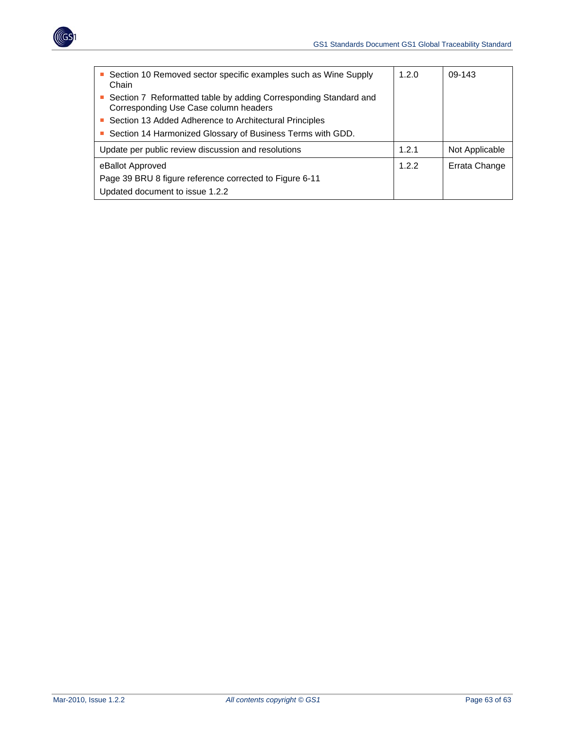| | | |
|---|---|---|
| • Section 10 Removed sector specific examples such as Wine Supply Chain<br>• Section 7 Reformatted table by adding Corresponding Standard and Corresponding Use Case column headers<br>• Section 13 Added Adherence to Architectural Principles<br>• Section 14 Harmonized Glossary of Business Terms with GDD. | 1.2.0 | 09-143 |
| Update per public review discussion and resolutions | 1.2.1 | Not Applicable |
| eBallot Approved<br>Page 39 BRU 8 figure reference corrected to Figure 6-11<br>Updated document to issue 1.2.2 | 1.2.2 | Errata Change |